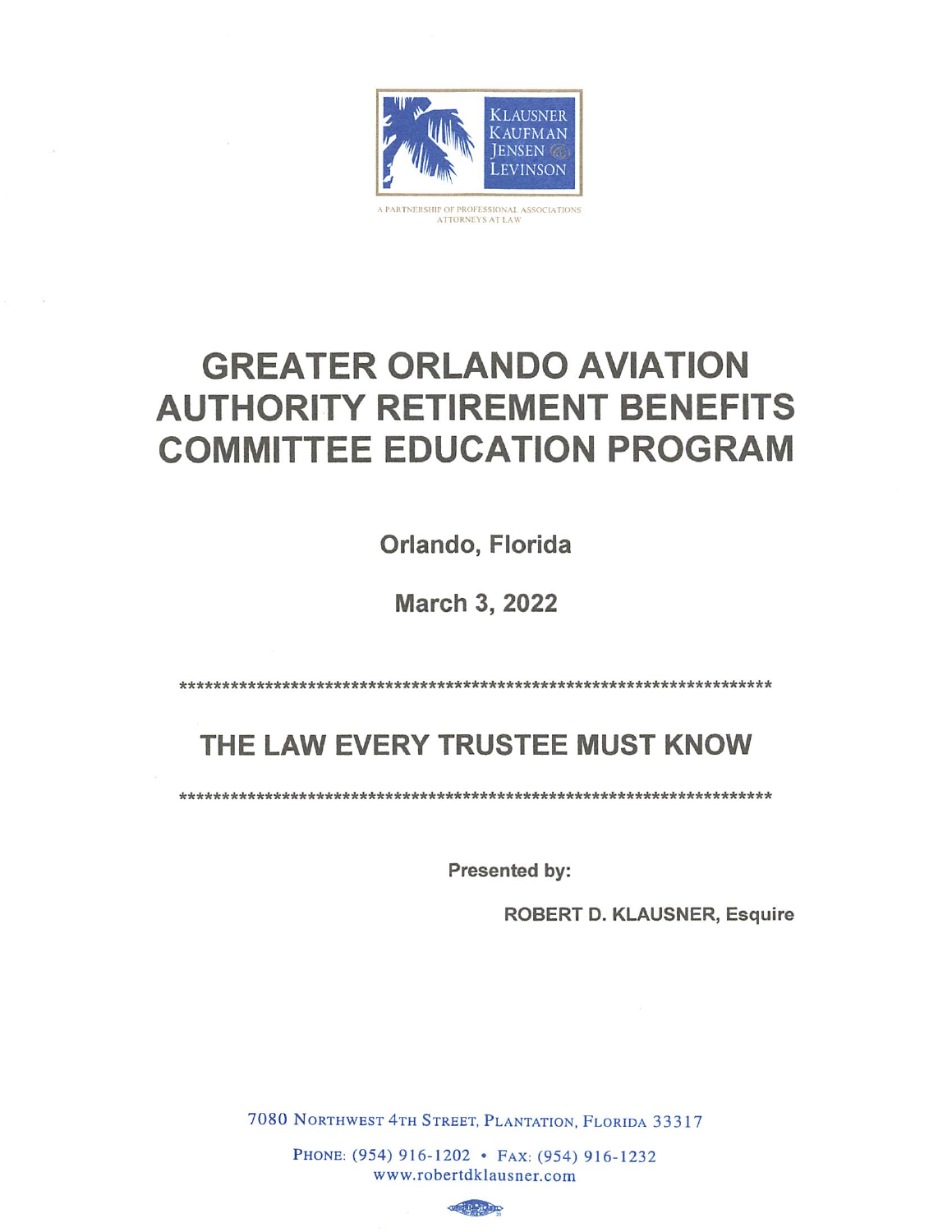KLAUSNER KAUFMAN JENSEN & LEVINSON

A PARTNERSHIP OF PROFESSIONAL ASSOCIATIONS
ATTORNEYS AT LAW

# GREATER ORLANDO AVIATION AUTHORITY RETIREMENT BENEFITS COMMITTEE EDUCATION PROGRAM

**Orlando, Florida**

**March 3, 2022**

*************************************************************************

# THE LAW EVERY TRUSTEE MUST KNOW

*************************************************************************

**Presented by:**

**ROBERT D. KLAUSNER, Esquire**

7080 NORTHWEST 4TH STREET, PLANTATION, FLORIDA 33317

PHONE: (954) 916-1202 • FAX: (954) 916-1232
www.robertdklausner.com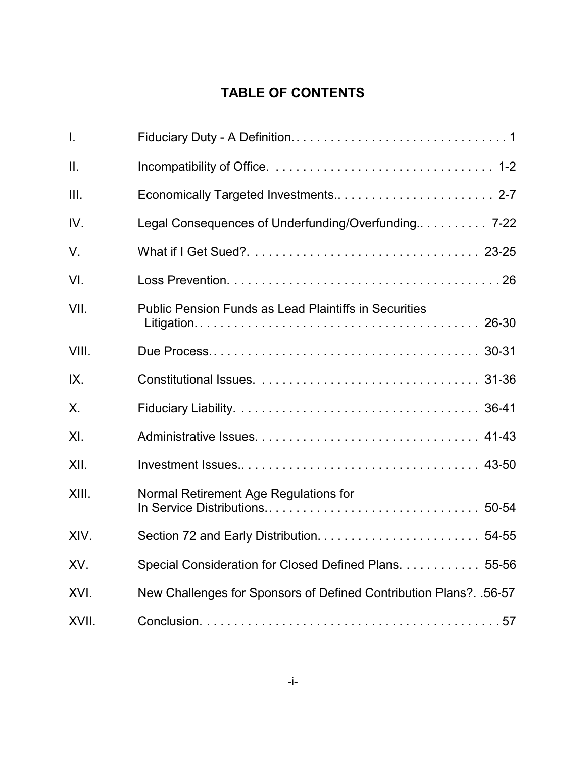# TABLE OF CONTENTS

| | | |
|---|---|---|
| I. | Fiduciary Duty - A Definition | 1 |
| II. | Incompatibility of Office | 1-2 |
| III. | Economically Targeted Investments | 2-7 |
| IV. | Legal Consequences of Underfunding/Overfunding | 7-22 |
| V. | What if I Get Sued? | 23-25 |
| VI. | Loss Prevention | 26 |
| VII. | Public Pension Funds as Lead Plaintiffs in Securities Litigation | 26-30 |
| VIII. | Due Process | 30-31 |
| IX. | Constitutional Issues | 31-36 |
| X. | Fiduciary Liability | 36-41 |
| XI. | Administrative Issues | 41-43 |
| XII. | Investment Issues | 43-50 |
| XIII. | Normal Retirement Age Regulations for In Service Distributions | 50-54 |
| XIV. | Section 72 and Early Distribution | 54-55 |
| XV. | Special Consideration for Closed Defined Plans | 55-56 |
| XVI. | New Challenges for Sponsors of Defined Contribution Plans? | 56-57 |
| XVII. | Conclusion | 57 |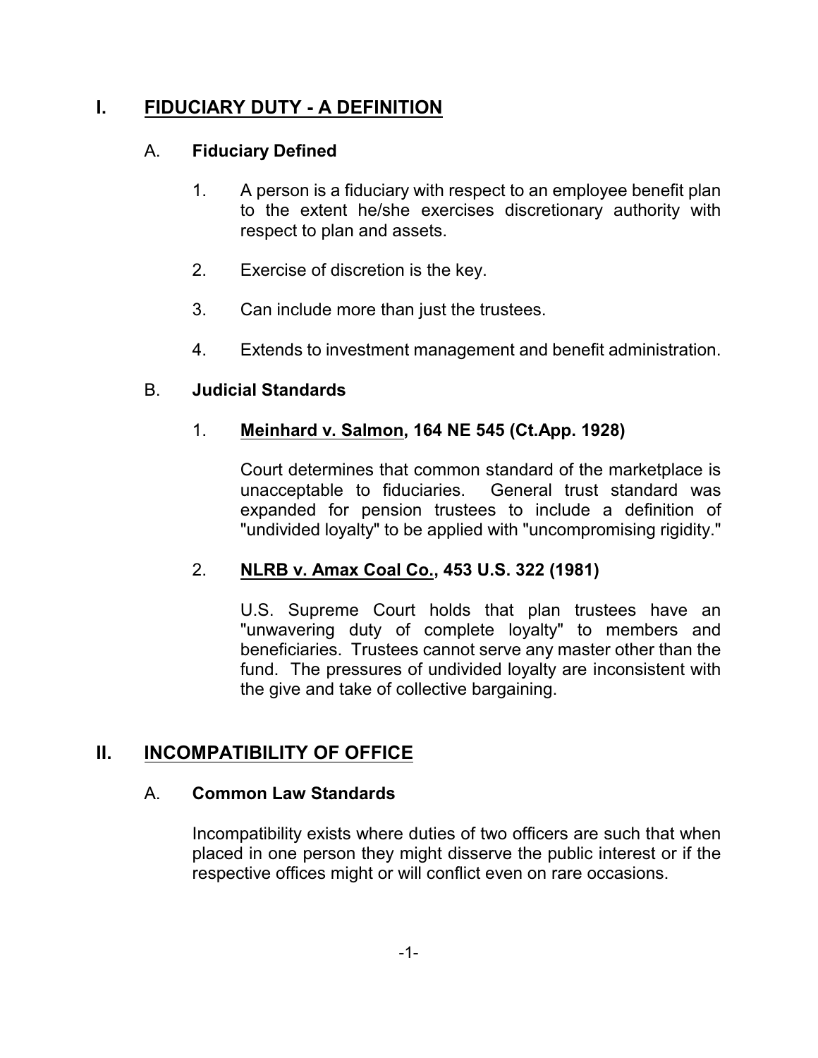# I. FIDUCIARY DUTY - A DEFINITION

## A. Fiduciary Defined

1. A person is a fiduciary with respect to an employee benefit plan to the extent he/she exercises discretionary authority with respect to plan and assets.

2. Exercise of discretion is the key.

3. Can include more than just the trustees.

4. Extends to investment management and benefit administration.

## B. Judicial Standards

### 1. Meinhard v. Salmon, 164 NE 545 (Ct.App. 1928)

Court determines that common standard of the marketplace is unacceptable to fiduciaries. General trust standard was expanded for pension trustees to include a definition of "undivided loyalty" to be applied with "uncompromising rigidity."

### 2. NLRB v. Amax Coal Co., 453 U.S. 322 (1981)

U.S. Supreme Court holds that plan trustees have an "unwavering duty of complete loyalty" to members and beneficiaries. Trustees cannot serve any master other than the fund. The pressures of undivided loyalty are inconsistent with the give and take of collective bargaining.

# II. INCOMPATIBILITY OF OFFICE

## A. Common Law Standards

Incompatibility exists where duties of two officers are such that when placed in one person they might disserve the public interest or if the respective offices might or will conflict even on rare occasions.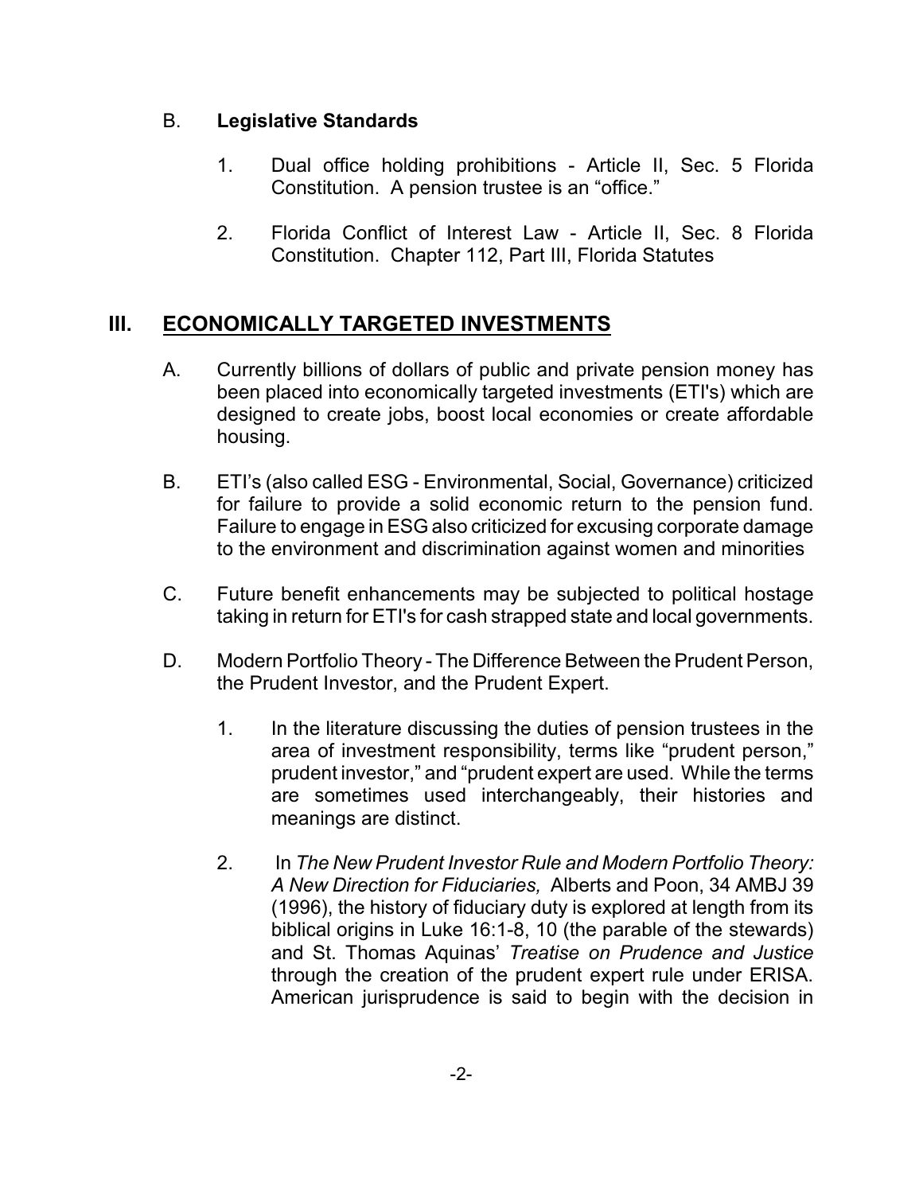B. **Legislative Standards**

1. Dual office holding prohibitions - Article II, Sec. 5 Florida Constitution. A pension trustee is an "office."

2. Florida Conflict of Interest Law - Article II, Sec. 8 Florida Constitution. Chapter 112, Part III, Florida Statutes

## III. ECONOMICALLY TARGETED INVESTMENTS

A. Currently billions of dollars of public and private pension money has been placed into economically targeted investments (ETI's) which are designed to create jobs, boost local economies or create affordable housing.

B. ETI's (also called ESG - Environmental, Social, Governance) criticized for failure to provide a solid economic return to the pension fund. Failure to engage in ESG also criticized for excusing corporate damage to the environment and discrimination against women and minorities

C. Future benefit enhancements may be subjected to political hostage taking in return for ETI's for cash strapped state and local governments.

D. Modern Portfolio Theory - The Difference Between the Prudent Person, the Prudent Investor, and the Prudent Expert.

1. In the literature discussing the duties of pension trustees in the area of investment responsibility, terms like "prudent person," prudent investor," and "prudent expert are used. While the terms are sometimes used interchangeably, their histories and meanings are distinct.

2. In *The New Prudent Investor Rule and Modern Portfolio Theory: A New Direction for Fiduciaries,* Alberts and Poon, 34 AMBJ 39 (1996), the history of fiduciary duty is explored at length from its biblical origins in Luke 16:1-8, 10 (the parable of the stewards) and St. Thomas Aquinas' *Treatise on Prudence and Justice* through the creation of the prudent expert rule under ERISA. American jurisprudence is said to begin with the decision in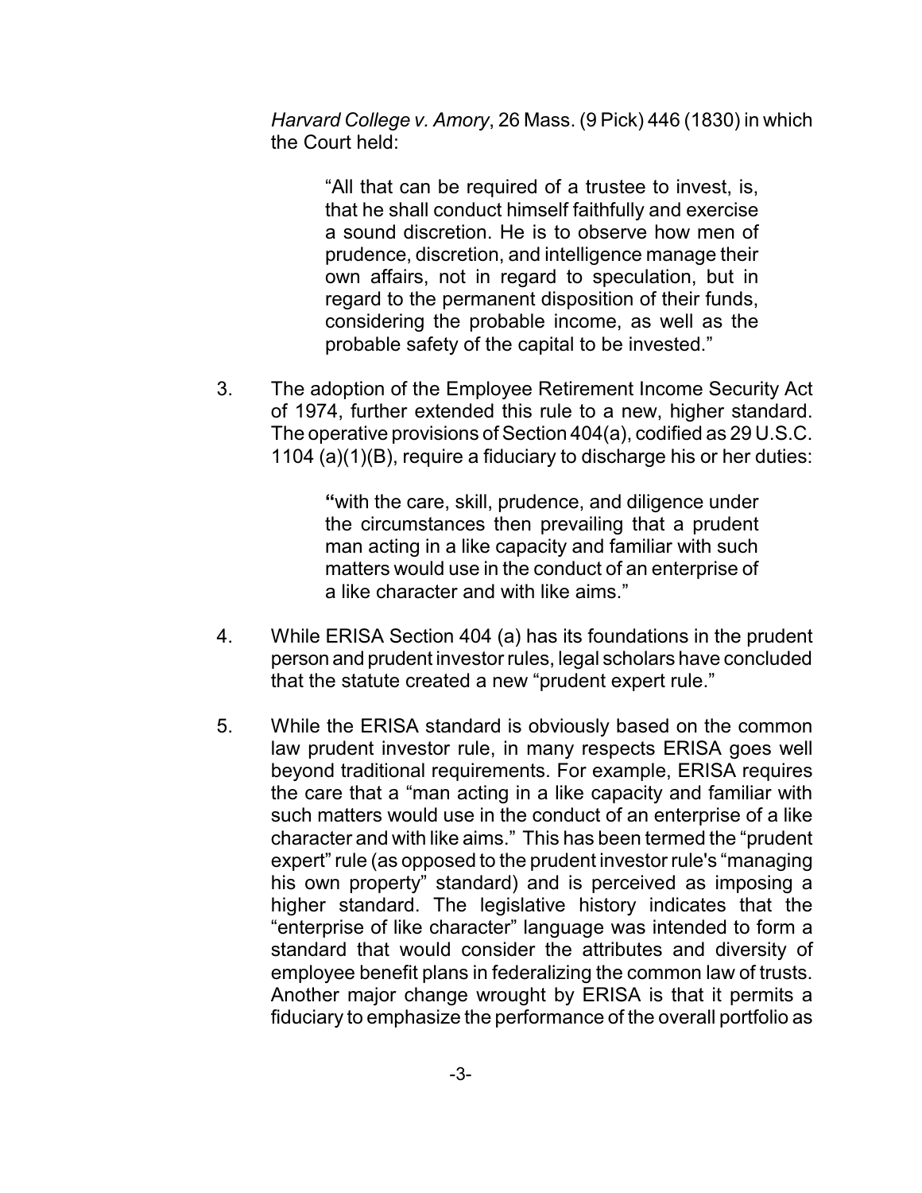*Harvard College v. Amory*, 26 Mass. (9 Pick) 446 (1830) in which the Court held:

> "All that can be required of a trustee to invest, is, that he shall conduct himself faithfully and exercise a sound discretion. He is to observe how men of prudence, discretion, and intelligence manage their own affairs, not in regard to speculation, but in regard to the permanent disposition of their funds, considering the probable income, as well as the probable safety of the capital to be invested."

3. The adoption of the Employee Retirement Income Security Act of 1974, further extended this rule to a new, higher standard. The operative provisions of Section 404(a), codified as 29 U.S.C. 1104 (a)(1)(B), require a fiduciary to discharge his or her duties:

   > **"**with the care, skill, prudence, and diligence under the circumstances then prevailing that a prudent man acting in a like capacity and familiar with such matters would use in the conduct of an enterprise of a like character and with like aims."

4. While ERISA Section 404 (a) has its foundations in the prudent person and prudent investor rules, legal scholars have concluded that the statute created a new "prudent expert rule."

5. While the ERISA standard is obviously based on the common law prudent investor rule, in many respects ERISA goes well beyond traditional requirements. For example, ERISA requires the care that a "man acting in a like capacity and familiar with such matters would use in the conduct of an enterprise of a like character and with like aims." This has been termed the "prudent expert" rule (as opposed to the prudent investor rule's "managing his own property" standard) and is perceived as imposing a higher standard. The legislative history indicates that the "enterprise of like character" language was intended to form a standard that would consider the attributes and diversity of employee benefit plans in federalizing the common law of trusts. Another major change wrought by ERISA is that it permits a fiduciary to emphasize the performance of the overall portfolio as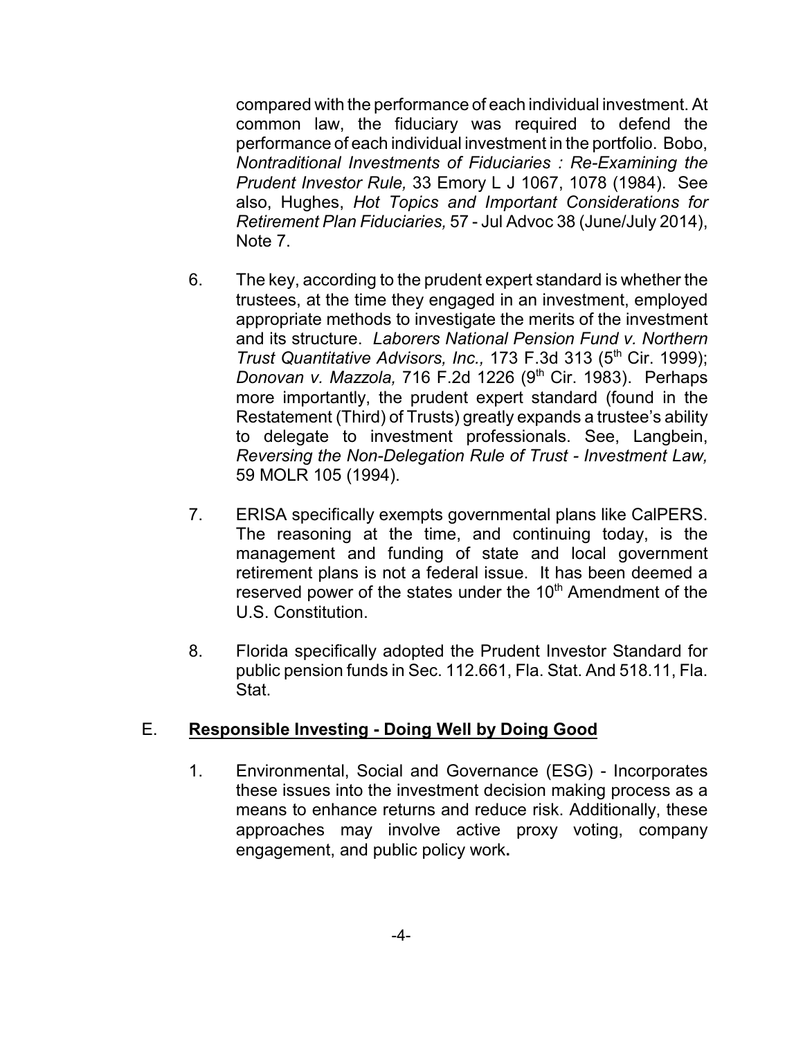compared with the performance of each individual investment. At common law, the fiduciary was required to defend the performance of each individual investment in the portfolio. Bobo, *Nontraditional Investments of Fiduciaries : Re-Examining the Prudent Investor Rule,* 33 Emory L J 1067, 1078 (1984). See also, Hughes, *Hot Topics and Important Considerations for Retirement Plan Fiduciaries,* 57 - Jul Advoc 38 (June/July 2014), Note 7.

6. The key, according to the prudent expert standard is whether the trustees, at the time they engaged in an investment, employed appropriate methods to investigate the merits of the investment and its structure. *Laborers National Pension Fund v. Northern Trust Quantitative Advisors, Inc.,* 173 F.3d 313 (5th Cir. 1999); *Donovan v. Mazzola,* 716 F.2d 1226 (9th Cir. 1983). Perhaps more importantly, the prudent expert standard (found in the Restatement (Third) of Trusts) greatly expands a trustee's ability to delegate to investment professionals. See, Langbein, *Reversing the Non-Delegation Rule of Trust - Investment Law,* 59 MOLR 105 (1994).

7. ERISA specifically exempts governmental plans like CalPERS. The reasoning at the time, and continuing today, is the management and funding of state and local government retirement plans is not a federal issue. It has been deemed a reserved power of the states under the 10th Amendment of the U.S. Constitution.

8. Florida specifically adopted the Prudent Investor Standard for public pension funds in Sec. 112.661, Fla. Stat. And 518.11, Fla. Stat.

## E. **Responsible Investing - Doing Well by Doing Good**

1. Environmental, Social and Governance (ESG) - Incorporates these issues into the investment decision making process as a means to enhance returns and reduce risk. Additionally, these approaches may involve active proxy voting, company engagement, and public policy work.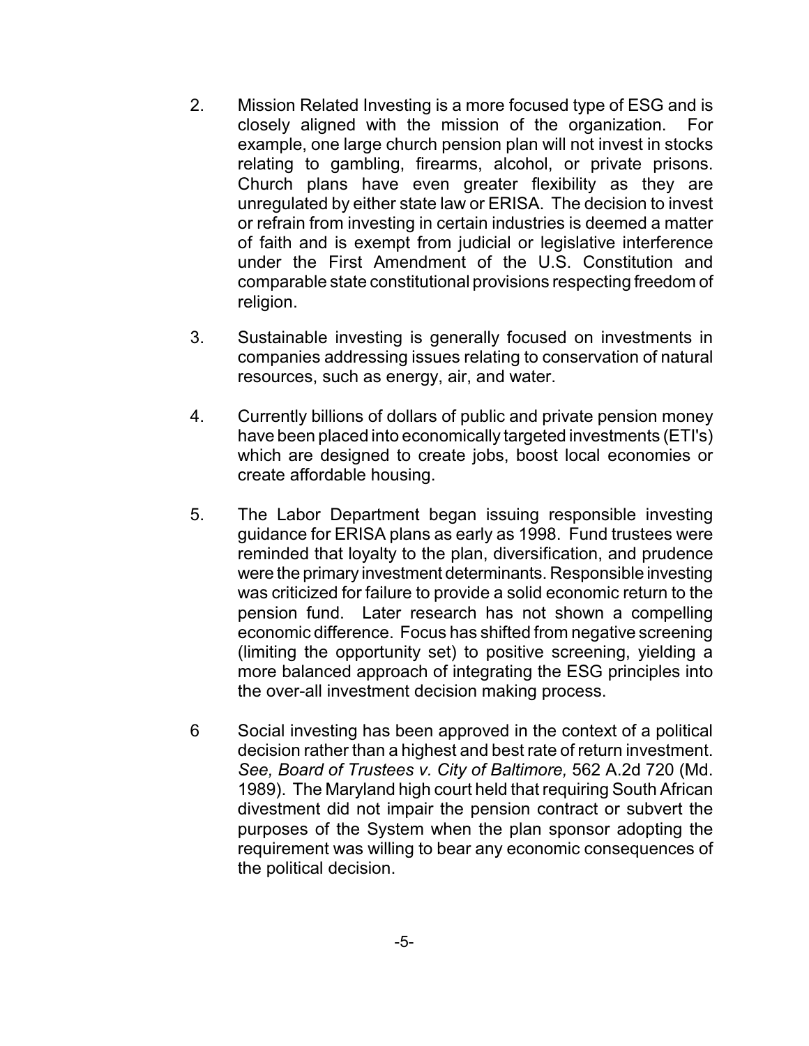2. Mission Related Investing is a more focused type of ESG and is closely aligned with the mission of the organization. For example, one large church pension plan will not invest in stocks relating to gambling, firearms, alcohol, or private prisons. Church plans have even greater flexibility as they are unregulated by either state law or ERISA. The decision to invest or refrain from investing in certain industries is deemed a matter of faith and is exempt from judicial or legislative interference under the First Amendment of the U.S. Constitution and comparable state constitutional provisions respecting freedom of religion.

3. Sustainable investing is generally focused on investments in companies addressing issues relating to conservation of natural resources, such as energy, air, and water.

4. Currently billions of dollars of public and private pension money have been placed into economically targeted investments (ETI's) which are designed to create jobs, boost local economies or create affordable housing.

5. The Labor Department began issuing responsible investing guidance for ERISA plans as early as 1998. Fund trustees were reminded that loyalty to the plan, diversification, and prudence were the primary investment determinants. Responsible investing was criticized for failure to provide a solid economic return to the pension fund. Later research has not shown a compelling economic difference. Focus has shifted from negative screening (limiting the opportunity set) to positive screening, yielding a more balanced approach of integrating the ESG principles into the over-all investment decision making process.

6 Social investing has been approved in the context of a political decision rather than a highest and best rate of return investment. *See, Board of Trustees v. City of Baltimore,* 562 A.2d 720 (Md. 1989). The Maryland high court held that requiring South African divestment did not impair the pension contract or subvert the purposes of the System when the plan sponsor adopting the requirement was willing to bear any economic consequences of the political decision.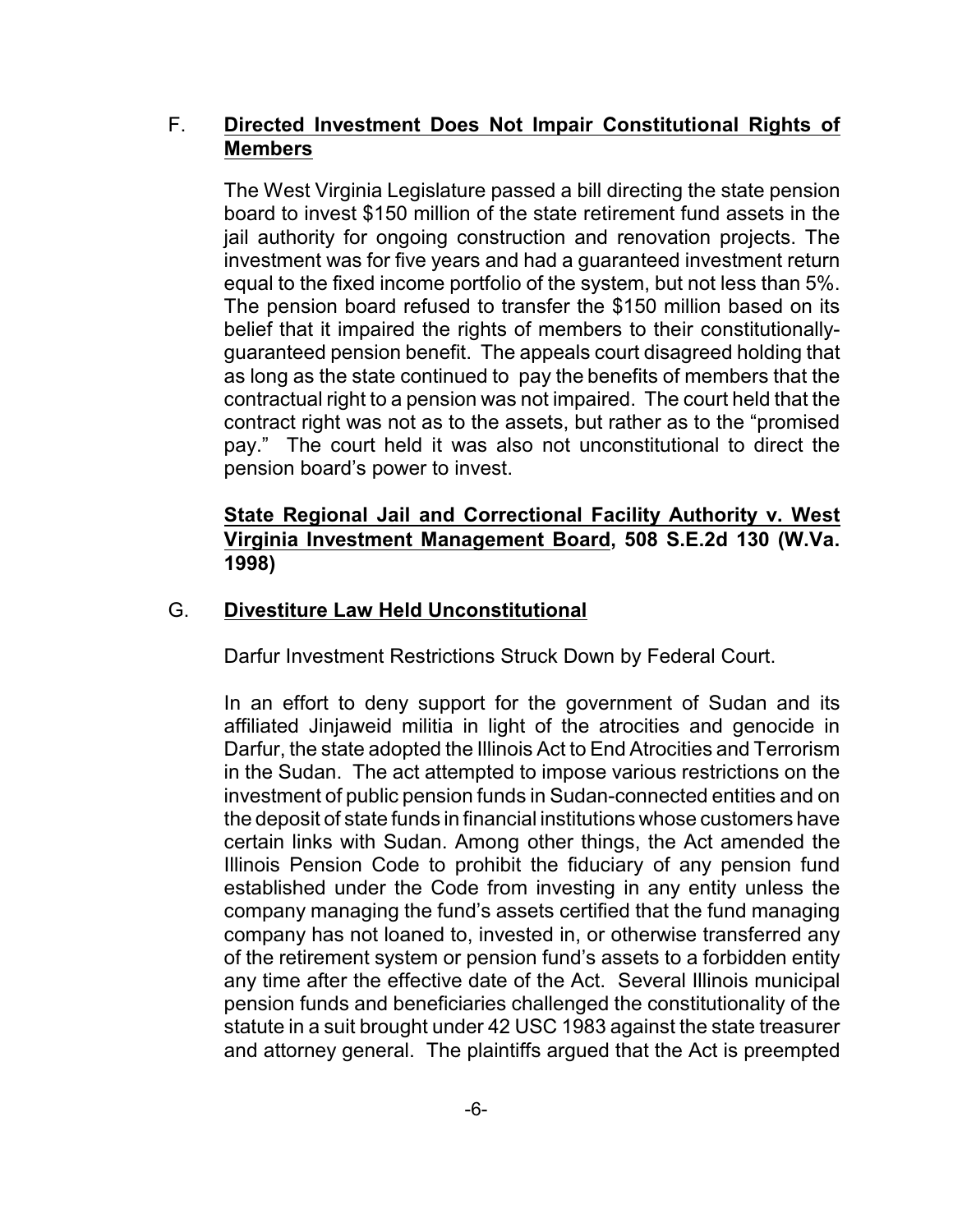## F. **Directed Investment Does Not Impair Constitutional Rights of Members**

The West Virginia Legislature passed a bill directing the state pension board to invest $150 million of the state retirement fund assets in the jail authority for ongoing construction and renovation projects. The investment was for five years and had a guaranteed investment return equal to the fixed income portfolio of the system, but not less than 5%. The pension board refused to transfer the $150 million based on its belief that it impaired the rights of members to their constitutionally-guaranteed pension benefit. The appeals court disagreed holding that as long as the state continued to pay the benefits of members that the contractual right to a pension was not impaired. The court held that the contract right was not as to the assets, but rather as to the "promised pay." The court held it was also not unconstitutional to direct the pension board's power to invest.

**State Regional Jail and Correctional Facility Authority v. West Virginia Investment Management Board, 508 S.E.2d 130 (W.Va. 1998)**

## G. **Divestiture Law Held Unconstitutional**

Darfur Investment Restrictions Struck Down by Federal Court.

In an effort to deny support for the government of Sudan and its affiliated Jinjaweid militia in light of the atrocities and genocide in Darfur, the state adopted the Illinois Act to End Atrocities and Terrorism in the Sudan. The act attempted to impose various restrictions on the investment of public pension funds in Sudan-connected entities and on the deposit of state funds in financial institutions whose customers have certain links with Sudan. Among other things, the Act amended the Illinois Pension Code to prohibit the fiduciary of any pension fund established under the Code from investing in any entity unless the company managing the fund's assets certified that the fund managing company has not loaned to, invested in, or otherwise transferred any of the retirement system or pension fund's assets to a forbidden entity any time after the effective date of the Act. Several Illinois municipal pension funds and beneficiaries challenged the constitutionality of the statute in a suit brought under 42 USC 1983 against the state treasurer and attorney general. The plaintiffs argued that the Act is preempted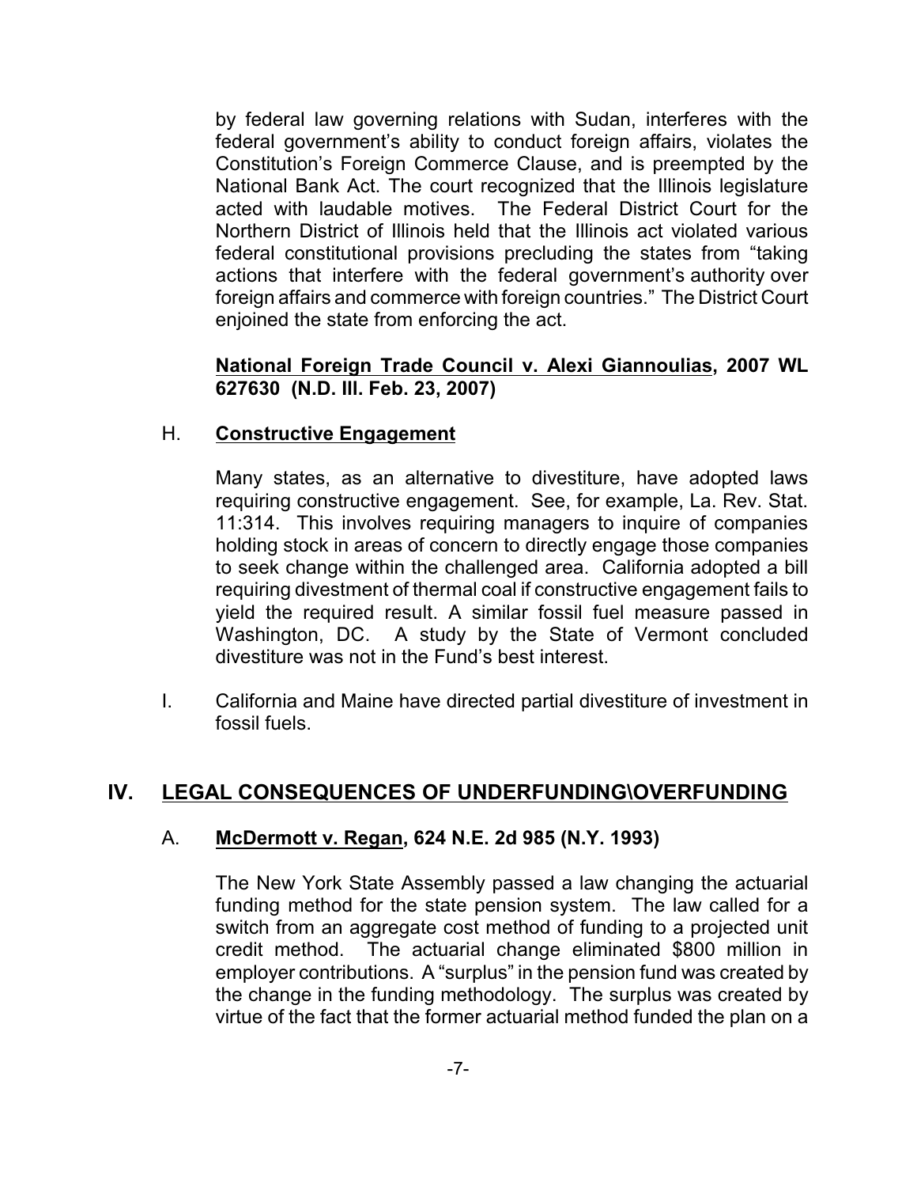by federal law governing relations with Sudan, interferes with the federal government's ability to conduct foreign affairs, violates the Constitution's Foreign Commerce Clause, and is preempted by the National Bank Act. The court recognized that the Illinois legislature acted with laudable motives. The Federal District Court for the Northern District of Illinois held that the Illinois act violated various federal constitutional provisions precluding the states from "taking actions that interfere with the federal government's authority over foreign affairs and commerce with foreign countries." The District Court enjoined the state from enforcing the act.

**National Foreign Trade Council v. Alexi Giannoulias, 2007 WL 627630 (N.D. Ill. Feb. 23, 2007)**

H. **Constructive Engagement**

Many states, as an alternative to divestiture, have adopted laws requiring constructive engagement. See, for example, La. Rev. Stat. 11:314. This involves requiring managers to inquire of companies holding stock in areas of concern to directly engage those companies to seek change within the challenged area. California adopted a bill requiring divestment of thermal coal if constructive engagement fails to yield the required result. A similar fossil fuel measure passed in Washington, DC. A study by the State of Vermont concluded divestiture was not in the Fund's best interest.

I. California and Maine have directed partial divestiture of investment in fossil fuels.

## IV. LEGAL CONSEQUENCES OF UNDERFUNDING\OVERFUNDING

A. **McDermott v. Regan, 624 N.E. 2d 985 (N.Y. 1993)**

The New York State Assembly passed a law changing the actuarial funding method for the state pension system. The law called for a switch from an aggregate cost method of funding to a projected unit credit method. The actuarial change eliminated $800 million in employer contributions. A "surplus" in the pension fund was created by the change in the funding methodology. The surplus was created by virtue of the fact that the former actuarial method funded the plan on a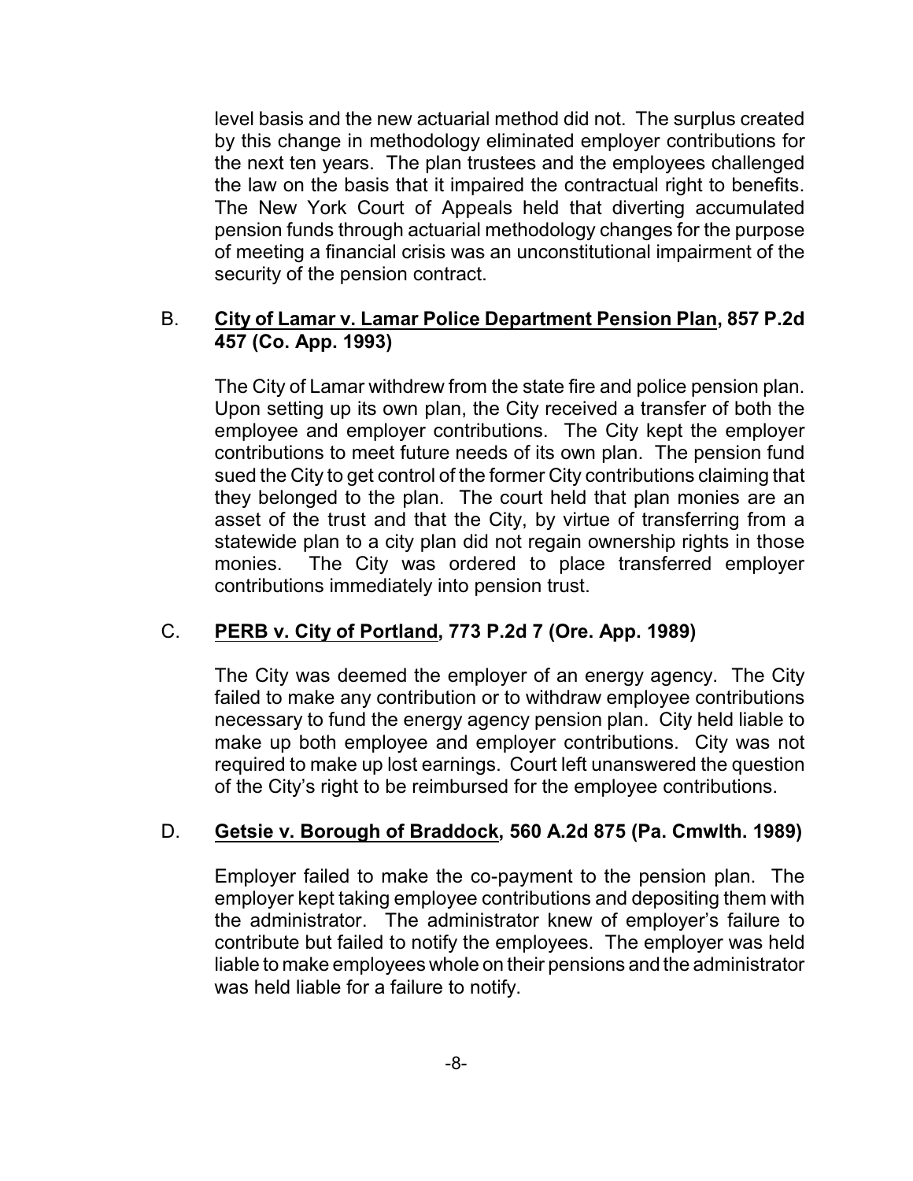level basis and the new actuarial method did not. The surplus created by this change in methodology eliminated employer contributions for the next ten years. The plan trustees and the employees challenged the law on the basis that it impaired the contractual right to benefits. The New York Court of Appeals held that diverting accumulated pension funds through actuarial methodology changes for the purpose of meeting a financial crisis was an unconstitutional impairment of the security of the pension contract.

B. **<u>City of Lamar v. Lamar Police Department Pension Plan</u>, 857 P.2d 457 (Co. App. 1993)**

The City of Lamar withdrew from the state fire and police pension plan. Upon setting up its own plan, the City received a transfer of both the employee and employer contributions. The City kept the employer contributions to meet future needs of its own plan. The pension fund sued the City to get control of the former City contributions claiming that they belonged to the plan. The court held that plan monies are an asset of the trust and that the City, by virtue of transferring from a statewide plan to a city plan did not regain ownership rights in those monies. The City was ordered to place transferred employer contributions immediately into pension trust.

C. **<u>PERB v. City of Portland</u>, 773 P.2d 7 (Ore. App. 1989)**

The City was deemed the employer of an energy agency. The City failed to make any contribution or to withdraw employee contributions necessary to fund the energy agency pension plan. City held liable to make up both employee and employer contributions. City was not required to make up lost earnings. Court left unanswered the question of the City's right to be reimbursed for the employee contributions.

D. **<u>Getsie v. Borough of Braddock</u>, 560 A.2d 875 (Pa. Cmwlth. 1989)**

Employer failed to make the co-payment to the pension plan. The employer kept taking employee contributions and depositing them with the administrator. The administrator knew of employer's failure to contribute but failed to notify the employees. The employer was held liable to make employees whole on their pensions and the administrator was held liable for a failure to notify.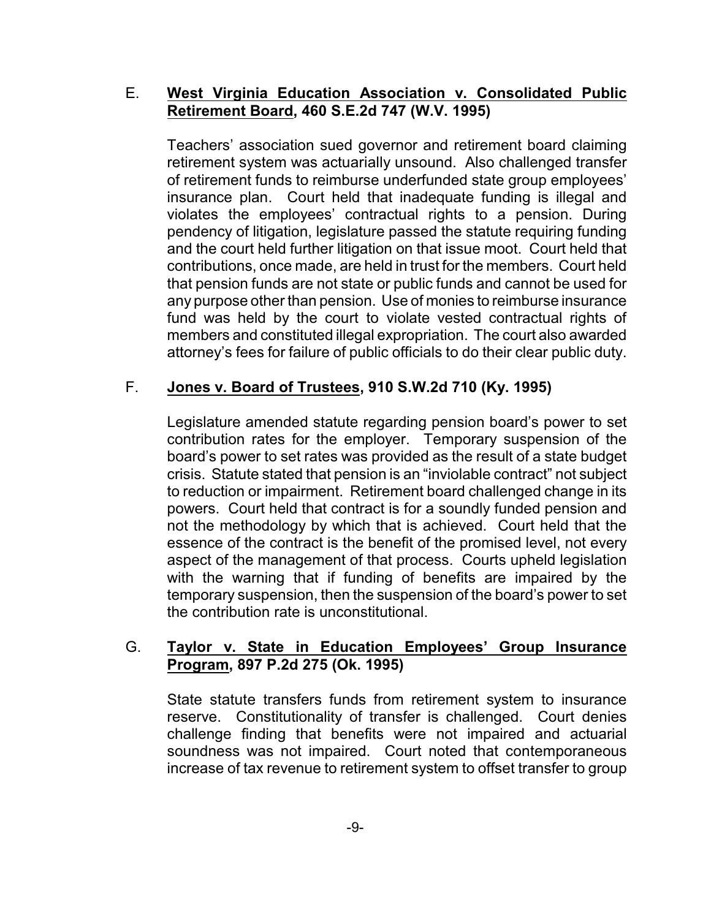E. **<u>West Virginia Education Association v. Consolidated Public Retirement Board</u>, 460 S.E.2d 747 (W.V. 1995)**

Teachers' association sued governor and retirement board claiming retirement system was actuarially unsound. Also challenged transfer of retirement funds to reimburse underfunded state group employees' insurance plan. Court held that inadequate funding is illegal and violates the employees' contractual rights to a pension. During pendency of litigation, legislature passed the statute requiring funding and the court held further litigation on that issue moot. Court held that contributions, once made, are held in trust for the members. Court held that pension funds are not state or public funds and cannot be used for any purpose other than pension. Use of monies to reimburse insurance fund was held by the court to violate vested contractual rights of members and constituted illegal expropriation. The court also awarded attorney's fees for failure of public officials to do their clear public duty.

F. **<u>Jones v. Board of Trustees</u>, 910 S.W.2d 710 (Ky. 1995)**

Legislature amended statute regarding pension board's power to set contribution rates for the employer. Temporary suspension of the board's power to set rates was provided as the result of a state budget crisis. Statute stated that pension is an "inviolable contract" not subject to reduction or impairment. Retirement board challenged change in its powers. Court held that contract is for a soundly funded pension and not the methodology by which that is achieved. Court held that the essence of the contract is the benefit of the promised level, not every aspect of the management of that process. Courts upheld legislation with the warning that if funding of benefits are impaired by the temporary suspension, then the suspension of the board's power to set the contribution rate is unconstitutional.

G. **<u>Taylor v. State in Education Employees' Group Insurance Program</u>, 897 P.2d 275 (Ok. 1995)**

State statute transfers funds from retirement system to insurance reserve. Constitutionality of transfer is challenged. Court denies challenge finding that benefits were not impaired and actuarial soundness was not impaired. Court noted that contemporaneous increase of tax revenue to retirement system to offset transfer to group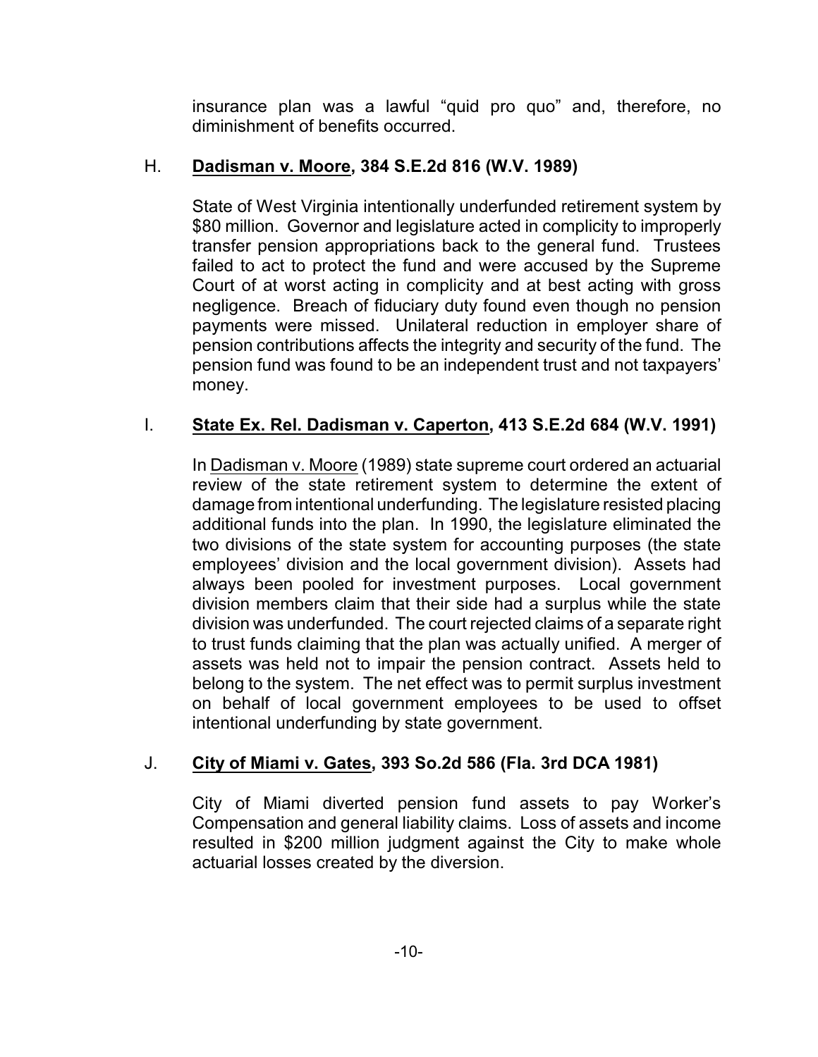insurance plan was a lawful “quid pro quo” and, therefore, no diminishment of benefits occurred.

H. **<u>Dadisman v. Moore</u>, 384 S.E.2d 816 (W.V. 1989)**

State of West Virginia intentionally underfunded retirement system by \$80 million. Governor and legislature acted in complicity to improperly transfer pension appropriations back to the general fund. Trustees failed to act to protect the fund and were accused by the Supreme Court of at worst acting in complicity and at best acting with gross negligence. Breach of fiduciary duty found even though no pension payments were missed. Unilateral reduction in employer share of pension contributions affects the integrity and security of the fund. The pension fund was found to be an independent trust and not taxpayers' money.

I. **<u>State Ex. Rel. Dadisman v. Caperton</u>, 413 S.E.2d 684 (W.V. 1991)**

In <u>Dadisman v. Moore</u> (1989) state supreme court ordered an actuarial review of the state retirement system to determine the extent of damage from intentional underfunding. The legislature resisted placing additional funds into the plan. In 1990, the legislature eliminated the two divisions of the state system for accounting purposes (the state employees' division and the local government division). Assets had always been pooled for investment purposes. Local government division members claim that their side had a surplus while the state division was underfunded. The court rejected claims of a separate right to trust funds claiming that the plan was actually unified. A merger of assets was held not to impair the pension contract. Assets held to belong to the system. The net effect was to permit surplus investment on behalf of local government employees to be used to offset intentional underfunding by state government.

J. **<u>City of Miami v. Gates</u>, 393 So.2d 586 (Fla. 3rd DCA 1981)**

City of Miami diverted pension fund assets to pay Worker's Compensation and general liability claims. Loss of assets and income resulted in \$200 million judgment against the City to make whole actuarial losses created by the diversion.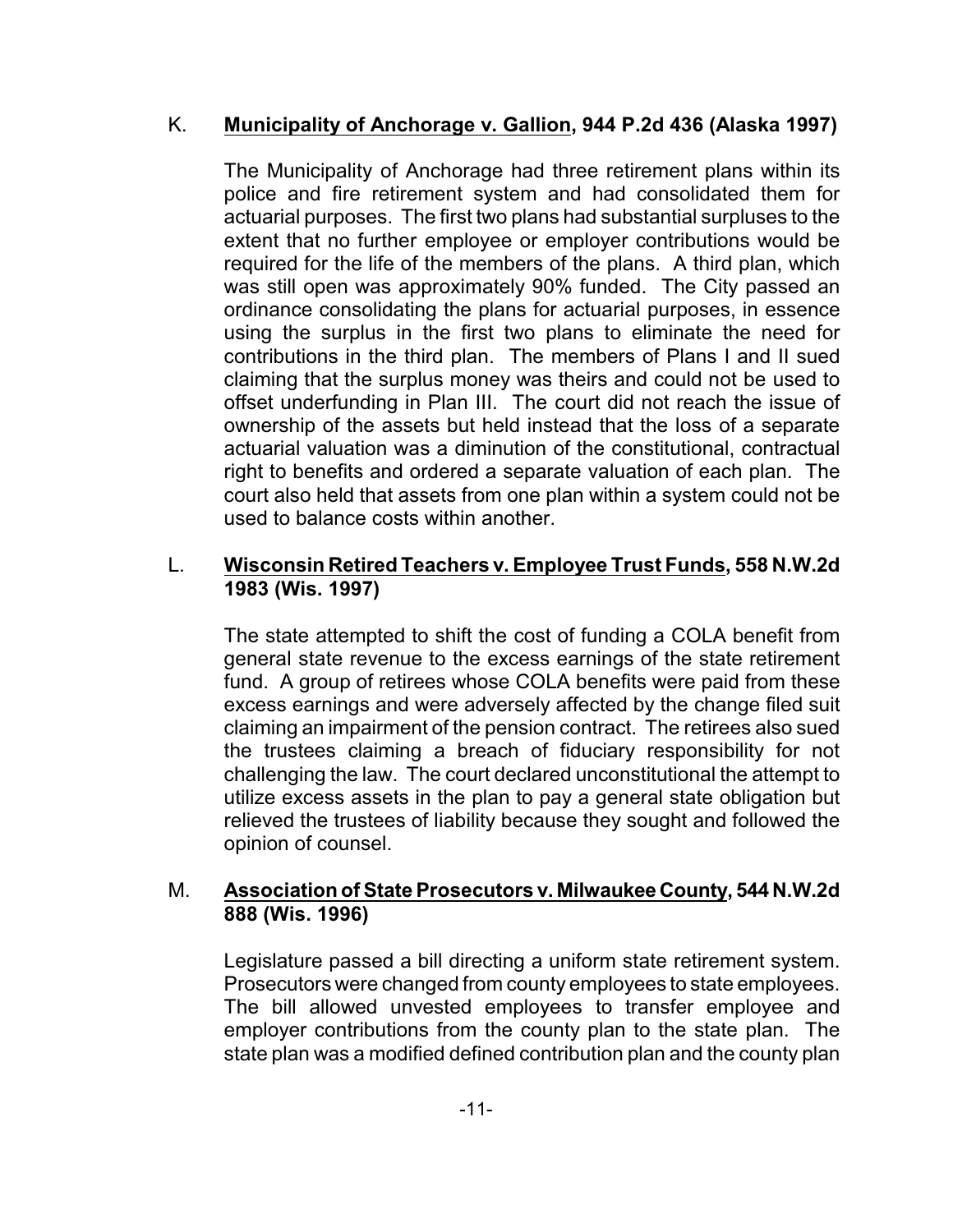K. **Municipality of Anchorage v. Gallion, 944 P.2d 436 (Alaska 1997)**

The Municipality of Anchorage had three retirement plans within its police and fire retirement system and had consolidated them for actuarial purposes. The first two plans had substantial surpluses to the extent that no further employee or employer contributions would be required for the life of the members of the plans. A third plan, which was still open was approximately 90% funded. The City passed an ordinance consolidating the plans for actuarial purposes, in essence using the surplus in the first two plans to eliminate the need for contributions in the third plan. The members of Plans I and II sued claiming that the surplus money was theirs and could not be used to offset underfunding in Plan III. The court did not reach the issue of ownership of the assets but held instead that the loss of a separate actuarial valuation was a diminution of the constitutional, contractual right to benefits and ordered a separate valuation of each plan. The court also held that assets from one plan within a system could not be used to balance costs within another.

L. **Wisconsin Retired Teachers v. Employee Trust Funds, 558 N.W.2d 1983 (Wis. 1997)**

The state attempted to shift the cost of funding a COLA benefit from general state revenue to the excess earnings of the state retirement fund. A group of retirees whose COLA benefits were paid from these excess earnings and were adversely affected by the change filed suit claiming an impairment of the pension contract. The retirees also sued the trustees claiming a breach of fiduciary responsibility for not challenging the law. The court declared unconstitutional the attempt to utilize excess assets in the plan to pay a general state obligation but relieved the trustees of liability because they sought and followed the opinion of counsel.

M. **Association of State Prosecutors v. Milwaukee County, 544 N.W.2d 888 (Wis. 1996)**

Legislature passed a bill directing a uniform state retirement system. Prosecutors were changed from county employees to state employees. The bill allowed unvested employees to transfer employee and employer contributions from the county plan to the state plan. The state plan was a modified defined contribution plan and the county plan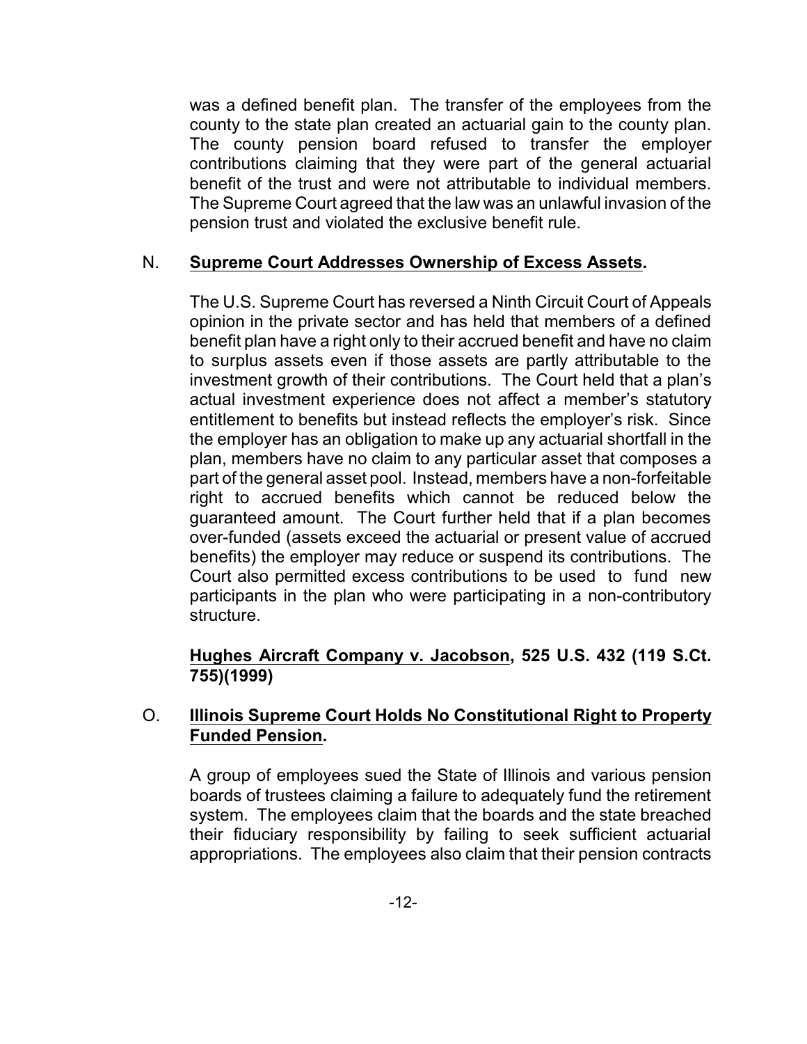was a defined benefit plan. The transfer of the employees from the county to the state plan created an actuarial gain to the county plan. The county pension board refused to transfer the employer contributions claiming that they were part of the general actuarial benefit of the trust and were not attributable to individual members. The Supreme Court agreed that the law was an unlawful invasion of the pension trust and violated the exclusive benefit rule.

N. **<u>Supreme Court Addresses Ownership of Excess Assets</u>.**

The U.S. Supreme Court has reversed a Ninth Circuit Court of Appeals opinion in the private sector and has held that members of a defined benefit plan have a right only to their accrued benefit and have no claim to surplus assets even if those assets are partly attributable to the investment growth of their contributions. The Court held that a plan's actual investment experience does not affect a member's statutory entitlement to benefits but instead reflects the employer's risk. Since the employer has an obligation to make up any actuarial shortfall in the plan, members have no claim to any particular asset that composes a part of the general asset pool. Instead, members have a non-forfeitable right to accrued benefits which cannot be reduced below the guaranteed amount. The Court further held that if a plan becomes over-funded (assets exceed the actuarial or present value of accrued benefits) the employer may reduce or suspend its contributions. The Court also permitted excess contributions to be used to fund new participants in the plan who were participating in a non-contributory structure.

**<u>Hughes Aircraft Company v. Jacobson</u>, 525 U.S. 432 (119 S.Ct. 755)(1999)**

O. **<u>Illinois Supreme Court Holds No Constitutional Right to Property Funded Pension</u>.**

A group of employees sued the State of Illinois and various pension boards of trustees claiming a failure to adequately fund the retirement system. The employees claim that the boards and the state breached their fiduciary responsibility by failing to seek sufficient actuarial appropriations. The employees also claim that their pension contracts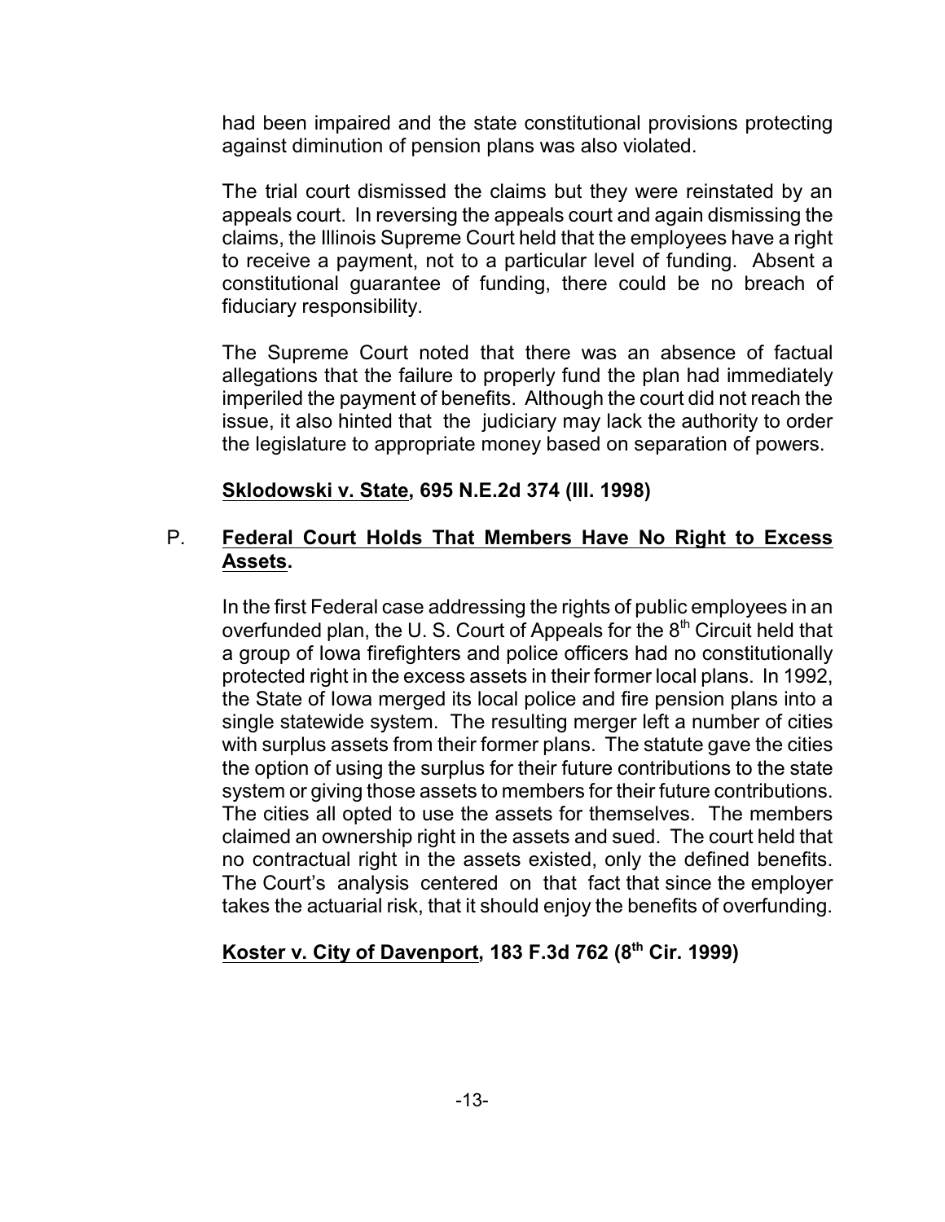had been impaired and the state constitutional provisions protecting against diminution of pension plans was also violated.

The trial court dismissed the claims but they were reinstated by an appeals court. In reversing the appeals court and again dismissing the claims, the Illinois Supreme Court held that the employees have a right to receive a payment, not to a particular level of funding. Absent a constitutional guarantee of funding, there could be no breach of fiduciary responsibility.

The Supreme Court noted that there was an absence of factual allegations that the failure to properly fund the plan had immediately imperiled the payment of benefits. Although the court did not reach the issue, it also hinted that the judiciary may lack the authority to order the legislature to appropriate money based on separation of powers.

**Sklodowski v. State, 695 N.E.2d 374 (Ill. 1998)**

P. **Federal Court Holds That Members Have No Right to Excess Assets.**

In the first Federal case addressing the rights of public employees in an overfunded plan, the U. S. Court of Appeals for the 8th Circuit held that a group of Iowa firefighters and police officers had no constitutionally protected right in the excess assets in their former local plans. In 1992, the State of Iowa merged its local police and fire pension plans into a single statewide system. The resulting merger left a number of cities with surplus assets from their former plans. The statute gave the cities the option of using the surplus for their future contributions to the state system or giving those assets to members for their future contributions. The cities all opted to use the assets for themselves. The members claimed an ownership right in the assets and sued. The court held that no contractual right in the assets existed, only the defined benefits. The Court's analysis centered on that fact that since the employer takes the actuarial risk, that it should enjoy the benefits of overfunding.

**Koster v. City of Davenport, 183 F.3d 762 (8th Cir. 1999)**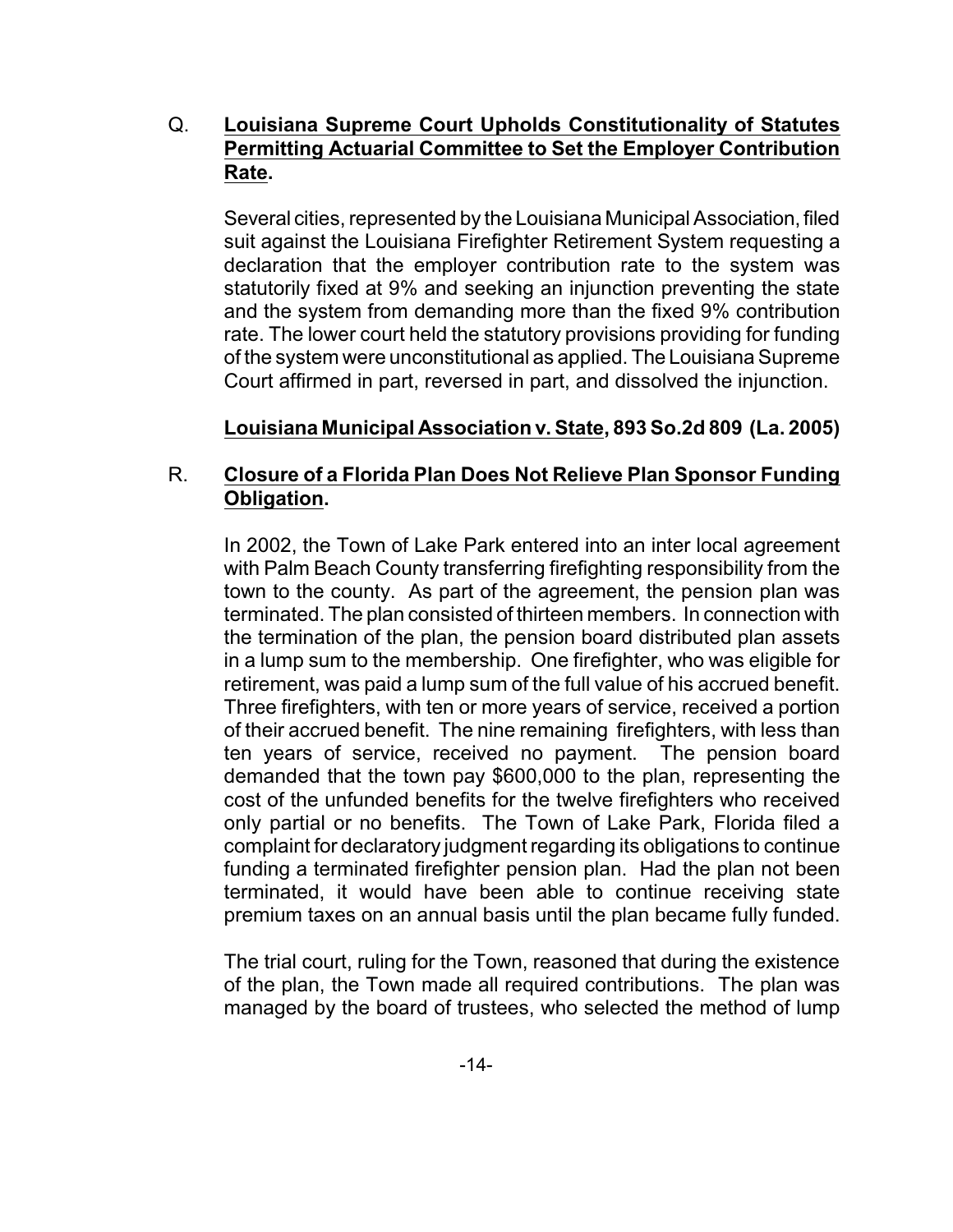Q. **<u>Louisiana Supreme Court Upholds Constitutionality of Statutes Permitting Actuarial Committee to Set the Employer Contribution Rate</u>.**

Several cities, represented by the Louisiana Municipal Association, filed suit against the Louisiana Firefighter Retirement System requesting a declaration that the employer contribution rate to the system was statutorily fixed at 9% and seeking an injunction preventing the state and the system from demanding more than the fixed 9% contribution rate. The lower court held the statutory provisions providing for funding of the system were unconstitutional as applied. The Louisiana Supreme Court affirmed in part, reversed in part, and dissolved the injunction.

**<u>Louisiana Municipal Association v. State</u>, 893 So.2d 809 (La. 2005)**

R. **<u>Closure of a Florida Plan Does Not Relieve Plan Sponsor Funding Obligation</u>.**

In 2002, the Town of Lake Park entered into an inter local agreement with Palm Beach County transferring firefighting responsibility from the town to the county. As part of the agreement, the pension plan was terminated. The plan consisted of thirteen members. In connection with the termination of the plan, the pension board distributed plan assets in a lump sum to the membership. One firefighter, who was eligible for retirement, was paid a lump sum of the full value of his accrued benefit. Three firefighters, with ten or more years of service, received a portion of their accrued benefit. The nine remaining firefighters, with less than ten years of service, received no payment. The pension board demanded that the town pay $600,000 to the plan, representing the cost of the unfunded benefits for the twelve firefighters who received only partial or no benefits. The Town of Lake Park, Florida filed a complaint for declaratory judgment regarding its obligations to continue funding a terminated firefighter pension plan. Had the plan not been terminated, it would have been able to continue receiving state premium taxes on an annual basis until the plan became fully funded.

The trial court, ruling for the Town, reasoned that during the existence of the plan, the Town made all required contributions. The plan was managed by the board of trustees, who selected the method of lump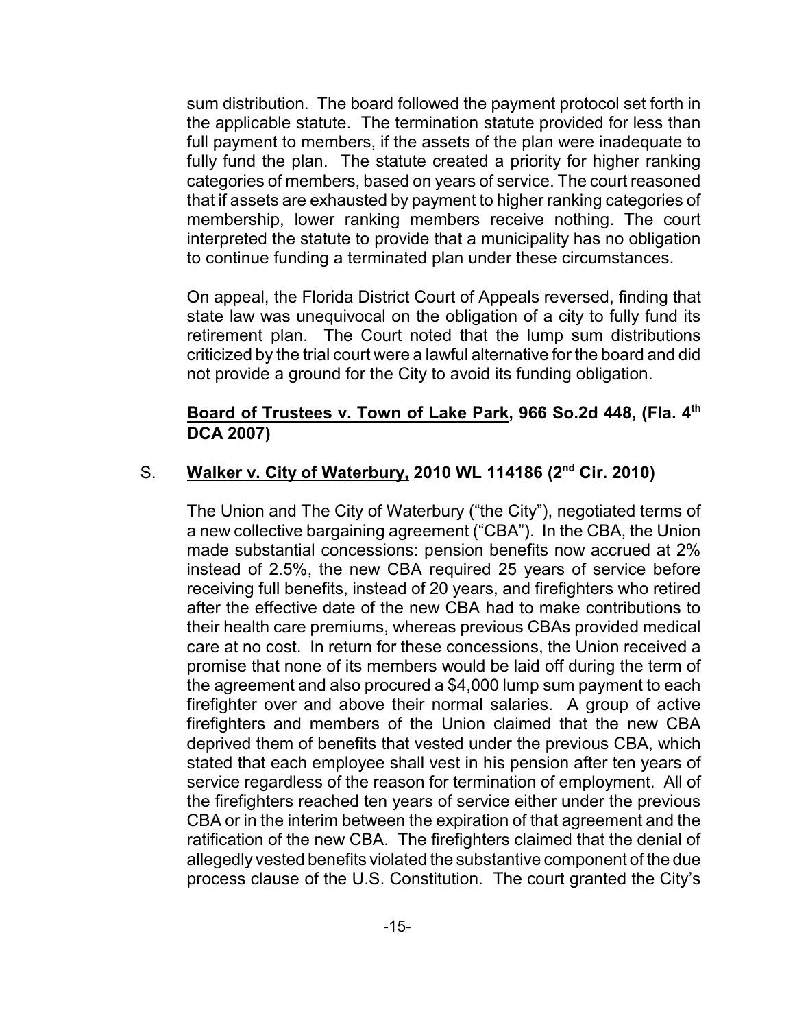sum distribution. The board followed the payment protocol set forth in the applicable statute. The termination statute provided for less than full payment to members, if the assets of the plan were inadequate to fully fund the plan. The statute created a priority for higher ranking categories of members, based on years of service. The court reasoned that if assets are exhausted by payment to higher ranking categories of membership, lower ranking members receive nothing. The court interpreted the statute to provide that a municipality has no obligation to continue funding a terminated plan under these circumstances.

On appeal, the Florida District Court of Appeals reversed, finding that state law was unequivocal on the obligation of a city to fully fund its retirement plan. The Court noted that the lump sum distributions criticized by the trial court were a lawful alternative for the board and did not provide a ground for the City to avoid its funding obligation.

**<u>Board of Trustees v. Town of Lake Park</u>, 966 So.2d 448, (Fla. 4th DCA 2007)**

S. **<u>Walker v. City of Waterbury,</u> 2010 WL 114186 (2nd Cir. 2010)**

The Union and The City of Waterbury ("the City"), negotiated terms of a new collective bargaining agreement ("CBA"). In the CBA, the Union made substantial concessions: pension benefits now accrued at 2% instead of 2.5%, the new CBA required 25 years of service before receiving full benefits, instead of 20 years, and firefighters who retired after the effective date of the new CBA had to make contributions to their health care premiums, whereas previous CBAs provided medical care at no cost. In return for these concessions, the Union received a promise that none of its members would be laid off during the term of the agreement and also procured a $4,000 lump sum payment to each firefighter over and above their normal salaries. A group of active firefighters and members of the Union claimed that the new CBA deprived them of benefits that vested under the previous CBA, which stated that each employee shall vest in his pension after ten years of service regardless of the reason for termination of employment. All of the firefighters reached ten years of service either under the previous CBA or in the interim between the expiration of that agreement and the ratification of the new CBA. The firefighters claimed that the denial of allegedly vested benefits violated the substantive component of the due process clause of the U.S. Constitution. The court granted the City's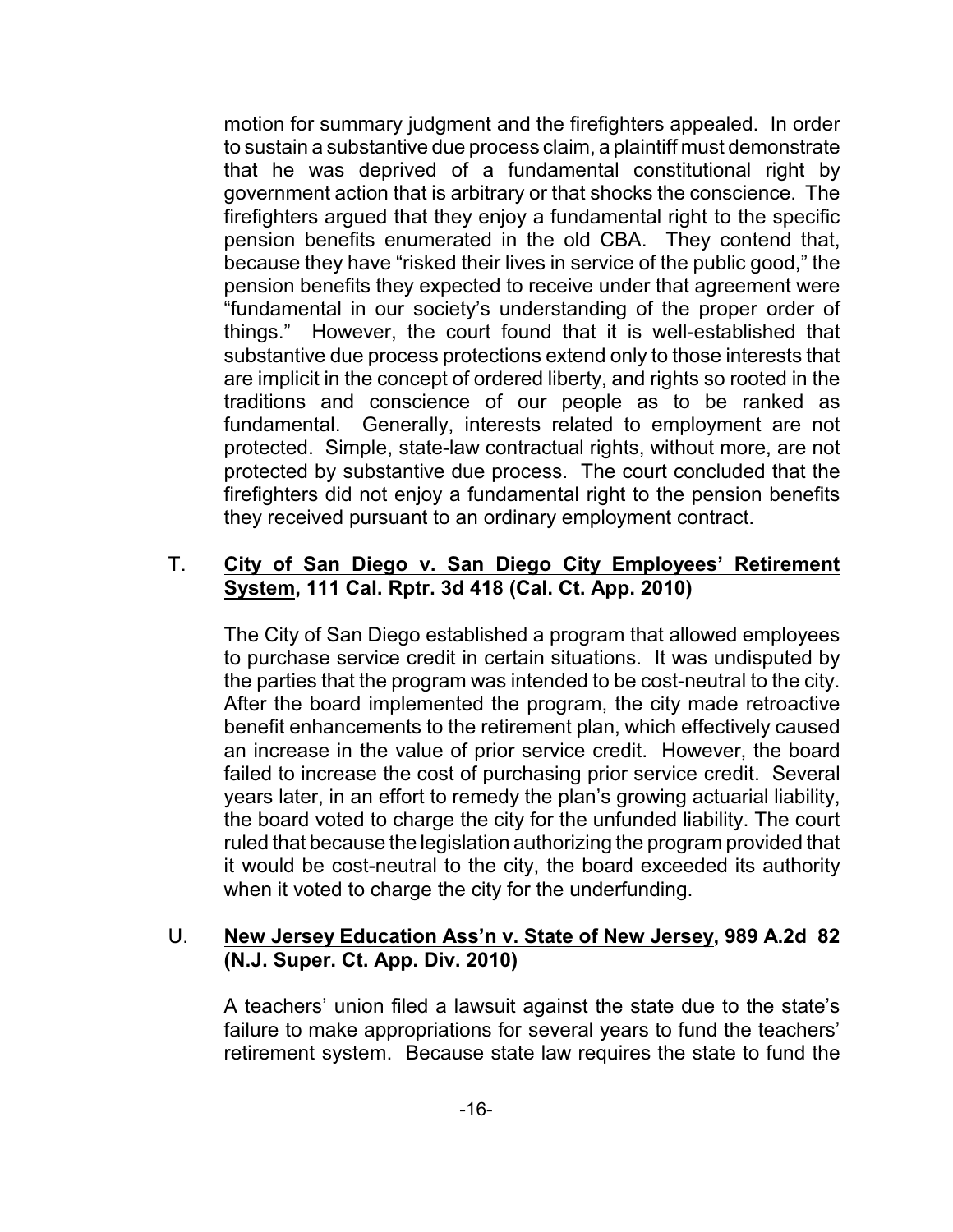motion for summary judgment and the firefighters appealed. In order to sustain a substantive due process claim, a plaintiff must demonstrate that he was deprived of a fundamental constitutional right by government action that is arbitrary or that shocks the conscience. The firefighters argued that they enjoy a fundamental right to the specific pension benefits enumerated in the old CBA. They contend that, because they have "risked their lives in service of the public good," the pension benefits they expected to receive under that agreement were "fundamental in our society's understanding of the proper order of things." However, the court found that it is well-established that substantive due process protections extend only to those interests that are implicit in the concept of ordered liberty, and rights so rooted in the traditions and conscience of our people as to be ranked as fundamental. Generally, interests related to employment are not protected. Simple, state-law contractual rights, without more, are not protected by substantive due process. The court concluded that the firefighters did not enjoy a fundamental right to the pension benefits they received pursuant to an ordinary employment contract.

### T. **City of San Diego v. San Diego City Employees' Retirement System, 111 Cal. Rptr. 3d 418 (Cal. Ct. App. 2010)**

The City of San Diego established a program that allowed employees to purchase service credit in certain situations. It was undisputed by the parties that the program was intended to be cost-neutral to the city. After the board implemented the program, the city made retroactive benefit enhancements to the retirement plan, which effectively caused an increase in the value of prior service credit. However, the board failed to increase the cost of purchasing prior service credit. Several years later, in an effort to remedy the plan's growing actuarial liability, the board voted to charge the city for the unfunded liability. The court ruled that because the legislation authorizing the program provided that it would be cost-neutral to the city, the board exceeded its authority when it voted to charge the city for the underfunding.

### U. **New Jersey Education Ass'n v. State of New Jersey, 989 A.2d 82 (N.J. Super. Ct. App. Div. 2010)**

A teachers' union filed a lawsuit against the state due to the state's failure to make appropriations for several years to fund the teachers' retirement system. Because state law requires the state to fund the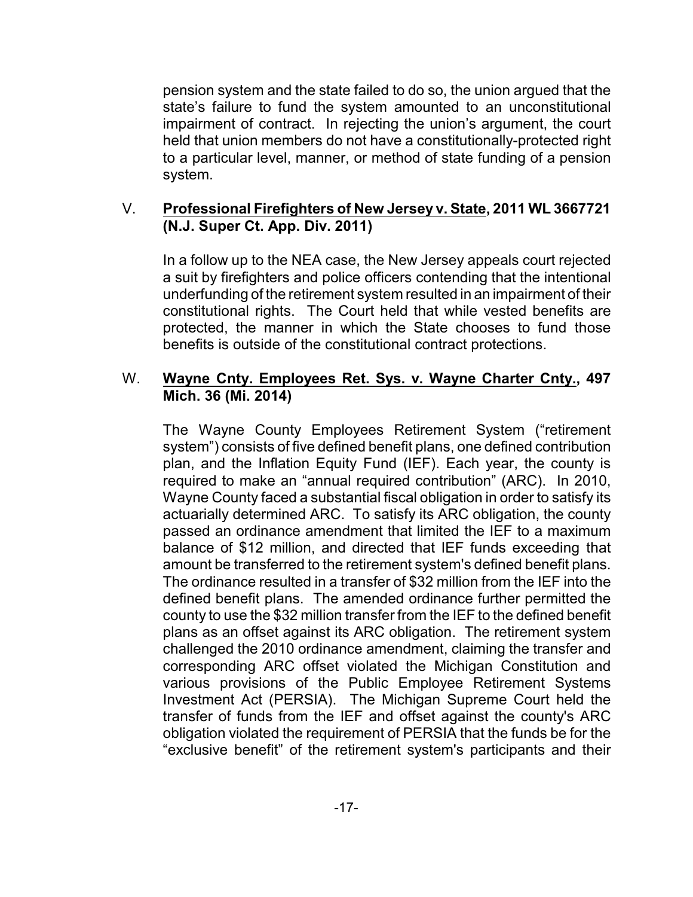pension system and the state failed to do so, the union argued that the state's failure to fund the system amounted to an unconstitutional impairment of contract. In rejecting the union's argument, the court held that union members do not have a constitutionally-protected right to a particular level, manner, or method of state funding of a pension system.

V. **<u>Professional Firefighters of New Jersey v. State</u>, 2011 WL 3667721 (N.J. Super Ct. App. Div. 2011)**

In a follow up to the NEA case, the New Jersey appeals court rejected a suit by firefighters and police officers contending that the intentional underfunding of the retirement system resulted in an impairment of their constitutional rights. The Court held that while vested benefits are protected, the manner in which the State chooses to fund those benefits is outside of the constitutional contract protections.

W. **<u>Wayne Cnty. Employees Ret. Sys. v. Wayne Charter Cnty.</u>, 497 Mich. 36 (Mi. 2014)**

The Wayne County Employees Retirement System ("retirement system") consists of five defined benefit plans, one defined contribution plan, and the Inflation Equity Fund (IEF). Each year, the county is required to make an "annual required contribution" (ARC). In 2010, Wayne County faced a substantial fiscal obligation in order to satisfy its actuarially determined ARC. To satisfy its ARC obligation, the county passed an ordinance amendment that limited the IEF to a maximum balance of $12 million, and directed that IEF funds exceeding that amount be transferred to the retirement system's defined benefit plans. The ordinance resulted in a transfer of $32 million from the IEF into the defined benefit plans. The amended ordinance further permitted the county to use the $32 million transfer from the IEF to the defined benefit plans as an offset against its ARC obligation. The retirement system challenged the 2010 ordinance amendment, claiming the transfer and corresponding ARC offset violated the Michigan Constitution and various provisions of the Public Employee Retirement Systems Investment Act (PERSIA). The Michigan Supreme Court held the transfer of funds from the IEF and offset against the county's ARC obligation violated the requirement of PERSIA that the funds be for the "exclusive benefit" of the retirement system's participants and their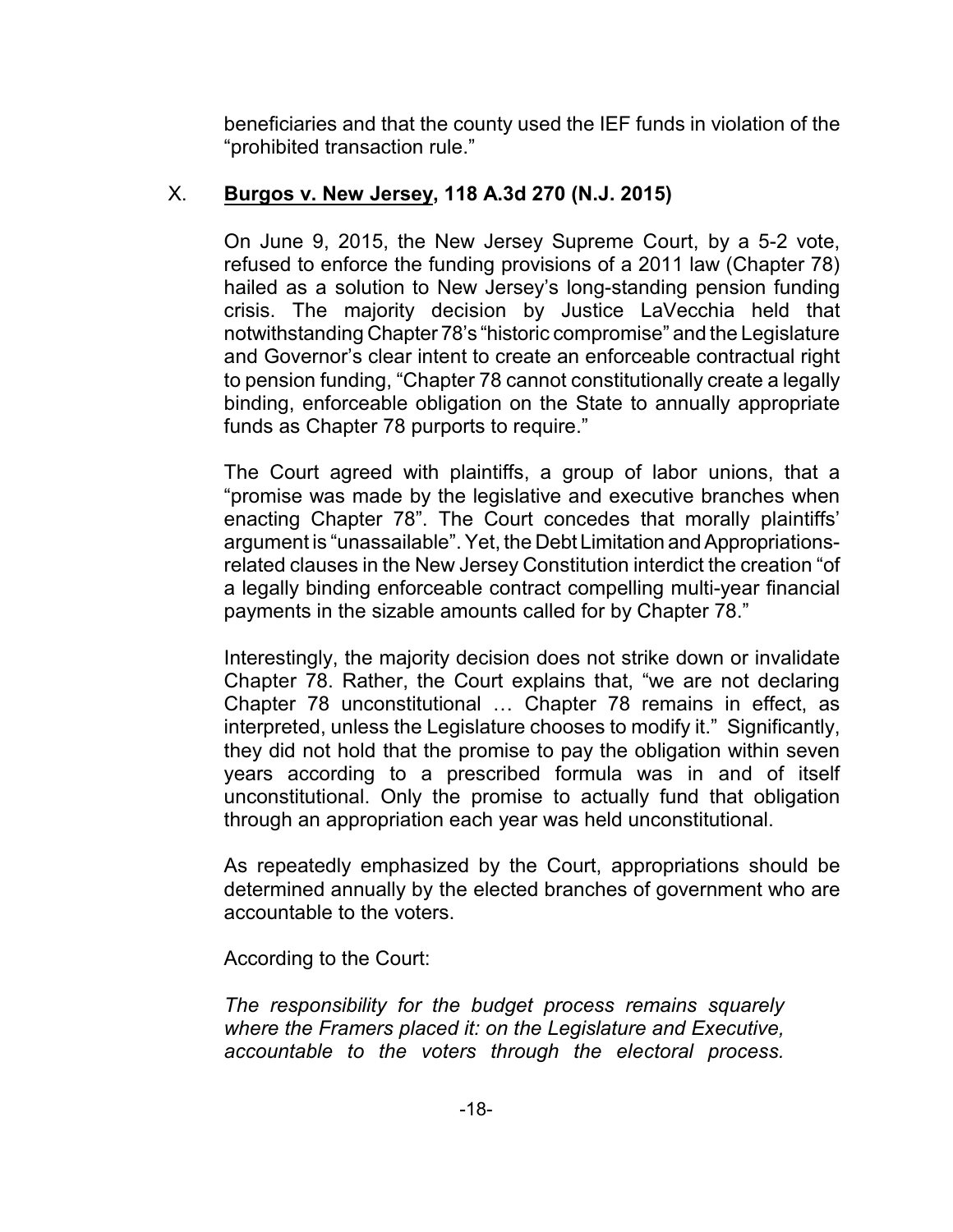beneficiaries and that the county used the IEF funds in violation of the "prohibited transaction rule."

## X. **Burgos v. New Jersey, 118 A.3d 270 (N.J. 2015)**

On June 9, 2015, the New Jersey Supreme Court, by a 5-2 vote, refused to enforce the funding provisions of a 2011 law (Chapter 78) hailed as a solution to New Jersey's long-standing pension funding crisis. The majority decision by Justice LaVecchia held that notwithstanding Chapter 78's "historic compromise" and the Legislature and Governor's clear intent to create an enforceable contractual right to pension funding, "Chapter 78 cannot constitutionally create a legally binding, enforceable obligation on the State to annually appropriate funds as Chapter 78 purports to require."

The Court agreed with plaintiffs, a group of labor unions, that a "promise was made by the legislative and executive branches when enacting Chapter 78". The Court concedes that morally plaintiffs' argument is "unassailable". Yet, the Debt Limitation and Appropriations-related clauses in the New Jersey Constitution interdict the creation "of a legally binding enforceable contract compelling multi-year financial payments in the sizable amounts called for by Chapter 78."

Interestingly, the majority decision does not strike down or invalidate Chapter 78. Rather, the Court explains that, "we are not declaring Chapter 78 unconstitutional … Chapter 78 remains in effect, as interpreted, unless the Legislature chooses to modify it." Significantly, they did not hold that the promise to pay the obligation within seven years according to a prescribed formula was in and of itself unconstitutional. Only the promise to actually fund that obligation through an appropriation each year was held unconstitutional.

As repeatedly emphasized by the Court, appropriations should be determined annually by the elected branches of government who are accountable to the voters.

According to the Court:

*The responsibility for the budget process remains squarely where the Framers placed it: on the Legislature and Executive, accountable to the voters through the electoral process.*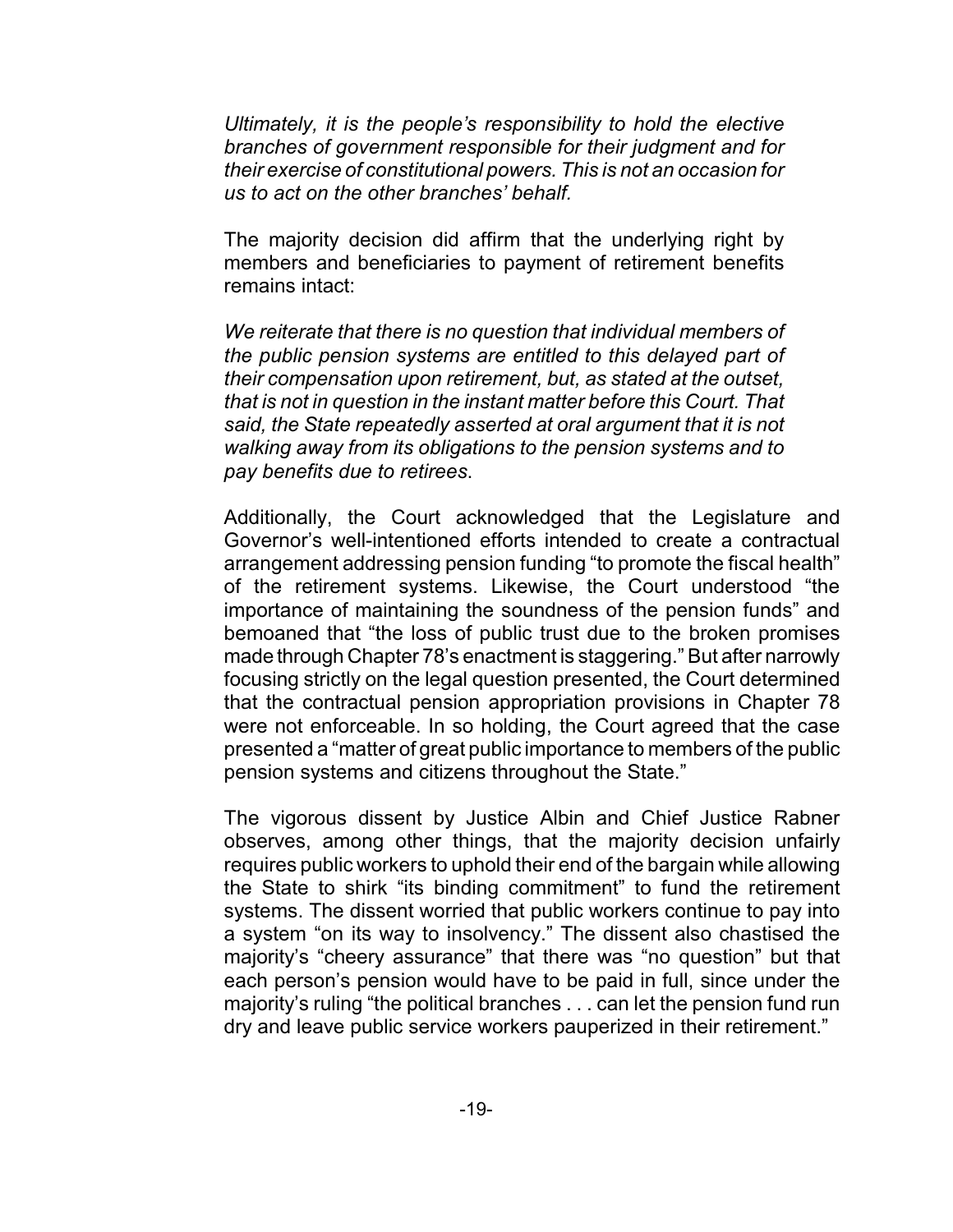*Ultimately, it is the people's responsibility to hold the elective branches of government responsible for their judgment and for their exercise of constitutional powers. This is not an occasion for us to act on the other branches' behalf.*

The majority decision did affirm that the underlying right by members and beneficiaries to payment of retirement benefits remains intact:

*We reiterate that there is no question that individual members of the public pension systems are entitled to this delayed part of their compensation upon retirement, but, as stated at the outset, that is not in question in the instant matter before this Court. That said, the State repeatedly asserted at oral argument that it is not walking away from its obligations to the pension systems and to pay benefits due to retirees*.

Additionally, the Court acknowledged that the Legislature and Governor's well-intentioned efforts intended to create a contractual arrangement addressing pension funding "to promote the fiscal health" of the retirement systems. Likewise, the Court understood "the importance of maintaining the soundness of the pension funds" and bemoaned that "the loss of public trust due to the broken promises made through Chapter 78's enactment is staggering." But after narrowly focusing strictly on the legal question presented, the Court determined that the contractual pension appropriation provisions in Chapter 78 were not enforceable. In so holding, the Court agreed that the case presented a "matter of great public importance to members of the public pension systems and citizens throughout the State."

The vigorous dissent by Justice Albin and Chief Justice Rabner observes, among other things, that the majority decision unfairly requires public workers to uphold their end of the bargain while allowing the State to shirk "its binding commitment" to fund the retirement systems. The dissent worried that public workers continue to pay into a system "on its way to insolvency." The dissent also chastised the majority's "cheery assurance" that there was "no question" but that each person's pension would have to be paid in full, since under the majority's ruling "the political branches . . . can let the pension fund run dry and leave public service workers pauperized in their retirement."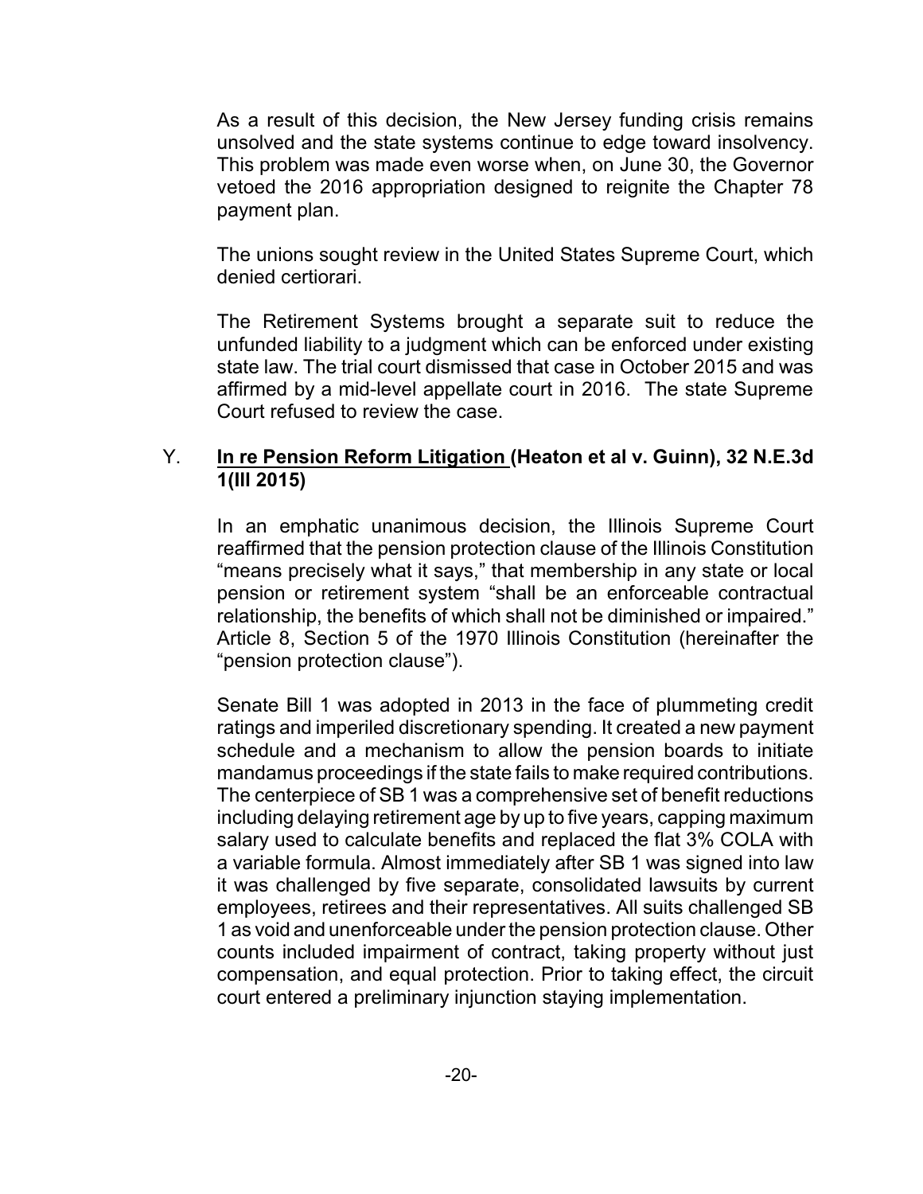As a result of this decision, the New Jersey funding crisis remains unsolved and the state systems continue to edge toward insolvency. This problem was made even worse when, on June 30, the Governor vetoed the 2016 appropriation designed to reignite the Chapter 78 payment plan.

The unions sought review in the United States Supreme Court, which denied certiorari.

The Retirement Systems brought a separate suit to reduce the unfunded liability to a judgment which can be enforced under existing state law. The trial court dismissed that case in October 2015 and was affirmed by a mid-level appellate court in 2016. The state Supreme Court refused to review the case.

Y. **<u>In re Pension Reform Litigation</u> (Heaton et al v. Guinn), 32 N.E.3d 1(Ill 2015)**

In an emphatic unanimous decision, the Illinois Supreme Court reaffirmed that the pension protection clause of the Illinois Constitution "means precisely what it says," that membership in any state or local pension or retirement system "shall be an enforceable contractual relationship, the benefits of which shall not be diminished or impaired." Article 8, Section 5 of the 1970 Illinois Constitution (hereinafter the "pension protection clause").

Senate Bill 1 was adopted in 2013 in the face of plummeting credit ratings and imperiled discretionary spending. It created a new payment schedule and a mechanism to allow the pension boards to initiate mandamus proceedings if the state fails to make required contributions. The centerpiece of SB 1 was a comprehensive set of benefit reductions including delaying retirement age by up to five years, capping maximum salary used to calculate benefits and replaced the flat 3% COLA with a variable formula. Almost immediately after SB 1 was signed into law it was challenged by five separate, consolidated lawsuits by current employees, retirees and their representatives. All suits challenged SB 1 as void and unenforceable under the pension protection clause. Other counts included impairment of contract, taking property without just compensation, and equal protection. Prior to taking effect, the circuit court entered a preliminary injunction staying implementation.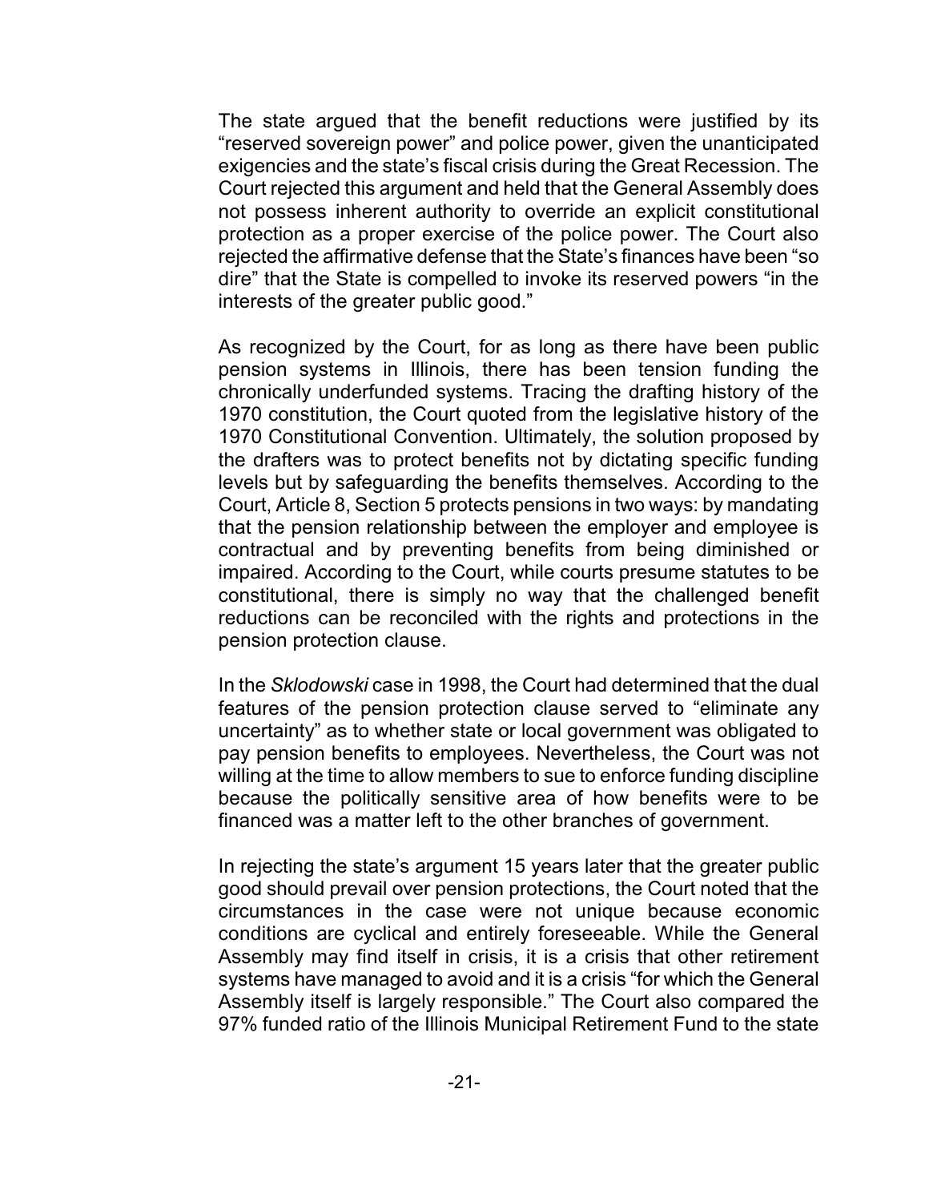The state argued that the benefit reductions were justified by its "reserved sovereign power" and police power, given the unanticipated exigencies and the state's fiscal crisis during the Great Recession. The Court rejected this argument and held that the General Assembly does not possess inherent authority to override an explicit constitutional protection as a proper exercise of the police power. The Court also rejected the affirmative defense that the State's finances have been "so dire" that the State is compelled to invoke its reserved powers "in the interests of the greater public good."

As recognized by the Court, for as long as there have been public pension systems in Illinois, there has been tension funding the chronically underfunded systems. Tracing the drafting history of the 1970 constitution, the Court quoted from the legislative history of the 1970 Constitutional Convention. Ultimately, the solution proposed by the drafters was to protect benefits not by dictating specific funding levels but by safeguarding the benefits themselves. According to the Court, Article 8, Section 5 protects pensions in two ways: by mandating that the pension relationship between the employer and employee is contractual and by preventing benefits from being diminished or impaired. According to the Court, while courts presume statutes to be constitutional, there is simply no way that the challenged benefit reductions can be reconciled with the rights and protections in the pension protection clause.

In the *Sklodowski* case in 1998, the Court had determined that the dual features of the pension protection clause served to "eliminate any uncertainty" as to whether state or local government was obligated to pay pension benefits to employees. Nevertheless, the Court was not willing at the time to allow members to sue to enforce funding discipline because the politically sensitive area of how benefits were to be financed was a matter left to the other branches of government.

In rejecting the state's argument 15 years later that the greater public good should prevail over pension protections, the Court noted that the circumstances in the case were not unique because economic conditions are cyclical and entirely foreseeable. While the General Assembly may find itself in crisis, it is a crisis that other retirement systems have managed to avoid and it is a crisis "for which the General Assembly itself is largely responsible." The Court also compared the 97% funded ratio of the Illinois Municipal Retirement Fund to the state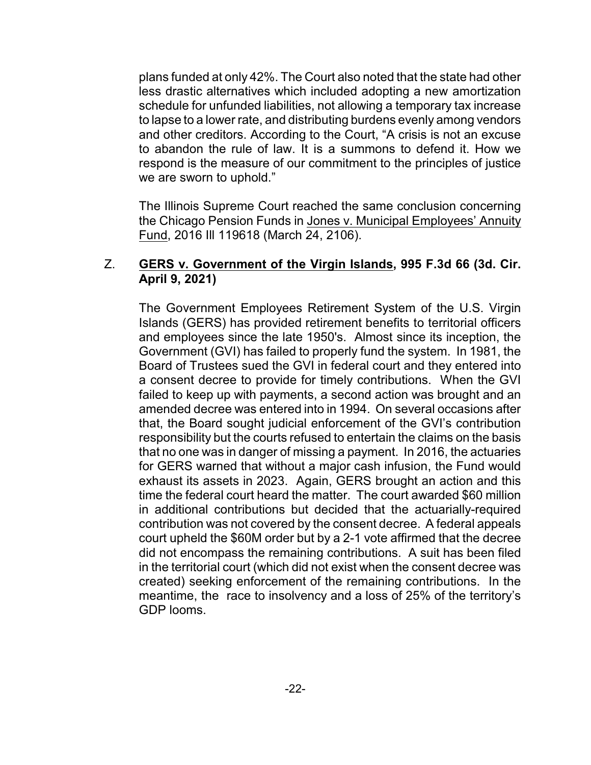plans funded at only 42%. The Court also noted that the state had other less drastic alternatives which included adopting a new amortization schedule for unfunded liabilities, not allowing a temporary tax increase to lapse to a lower rate, and distributing burdens evenly among vendors and other creditors. According to the Court, "A crisis is not an excuse to abandon the rule of law. It is a summons to defend it. How we respond is the measure of our commitment to the principles of justice we are sworn to uphold."

The Illinois Supreme Court reached the same conclusion concerning the Chicago Pension Funds in Jones v. Municipal Employees' Annuity Fund, 2016 Ill 119618 (March 24, 2106).

## Z. **GERS v. Government of the Virgin Islands, 995 F.3d 66 (3d. Cir. April 9, 2021)**

The Government Employees Retirement System of the U.S. Virgin Islands (GERS) has provided retirement benefits to territorial officers and employees since the late 1950's. Almost since its inception, the Government (GVI) has failed to properly fund the system. In 1981, the Board of Trustees sued the GVI in federal court and they entered into a consent decree to provide for timely contributions. When the GVI failed to keep up with payments, a second action was brought and an amended decree was entered into in 1994. On several occasions after that, the Board sought judicial enforcement of the GVI's contribution responsibility but the courts refused to entertain the claims on the basis that no one was in danger of missing a payment. In 2016, the actuaries for GERS warned that without a major cash infusion, the Fund would exhaust its assets in 2023. Again, GERS brought an action and this time the federal court heard the matter. The court awarded $60 million in additional contributions but decided that the actuarially-required contribution was not covered by the consent decree. A federal appeals court upheld the $60M order but by a 2-1 vote affirmed that the decree did not encompass the remaining contributions. A suit has been filed in the territorial court (which did not exist when the consent decree was created) seeking enforcement of the remaining contributions. In the meantime, the race to insolvency and a loss of 25% of the territory's GDP looms.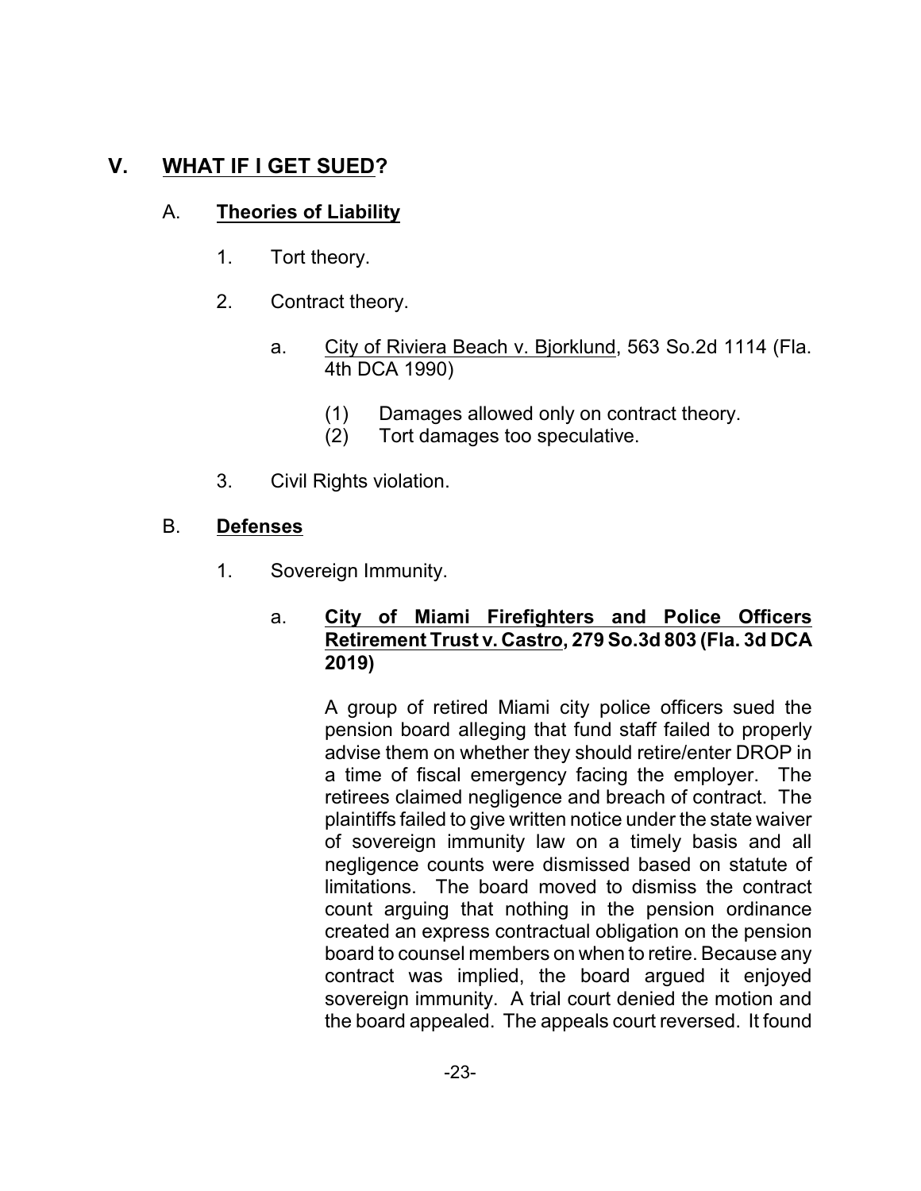## V. <u>WHAT IF I GET SUED</u>?

### A. <u>**Theories of Liability**</u>

1. Tort theory.

2. Contract theory.

   a. <u>City of Riviera Beach v. Bjorklund</u>, 563 So.2d 1114 (Fla. 4th DCA 1990)

      (1) Damages allowed only on contract theory.
      (2) Tort damages too speculative.

3. Civil Rights violation.

### B. <u>**Defenses**</u>

1. Sovereign Immunity.

   a. <u>**City of Miami Firefighters and Police Officers Retirement Trust v. Castro, 279 So.3d 803 (Fla. 3d DCA 2019)**</u>

      A group of retired Miami city police officers sued the pension board alleging that fund staff failed to properly advise them on whether they should retire/enter DROP in a time of fiscal emergency facing the employer. The retirees claimed negligence and breach of contract. The plaintiffs failed to give written notice under the state waiver of sovereign immunity law on a timely basis and all negligence counts were dismissed based on statute of limitations. The board moved to dismiss the contract count arguing that nothing in the pension ordinance created an express contractual obligation on the pension board to counsel members on when to retire. Because any contract was implied, the board argued it enjoyed sovereign immunity. A trial court denied the motion and the board appealed. The appeals court reversed. It found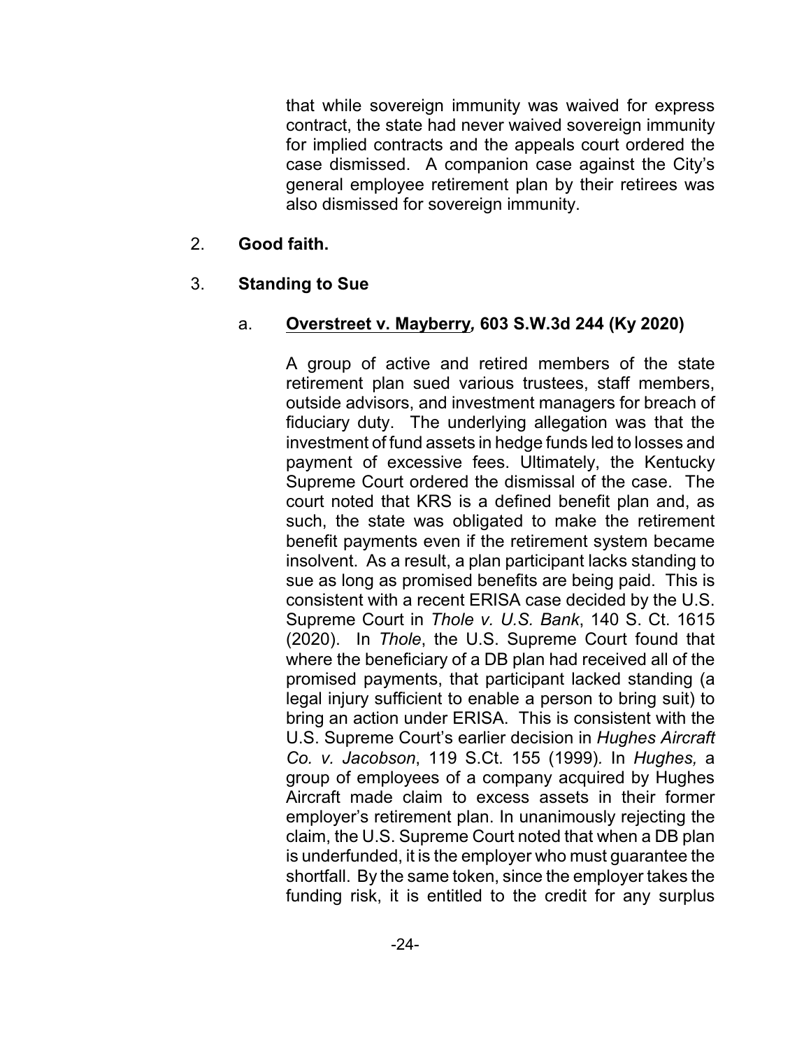that while sovereign immunity was waived for express contract, the state had never waived sovereign immunity for implied contracts and the appeals court ordered the case dismissed. A companion case against the City's general employee retirement plan by their retirees was also dismissed for sovereign immunity.

2. **Good faith.**

3. **Standing to Sue**

   a. **<u>Overstreet v. Mayberry</u>*,* 603 S.W.3d 244 (Ky 2020)**

   A group of active and retired members of the state retirement plan sued various trustees, staff members, outside advisors, and investment managers for breach of fiduciary duty. The underlying allegation was that the investment of fund assets in hedge funds led to losses and payment of excessive fees. Ultimately, the Kentucky Supreme Court ordered the dismissal of the case. The court noted that KRS is a defined benefit plan and, as such, the state was obligated to make the retirement benefit payments even if the retirement system became insolvent. As a result, a plan participant lacks standing to sue as long as promised benefits are being paid. This is consistent with a recent ERISA case decided by the U.S. Supreme Court in *Thole v. U.S. Bank*, 140 S. Ct. 1615 (2020). In *Thole*, the U.S. Supreme Court found that where the beneficiary of a DB plan had received all of the promised payments, that participant lacked standing (a legal injury sufficient to enable a person to bring suit) to bring an action under ERISA. This is consistent with the U.S. Supreme Court's earlier decision in *Hughes Aircraft Co. v. Jacobson*, 119 S.Ct. 155 (1999). In *Hughes,* a group of employees of a company acquired by Hughes Aircraft made claim to excess assets in their former employer's retirement plan. In unanimously rejecting the claim, the U.S. Supreme Court noted that when a DB plan is underfunded, it is the employer who must guarantee the shortfall. By the same token, since the employer takes the funding risk, it is entitled to the credit for any surplus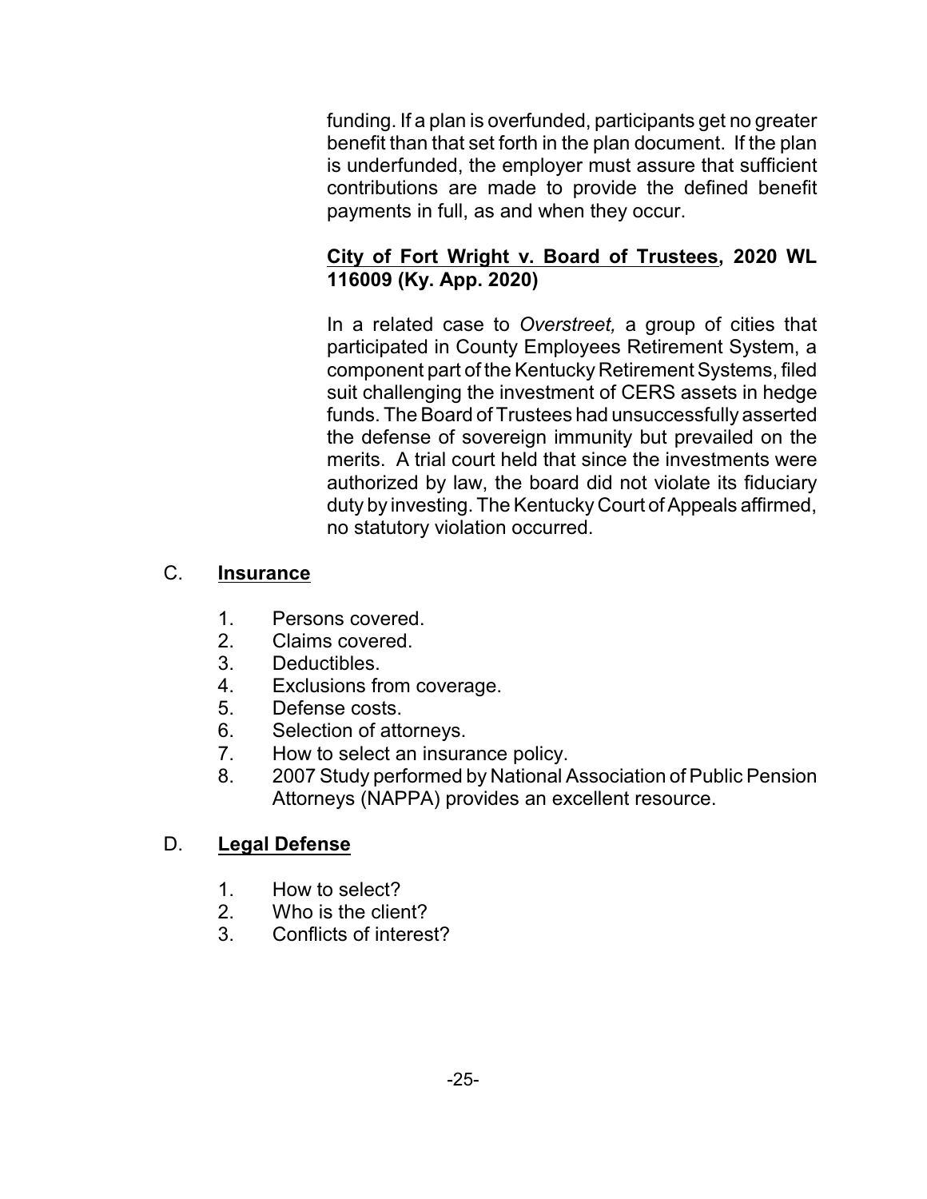funding. If a plan is overfunded, participants get no greater benefit than that set forth in the plan document. If the plan is underfunded, the employer must assure that sufficient contributions are made to provide the defined benefit payments in full, as and when they occur.

**City of Fort Wright v. Board of Trustees, 2020 WL 116009 (Ky. App. 2020)**

In a related case to *Overstreet,* a group of cities that participated in County Employees Retirement System, a component part of the Kentucky Retirement Systems, filed suit challenging the investment of CERS assets in hedge funds. The Board of Trustees had unsuccessfully asserted the defense of sovereign immunity but prevailed on the merits. A trial court held that since the investments were authorized by law, the board did not violate its fiduciary duty by investing. The Kentucky Court of Appeals affirmed, no statutory violation occurred.

## C. **Insurance**

1. Persons covered.
2. Claims covered.
3. Deductibles.
4. Exclusions from coverage.
5. Defense costs.
6. Selection of attorneys.
7. How to select an insurance policy.
8. 2007 Study performed by National Association of Public Pension Attorneys (NAPPA) provides an excellent resource.

## D. **Legal Defense**

1. How to select?
2. Who is the client?
3. Conflicts of interest?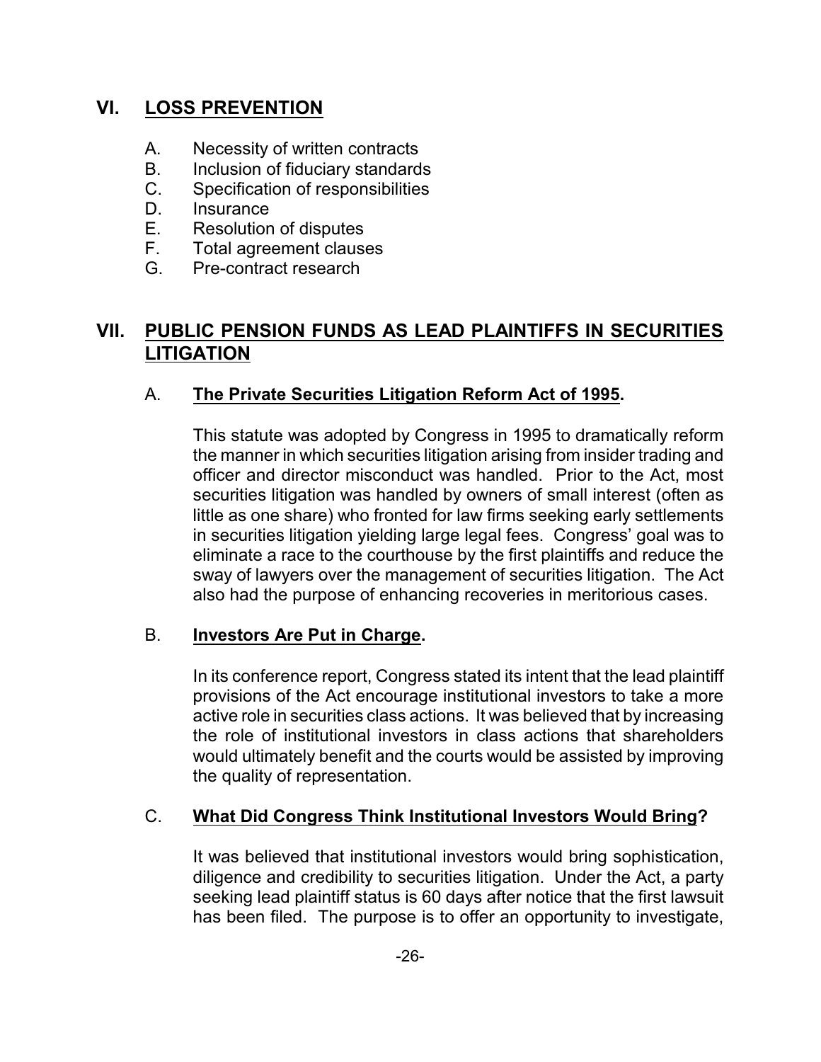## VI. LOSS PREVENTION

A. Necessity of written contracts
B. Inclusion of fiduciary standards
C. Specification of responsibilities
D. Insurance
E. Resolution of disputes
F. Total agreement clauses
G. Pre-contract research

## VII. PUBLIC PENSION FUNDS AS LEAD PLAINTIFFS IN SECURITIES LITIGATION

### A. The Private Securities Litigation Reform Act of 1995.

This statute was adopted by Congress in 1995 to dramatically reform the manner in which securities litigation arising from insider trading and officer and director misconduct was handled. Prior to the Act, most securities litigation was handled by owners of small interest (often as little as one share) who fronted for law firms seeking early settlements in securities litigation yielding large legal fees. Congress' goal was to eliminate a race to the courthouse by the first plaintiffs and reduce the sway of lawyers over the management of securities litigation. The Act also had the purpose of enhancing recoveries in meritorious cases.

### B. Investors Are Put in Charge.

In its conference report, Congress stated its intent that the lead plaintiff provisions of the Act encourage institutional investors to take a more active role in securities class actions. It was believed that by increasing the role of institutional investors in class actions that shareholders would ultimately benefit and the courts would be assisted by improving the quality of representation.

### C. What Did Congress Think Institutional Investors Would Bring?

It was believed that institutional investors would bring sophistication, diligence and credibility to securities litigation. Under the Act, a party seeking lead plaintiff status is 60 days after notice that the first lawsuit has been filed. The purpose is to offer an opportunity to investigate,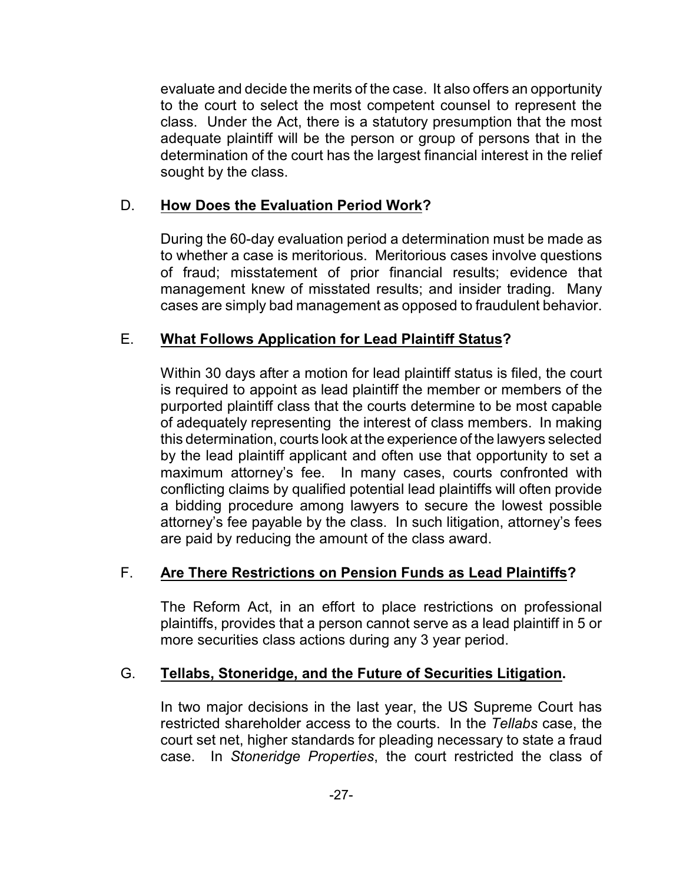evaluate and decide the merits of the case. It also offers an opportunity to the court to select the most competent counsel to represent the class. Under the Act, there is a statutory presumption that the most adequate plaintiff will be the person or group of persons that in the determination of the court has the largest financial interest in the relief sought by the class.

### D. **How Does the Evaluation Period Work?**

During the 60-day evaluation period a determination must be made as to whether a case is meritorious. Meritorious cases involve questions of fraud; misstatement of prior financial results; evidence that management knew of misstated results; and insider trading. Many cases are simply bad management as opposed to fraudulent behavior.

### E. **What Follows Application for Lead Plaintiff Status?**

Within 30 days after a motion for lead plaintiff status is filed, the court is required to appoint as lead plaintiff the member or members of the purported plaintiff class that the courts determine to be most capable of adequately representing the interest of class members. In making this determination, courts look at the experience of the lawyers selected by the lead plaintiff applicant and often use that opportunity to set a maximum attorney's fee. In many cases, courts confronted with conflicting claims by qualified potential lead plaintiffs will often provide a bidding procedure among lawyers to secure the lowest possible attorney's fee payable by the class. In such litigation, attorney's fees are paid by reducing the amount of the class award.

### F. **Are There Restrictions on Pension Funds as Lead Plaintiffs?**

The Reform Act, in an effort to place restrictions on professional plaintiffs, provides that a person cannot serve as a lead plaintiff in 5 or more securities class actions during any 3 year period.

### G. **Tellabs, Stoneridge, and the Future of Securities Litigation.**

In two major decisions in the last year, the US Supreme Court has restricted shareholder access to the courts. In the *Tellabs* case, the court set net, higher standards for pleading necessary to state a fraud case. In *Stoneridge Properties*, the court restricted the class of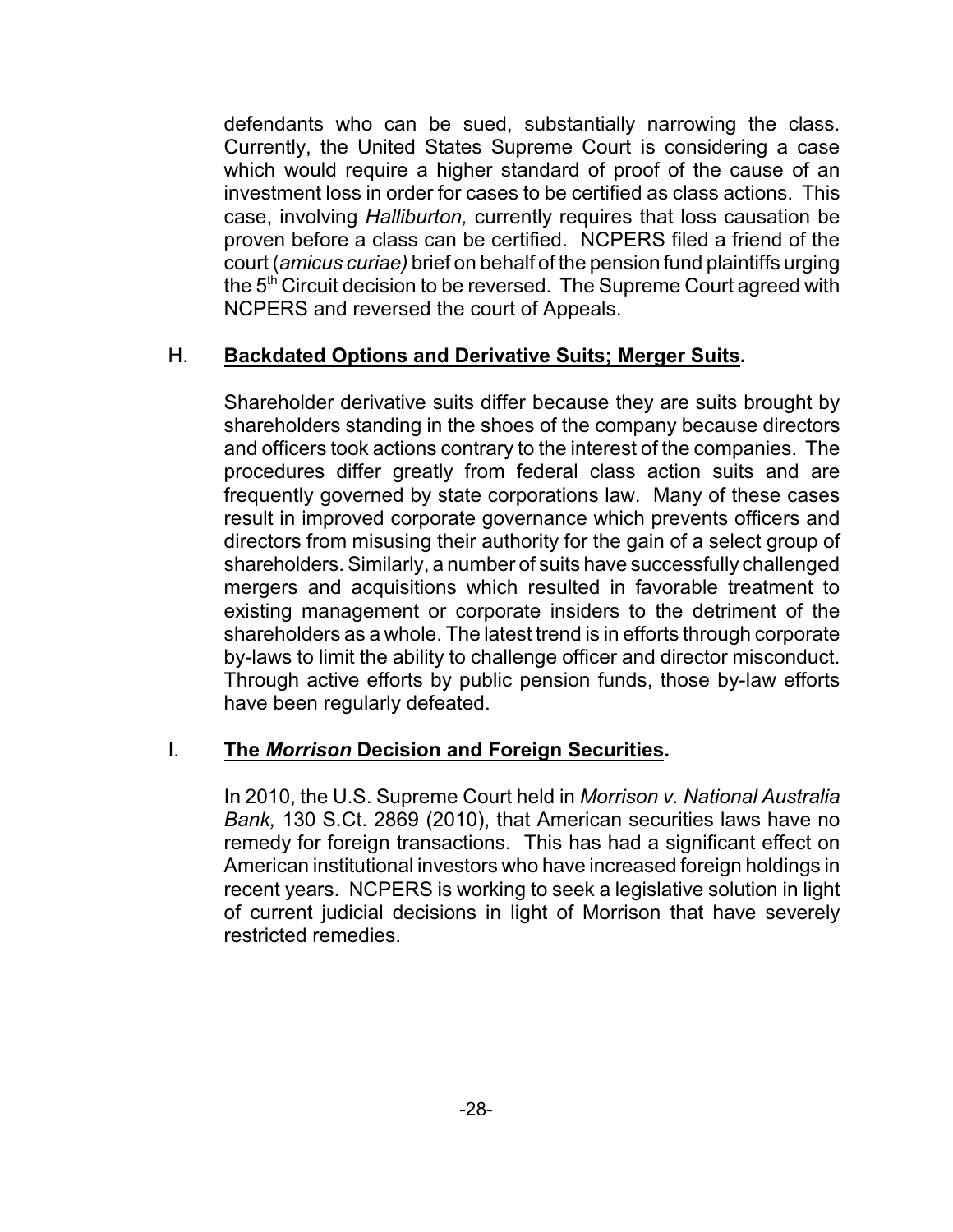defendants who can be sued, substantially narrowing the class. Currently, the United States Supreme Court is considering a case which would require a higher standard of proof of the cause of an investment loss in order for cases to be certified as class actions. This case, involving *Halliburton,* currently requires that loss causation be proven before a class can be certified. NCPERS filed a friend of the court (*amicus curiae)* brief on behalf of the pension fund plaintiffs urging the 5th Circuit decision to be reversed. The Supreme Court agreed with NCPERS and reversed the court of Appeals.

## H. **Backdated Options and Derivative Suits; Merger Suits.**

Shareholder derivative suits differ because they are suits brought by shareholders standing in the shoes of the company because directors and officers took actions contrary to the interest of the companies. The procedures differ greatly from federal class action suits and are frequently governed by state corporations law. Many of these cases result in improved corporate governance which prevents officers and directors from misusing their authority for the gain of a select group of shareholders. Similarly, a number of suits have successfully challenged mergers and acquisitions which resulted in favorable treatment to existing management or corporate insiders to the detriment of the shareholders as a whole. The latest trend is in efforts through corporate by-laws to limit the ability to challenge officer and director misconduct. Through active efforts by public pension funds, those by-law efforts have been regularly defeated.

## I. **The *Morrison* Decision and Foreign Securities.**

In 2010, the U.S. Supreme Court held in *Morrison v. National Australia Bank,* 130 S.Ct. 2869 (2010), that American securities laws have no remedy for foreign transactions. This has had a significant effect on American institutional investors who have increased foreign holdings in recent years. NCPERS is working to seek a legislative solution in light of current judicial decisions in light of Morrison that have severely restricted remedies.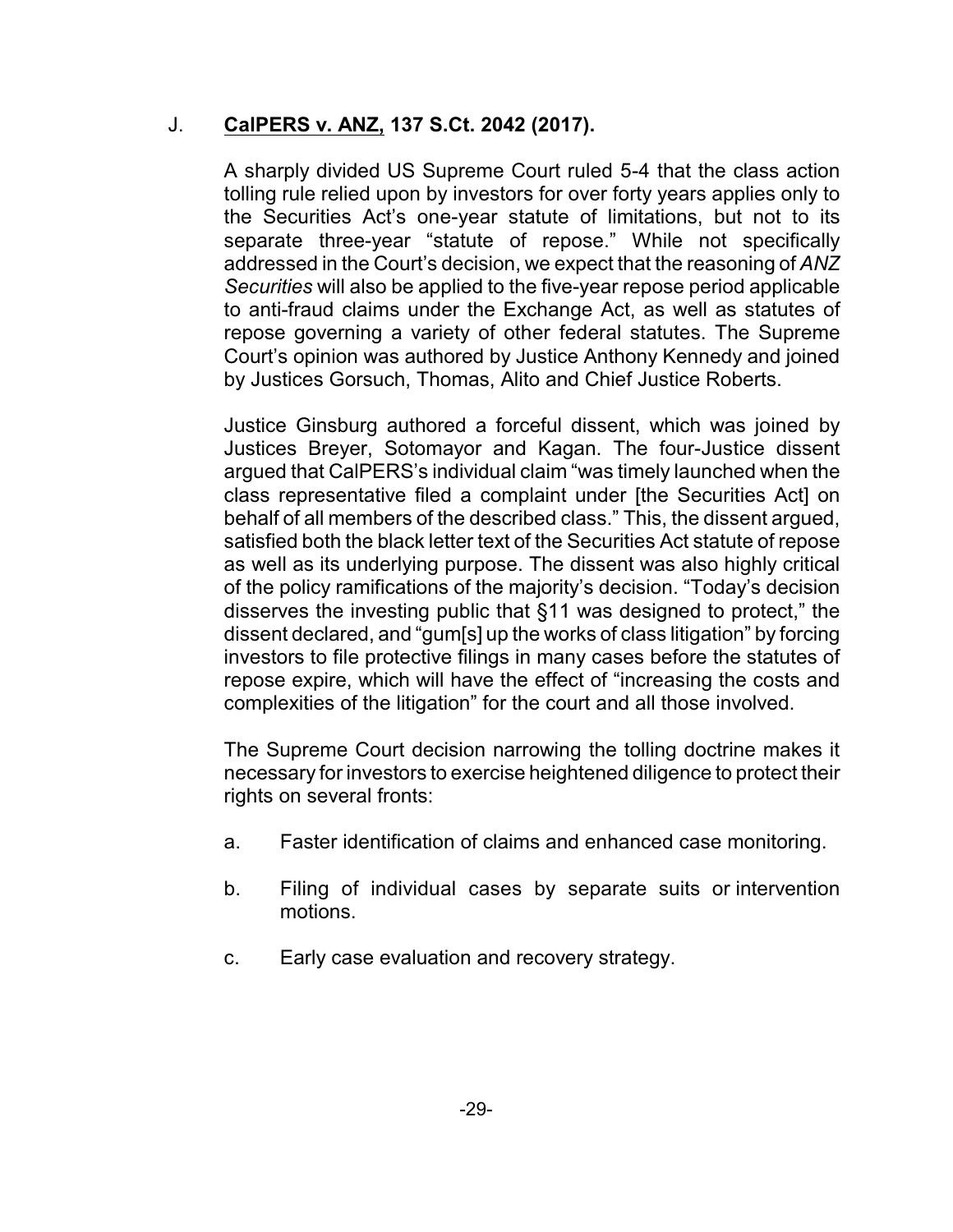### J. **<u>CalPERS v. ANZ,</u> 137 S.Ct. 2042 (2017).**

A sharply divided US Supreme Court ruled 5-4 that the class action tolling rule relied upon by investors for over forty years applies only to the Securities Act's one-year statute of limitations, but not to its separate three-year "statute of repose." While not specifically addressed in the Court's decision, we expect that the reasoning of *ANZ Securities* will also be applied to the five-year repose period applicable to anti-fraud claims under the Exchange Act, as well as statutes of repose governing a variety of other federal statutes. The Supreme Court's opinion was authored by Justice Anthony Kennedy and joined by Justices Gorsuch, Thomas, Alito and Chief Justice Roberts.

Justice Ginsburg authored a forceful dissent, which was joined by Justices Breyer, Sotomayor and Kagan. The four-Justice dissent argued that CalPERS's individual claim "was timely launched when the class representative filed a complaint under [the Securities Act] on behalf of all members of the described class." This, the dissent argued, satisfied both the black letter text of the Securities Act statute of repose as well as its underlying purpose. The dissent was also highly critical of the policy ramifications of the majority's decision. "Today's decision disserves the investing public that §11 was designed to protect," the dissent declared, and "gum[s] up the works of class litigation" by forcing investors to file protective filings in many cases before the statutes of repose expire, which will have the effect of "increasing the costs and complexities of the litigation" for the court and all those involved.

The Supreme Court decision narrowing the tolling doctrine makes it necessary for investors to exercise heightened diligence to protect their rights on several fronts:

a. Faster identification of claims and enhanced case monitoring.

b. Filing of individual cases by separate suits or intervention motions.

c. Early case evaluation and recovery strategy.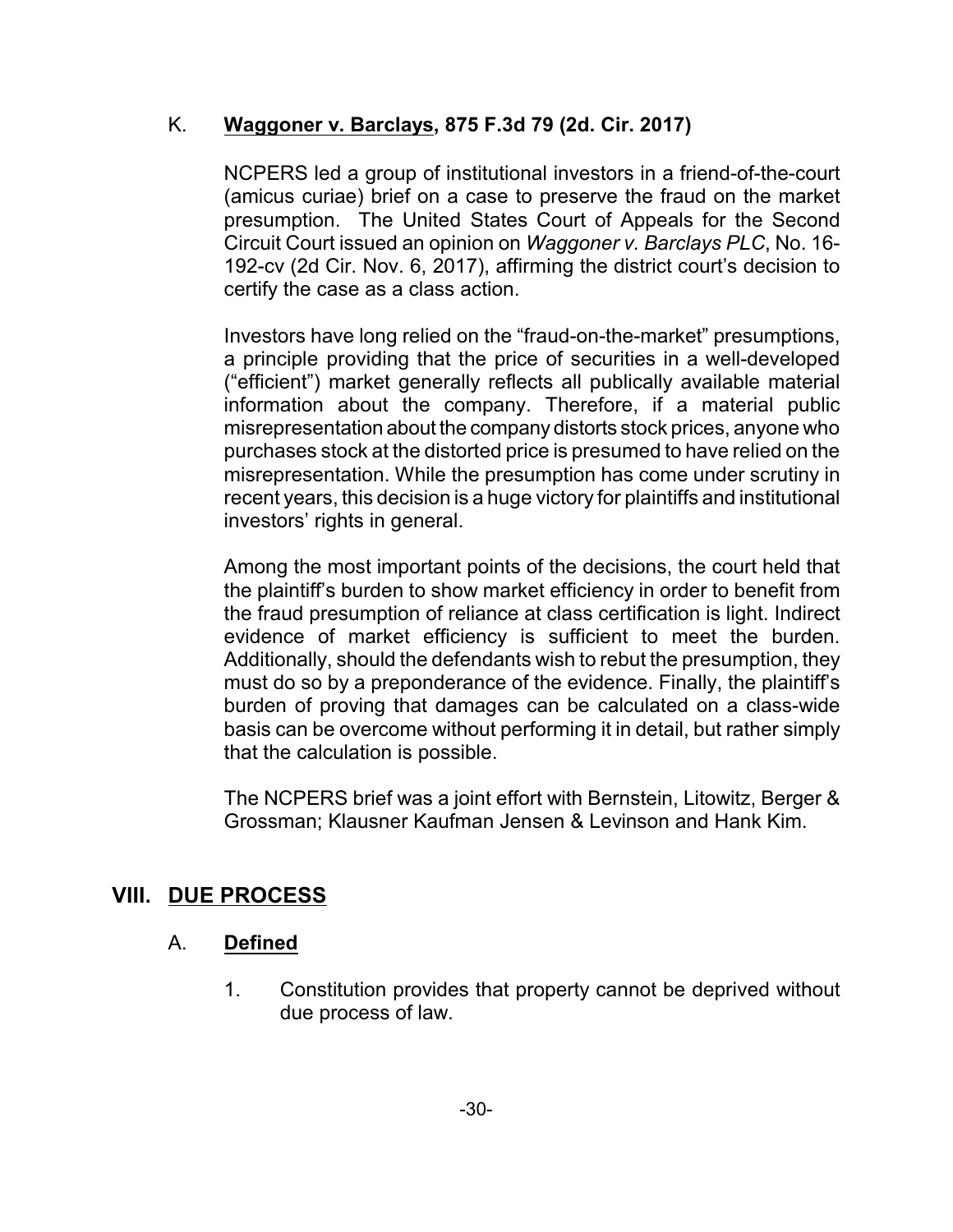### K. **Waggoner v. Barclays, 875 F.3d 79 (2d. Cir. 2017)**

NCPERS led a group of institutional investors in a friend-of-the-court (amicus curiae) brief on a case to preserve the fraud on the market presumption. The United States Court of Appeals for the Second Circuit Court issued an opinion on *Waggoner v. Barclays PLC*, No. 16-192-cv (2d Cir. Nov. 6, 2017), affirming the district court's decision to certify the case as a class action.

Investors have long relied on the "fraud-on-the-market" presumptions, a principle providing that the price of securities in a well-developed ("efficient") market generally reflects all publically available material information about the company. Therefore, if a material public misrepresentation about the company distorts stock prices, anyone who purchases stock at the distorted price is presumed to have relied on the misrepresentation. While the presumption has come under scrutiny in recent years, this decision is a huge victory for plaintiffs and institutional investors' rights in general.

Among the most important points of the decisions, the court held that the plaintiff's burden to show market efficiency in order to benefit from the fraud presumption of reliance at class certification is light. Indirect evidence of market efficiency is sufficient to meet the burden. Additionally, should the defendants wish to rebut the presumption, they must do so by a preponderance of the evidence. Finally, the plaintiff's burden of proving that damages can be calculated on a class-wide basis can be overcome without performing it in detail, but rather simply that the calculation is possible.

The NCPERS brief was a joint effort with Bernstein, Litowitz, Berger & Grossman; Klausner Kaufman Jensen & Levinson and Hank Kim.

## VIII. DUE PROCESS

### A. **Defined**

1. Constitution provides that property cannot be deprived without due process of law.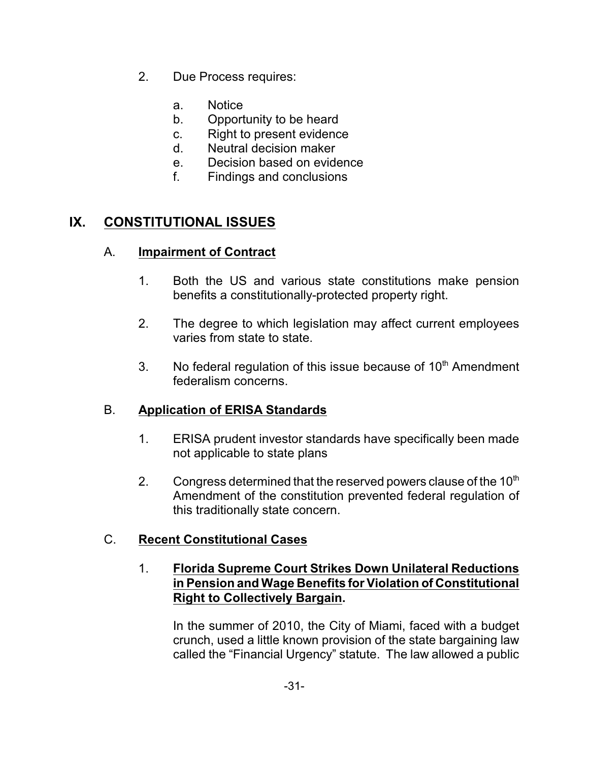2. Due Process requires:

   a. Notice
   b. Opportunity to be heard
   c. Right to present evidence
   d. Neutral decision maker
   e. Decision based on evidence
   f. Findings and conclusions

## IX. CONSTITUTIONAL ISSUES

### A. Impairment of Contract

1. Both the US and various state constitutions make pension benefits a constitutionally-protected property right.

2. The degree to which legislation may affect current employees varies from state to state.

3. No federal regulation of this issue because of 10th Amendment federalism concerns.

### B. Application of ERISA Standards

1. ERISA prudent investor standards have specifically been made not applicable to state plans

2. Congress determined that the reserved powers clause of the 10th Amendment of the constitution prevented federal regulation of this traditionally state concern.

### C. Recent Constitutional Cases

1. **Florida Supreme Court Strikes Down Unilateral Reductions in Pension and Wage Benefits for Violation of Constitutional Right to Collectively Bargain.**

   In the summer of 2010, the City of Miami, faced with a budget crunch, used a little known provision of the state bargaining law called the "Financial Urgency" statute. The law allowed a public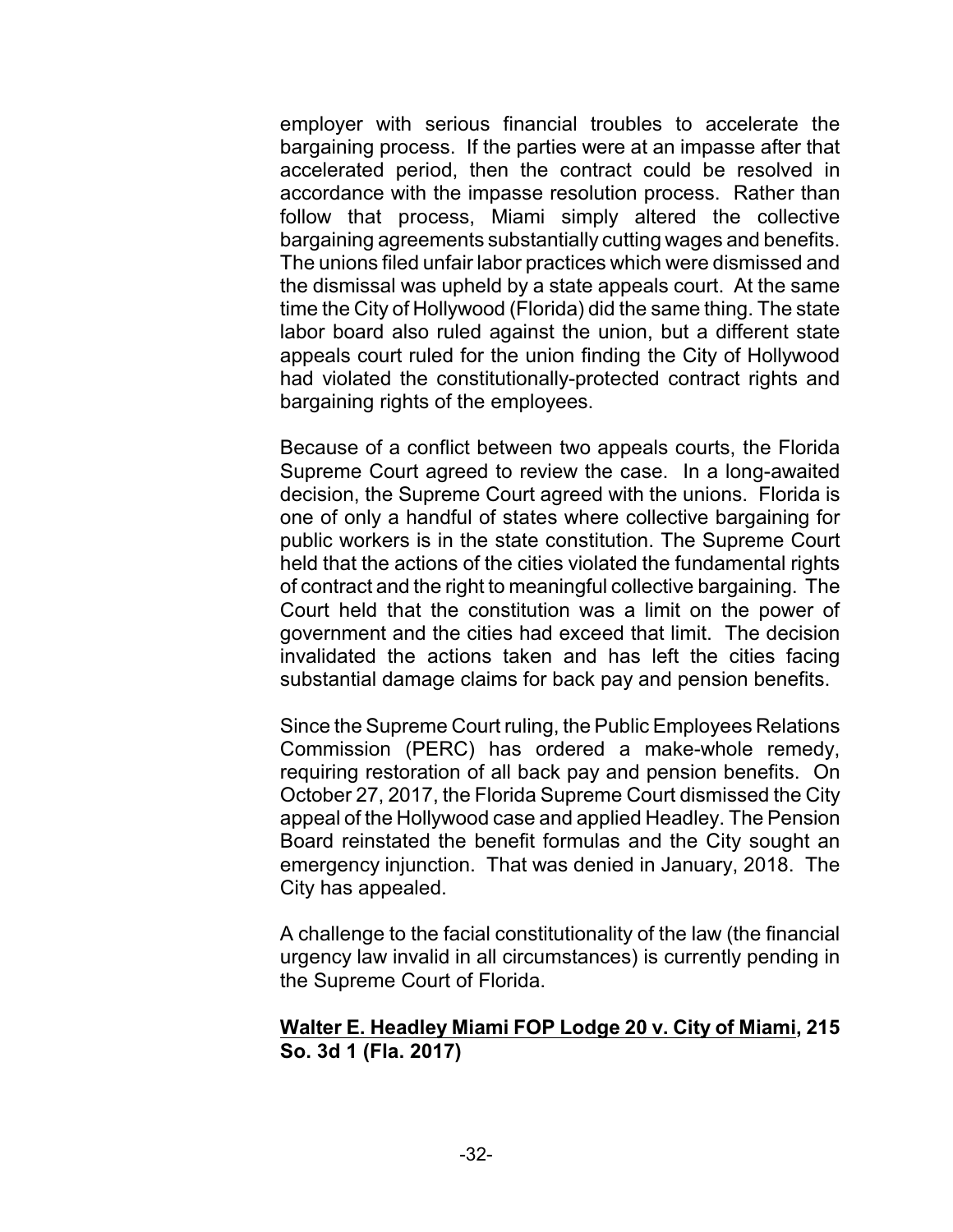employer with serious financial troubles to accelerate the bargaining process. If the parties were at an impasse after that accelerated period, then the contract could be resolved in accordance with the impasse resolution process. Rather than follow that process, Miami simply altered the collective bargaining agreements substantially cutting wages and benefits. The unions filed unfair labor practices which were dismissed and the dismissal was upheld by a state appeals court. At the same time the City of Hollywood (Florida) did the same thing. The state labor board also ruled against the union, but a different state appeals court ruled for the union finding the City of Hollywood had violated the constitutionally-protected contract rights and bargaining rights of the employees.

Because of a conflict between two appeals courts, the Florida Supreme Court agreed to review the case. In a long-awaited decision, the Supreme Court agreed with the unions. Florida is one of only a handful of states where collective bargaining for public workers is in the state constitution. The Supreme Court held that the actions of the cities violated the fundamental rights of contract and the right to meaningful collective bargaining. The Court held that the constitution was a limit on the power of government and the cities had exceed that limit. The decision invalidated the actions taken and has left the cities facing substantial damage claims for back pay and pension benefits.

Since the Supreme Court ruling, the Public Employees Relations Commission (PERC) has ordered a make-whole remedy, requiring restoration of all back pay and pension benefits. On October 27, 2017, the Florida Supreme Court dismissed the City appeal of the Hollywood case and applied Headley. The Pension Board reinstated the benefit formulas and the City sought an emergency injunction. That was denied in January, 2018. The City has appealed.

A challenge to the facial constitutionality of the law (the financial urgency law invalid in all circumstances) is currently pending in the Supreme Court of Florida.

**Walter E. Headley Miami FOP Lodge 20 v. City of Miami, 215 So. 3d 1 (Fla. 2017)**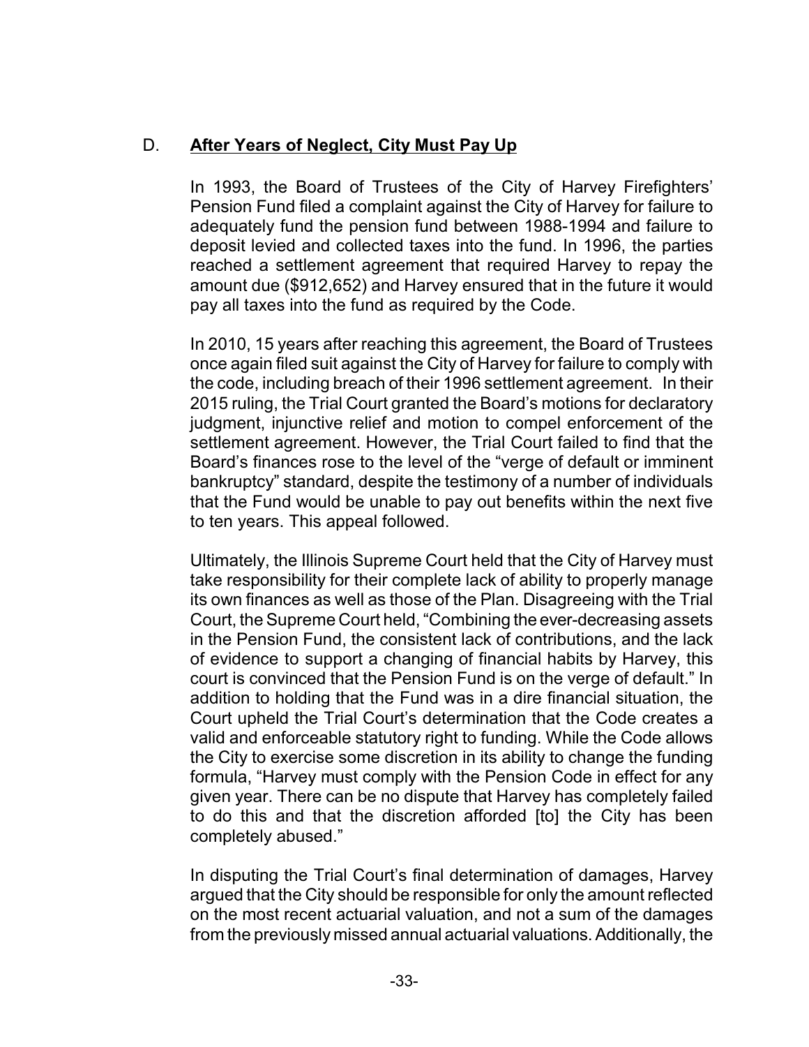### D. **After Years of Neglect, City Must Pay Up**

In 1993, the Board of Trustees of the City of Harvey Firefighters' Pension Fund filed a complaint against the City of Harvey for failure to adequately fund the pension fund between 1988-1994 and failure to deposit levied and collected taxes into the fund. In 1996, the parties reached a settlement agreement that required Harvey to repay the amount due ($912,652) and Harvey ensured that in the future it would pay all taxes into the fund as required by the Code.

In 2010, 15 years after reaching this agreement, the Board of Trustees once again filed suit against the City of Harvey for failure to comply with the code, including breach of their 1996 settlement agreement. In their 2015 ruling, the Trial Court granted the Board's motions for declaratory judgment, injunctive relief and motion to compel enforcement of the settlement agreement. However, the Trial Court failed to find that the Board's finances rose to the level of the "verge of default or imminent bankruptcy" standard, despite the testimony of a number of individuals that the Fund would be unable to pay out benefits within the next five to ten years. This appeal followed.

Ultimately, the Illinois Supreme Court held that the City of Harvey must take responsibility for their complete lack of ability to properly manage its own finances as well as those of the Plan. Disagreeing with the Trial Court, the Supreme Court held, "Combining the ever-decreasing assets in the Pension Fund, the consistent lack of contributions, and the lack of evidence to support a changing of financial habits by Harvey, this court is convinced that the Pension Fund is on the verge of default." In addition to holding that the Fund was in a dire financial situation, the Court upheld the Trial Court's determination that the Code creates a valid and enforceable statutory right to funding. While the Code allows the City to exercise some discretion in its ability to change the funding formula, "Harvey must comply with the Pension Code in effect for any given year. There can be no dispute that Harvey has completely failed to do this and that the discretion afforded [to] the City has been completely abused."

In disputing the Trial Court's final determination of damages, Harvey argued that the City should be responsible for only the amount reflected on the most recent actuarial valuation, and not a sum of the damages from the previously missed annual actuarial valuations. Additionally, the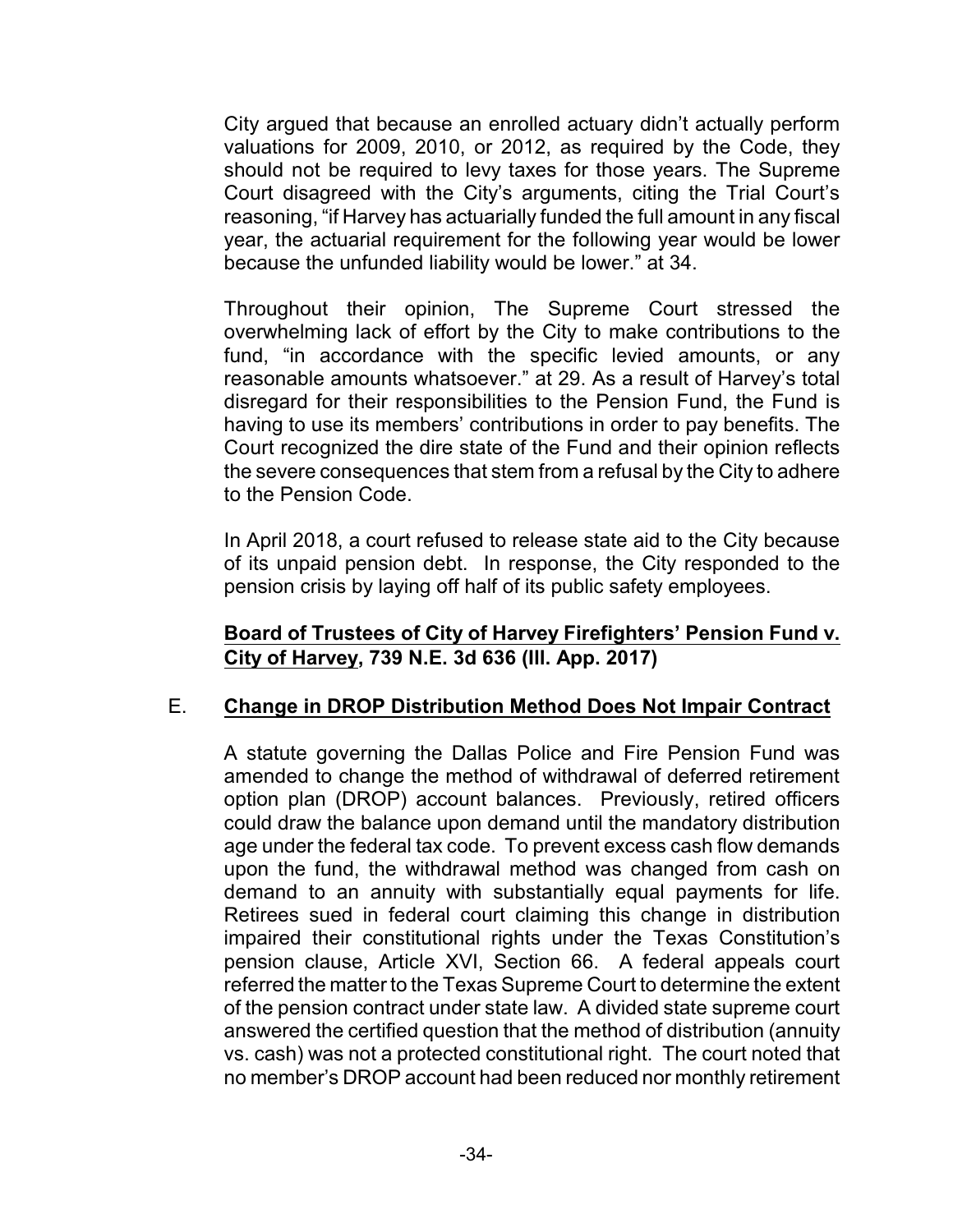City argued that because an enrolled actuary didn't actually perform valuations for 2009, 2010, or 2012, as required by the Code, they should not be required to levy taxes for those years. The Supreme Court disagreed with the City's arguments, citing the Trial Court's reasoning, "if Harvey has actuarially funded the full amount in any fiscal year, the actuarial requirement for the following year would be lower because the unfunded liability would be lower." at 34.

Throughout their opinion, The Supreme Court stressed the overwhelming lack of effort by the City to make contributions to the fund, "in accordance with the specific levied amounts, or any reasonable amounts whatsoever." at 29. As a result of Harvey's total disregard for their responsibilities to the Pension Fund, the Fund is having to use its members' contributions in order to pay benefits. The Court recognized the dire state of the Fund and their opinion reflects the severe consequences that stem from a refusal by the City to adhere to the Pension Code.

In April 2018, a court refused to release state aid to the City because of its unpaid pension debt. In response, the City responded to the pension crisis by laying off half of its public safety employees.

**Board of Trustees of City of Harvey Firefighters' Pension Fund v. City of Harvey, 739 N.E. 3d 636 (Ill. App. 2017)**

## E. Change in DROP Distribution Method Does Not Impair Contract

A statute governing the Dallas Police and Fire Pension Fund was amended to change the method of withdrawal of deferred retirement option plan (DROP) account balances. Previously, retired officers could draw the balance upon demand until the mandatory distribution age under the federal tax code. To prevent excess cash flow demands upon the fund, the withdrawal method was changed from cash on demand to an annuity with substantially equal payments for life. Retirees sued in federal court claiming this change in distribution impaired their constitutional rights under the Texas Constitution's pension clause, Article XVI, Section 66. A federal appeals court referred the matter to the Texas Supreme Court to determine the extent of the pension contract under state law. A divided state supreme court answered the certified question that the method of distribution (annuity vs. cash) was not a protected constitutional right. The court noted that no member's DROP account had been reduced nor monthly retirement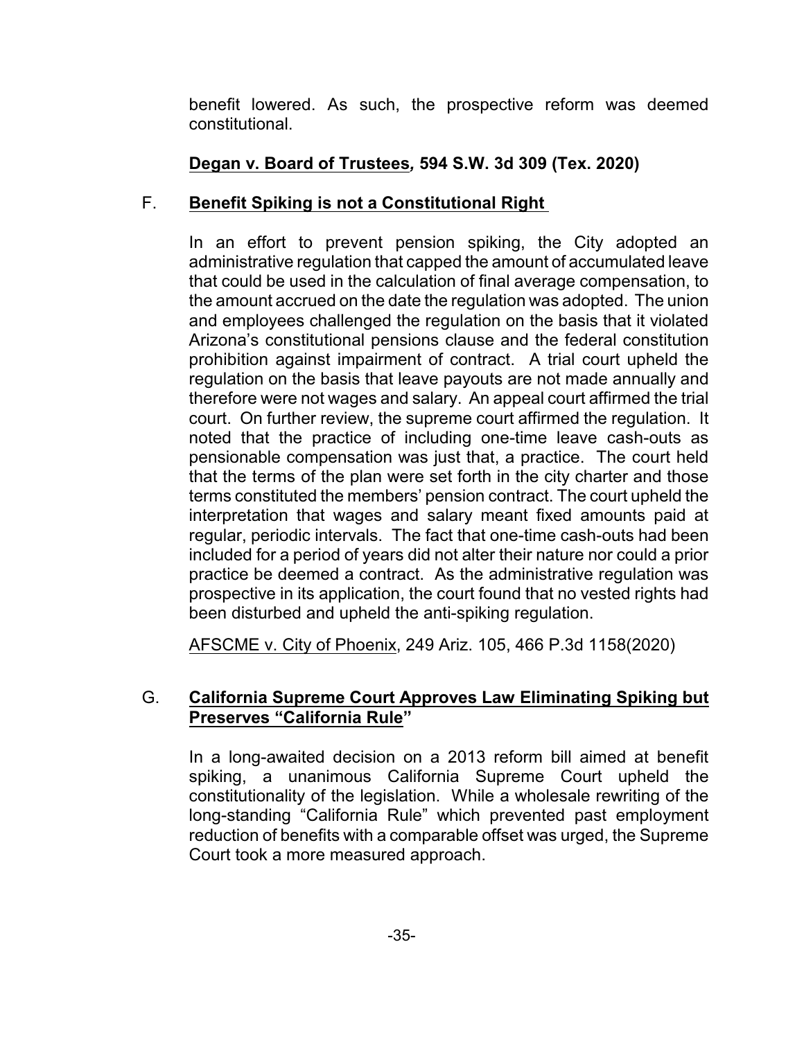benefit lowered. As such, the prospective reform was deemed constitutional.

**Degan v. Board of Trustees, 594 S.W. 3d 309 (Tex. 2020)**

## F. Benefit Spiking is not a Constitutional Right

In an effort to prevent pension spiking, the City adopted an administrative regulation that capped the amount of accumulated leave that could be used in the calculation of final average compensation, to the amount accrued on the date the regulation was adopted. The union and employees challenged the regulation on the basis that it violated Arizona's constitutional pensions clause and the federal constitution prohibition against impairment of contract. A trial court upheld the regulation on the basis that leave payouts are not made annually and therefore were not wages and salary. An appeal court affirmed the trial court. On further review, the supreme court affirmed the regulation. It noted that the practice of including one-time leave cash-outs as pensionable compensation was just that, a practice. The court held that the terms of the plan were set forth in the city charter and those terms constituted the members' pension contract. The court upheld the interpretation that wages and salary meant fixed amounts paid at regular, periodic intervals. The fact that one-time cash-outs had been included for a period of years did not alter their nature nor could a prior practice be deemed a contract. As the administrative regulation was prospective in its application, the court found that no vested rights had been disturbed and upheld the anti-spiking regulation.

AFSCME v. City of Phoenix, 249 Ariz. 105, 466 P.3d 1158(2020)

## G. California Supreme Court Approves Law Eliminating Spiking but Preserves "California Rule"

In a long-awaited decision on a 2013 reform bill aimed at benefit spiking, a unanimous California Supreme Court upheld the constitutionality of the legislation. While a wholesale rewriting of the long-standing "California Rule" which prevented past employment reduction of benefits with a comparable offset was urged, the Supreme Court took a more measured approach.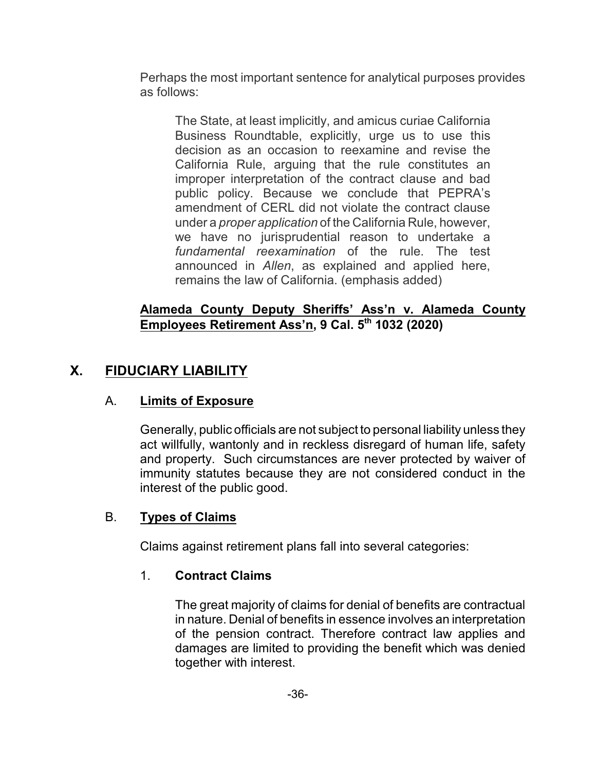Perhaps the most important sentence for analytical purposes provides as follows:

> The State, at least implicitly, and amicus curiae California Business Roundtable, explicitly, urge us to use this decision as an occasion to reexamine and revise the California Rule, arguing that the rule constitutes an improper interpretation of the contract clause and bad public policy. Because we conclude that PEPRA's amendment of CERL did not violate the contract clause under a *proper application* of the California Rule, however, we have no jurisprudential reason to undertake a *fundamental reexamination* of the rule. The test announced in *Allen*, as explained and applied here, remains the law of California. (emphasis added)

**Alameda County Deputy Sheriffs' Ass'n v. Alameda County Employees Retirement Ass'n, 9 Cal. 5th 1032 (2020)**

## X. FIDUCIARY LIABILITY

### A. Limits of Exposure

Generally, public officials are not subject to personal liability unless they act willfully, wantonly and in reckless disregard of human life, safety and property. Such circumstances are never protected by waiver of immunity statutes because they are not considered conduct in the interest of the public good.

### B. Types of Claims

Claims against retirement plans fall into several categories:

#### 1. Contract Claims

The great majority of claims for denial of benefits are contractual in nature. Denial of benefits in essence involves an interpretation of the pension contract. Therefore contract law applies and damages are limited to providing the benefit which was denied together with interest.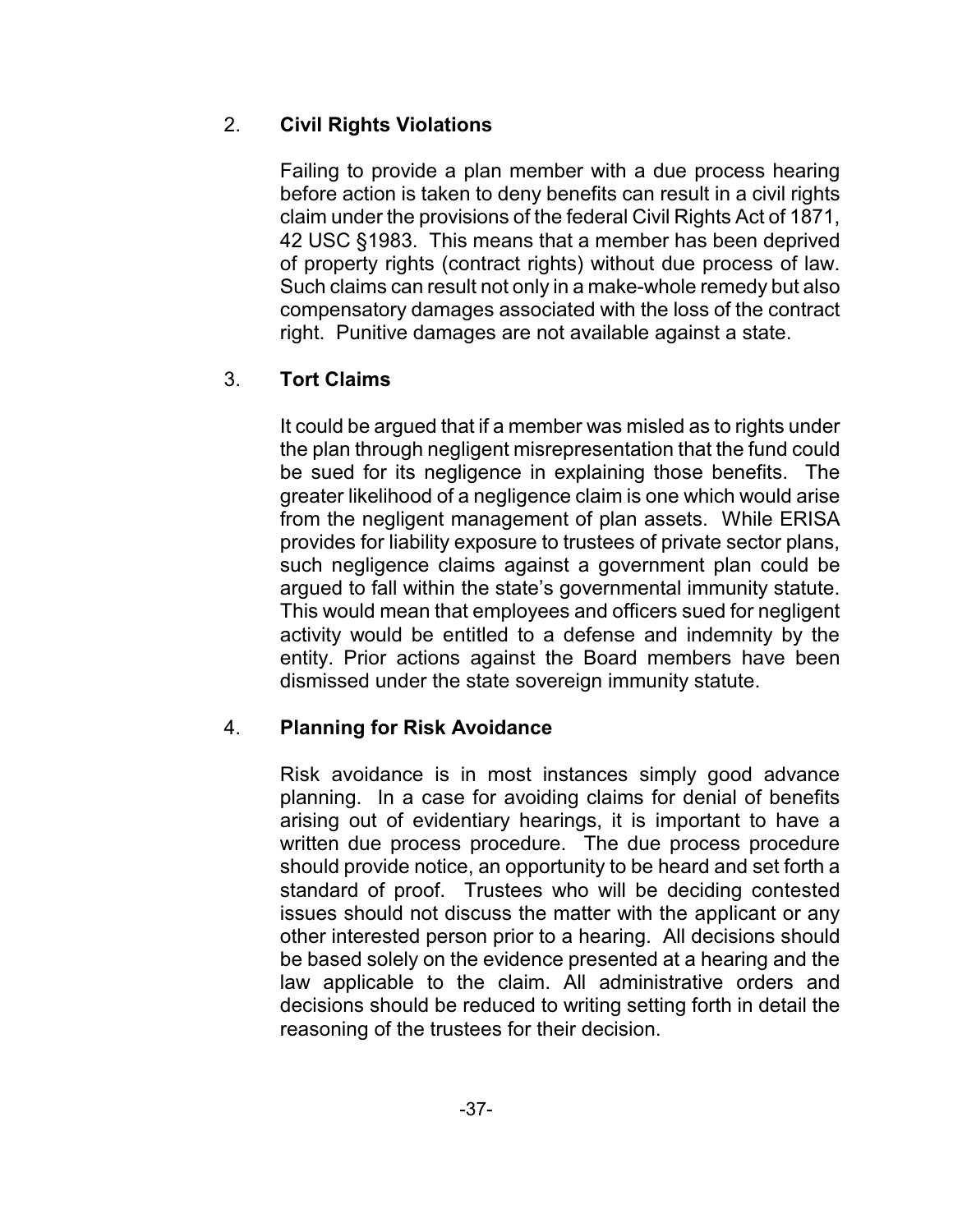### 2. **Civil Rights Violations**

Failing to provide a plan member with a due process hearing before action is taken to deny benefits can result in a civil rights claim under the provisions of the federal Civil Rights Act of 1871, 42 USC §1983. This means that a member has been deprived of property rights (contract rights) without due process of law. Such claims can result not only in a make-whole remedy but also compensatory damages associated with the loss of the contract right. Punitive damages are not available against a state.

### 3. **Tort Claims**

It could be argued that if a member was misled as to rights under the plan through negligent misrepresentation that the fund could be sued for its negligence in explaining those benefits. The greater likelihood of a negligence claim is one which would arise from the negligent management of plan assets. While ERISA provides for liability exposure to trustees of private sector plans, such negligence claims against a government plan could be argued to fall within the state's governmental immunity statute. This would mean that employees and officers sued for negligent activity would be entitled to a defense and indemnity by the entity. Prior actions against the Board members have been dismissed under the state sovereign immunity statute.

### 4. **Planning for Risk Avoidance**

Risk avoidance is in most instances simply good advance planning. In a case for avoiding claims for denial of benefits arising out of evidentiary hearings, it is important to have a written due process procedure. The due process procedure should provide notice, an opportunity to be heard and set forth a standard of proof. Trustees who will be deciding contested issues should not discuss the matter with the applicant or any other interested person prior to a hearing. All decisions should be based solely on the evidence presented at a hearing and the law applicable to the claim. All administrative orders and decisions should be reduced to writing setting forth in detail the reasoning of the trustees for their decision.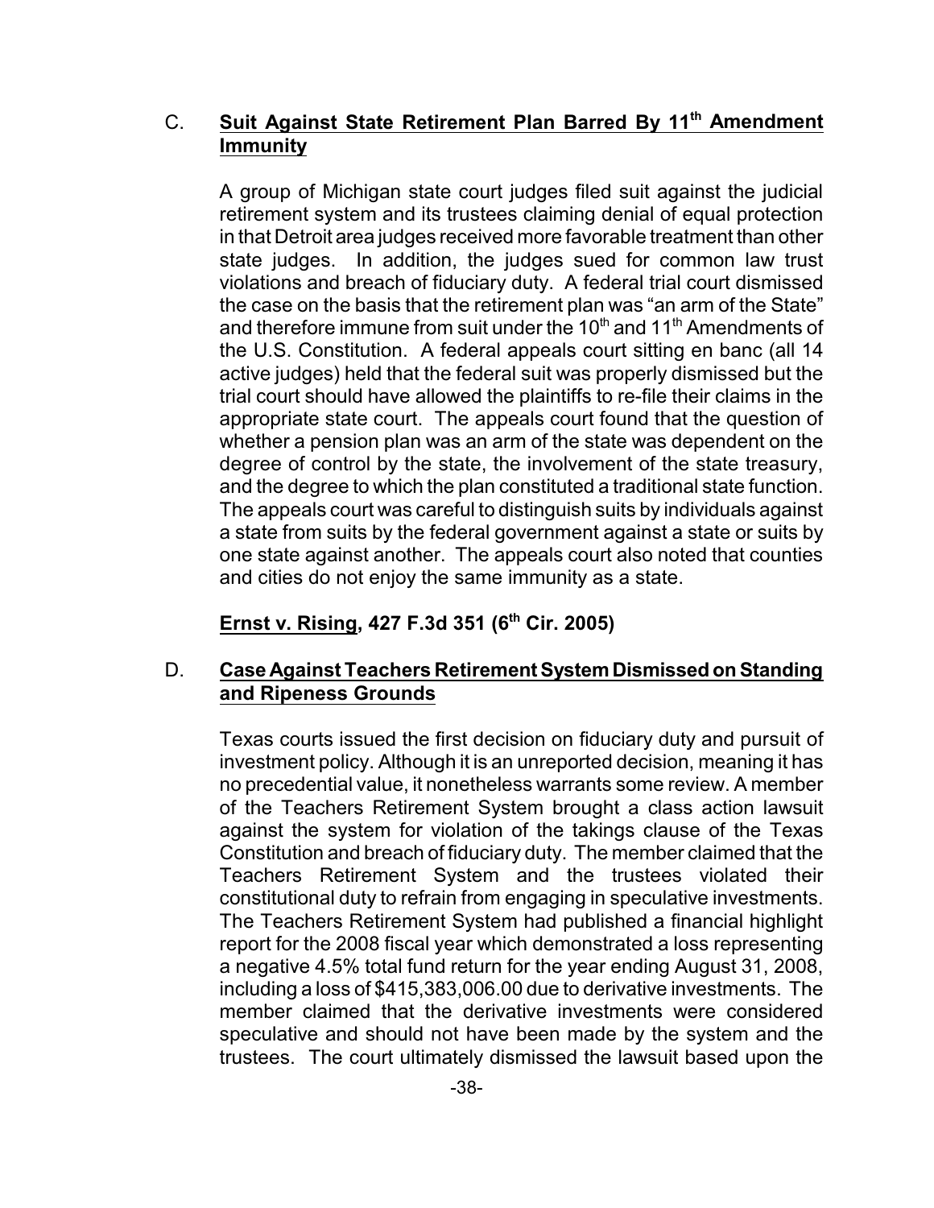### C. **Suit Against State Retirement Plan Barred By 11th Amendment Immunity**

A group of Michigan state court judges filed suit against the judicial retirement system and its trustees claiming denial of equal protection in that Detroit area judges received more favorable treatment than other state judges. In addition, the judges sued for common law trust violations and breach of fiduciary duty. A federal trial court dismissed the case on the basis that the retirement plan was "an arm of the State" and therefore immune from suit under the 10th and 11th Amendments of the U.S. Constitution. A federal appeals court sitting en banc (all 14 active judges) held that the federal suit was properly dismissed but the trial court should have allowed the plaintiffs to re-file their claims in the appropriate state court. The appeals court found that the question of whether a pension plan was an arm of the state was dependent on the degree of control by the state, the involvement of the state treasury, and the degree to which the plan constituted a traditional state function. The appeals court was careful to distinguish suits by individuals against a state from suits by the federal government against a state or suits by one state against another. The appeals court also noted that counties and cities do not enjoy the same immunity as a state.

**Ernst v. Rising, 427 F.3d 351 (6th Cir. 2005)**

### D. **Case Against Teachers Retirement System Dismissed on Standing and Ripeness Grounds**

Texas courts issued the first decision on fiduciary duty and pursuit of investment policy. Although it is an unreported decision, meaning it has no precedential value, it nonetheless warrants some review. A member of the Teachers Retirement System brought a class action lawsuit against the system for violation of the takings clause of the Texas Constitution and breach of fiduciary duty. The member claimed that the Teachers Retirement System and the trustees violated their constitutional duty to refrain from engaging in speculative investments. The Teachers Retirement System had published a financial highlight report for the 2008 fiscal year which demonstrated a loss representing a negative 4.5% total fund return for the year ending August 31, 2008, including a loss of $415,383,006.00 due to derivative investments. The member claimed that the derivative investments were considered speculative and should not have been made by the system and the trustees. The court ultimately dismissed the lawsuit based upon the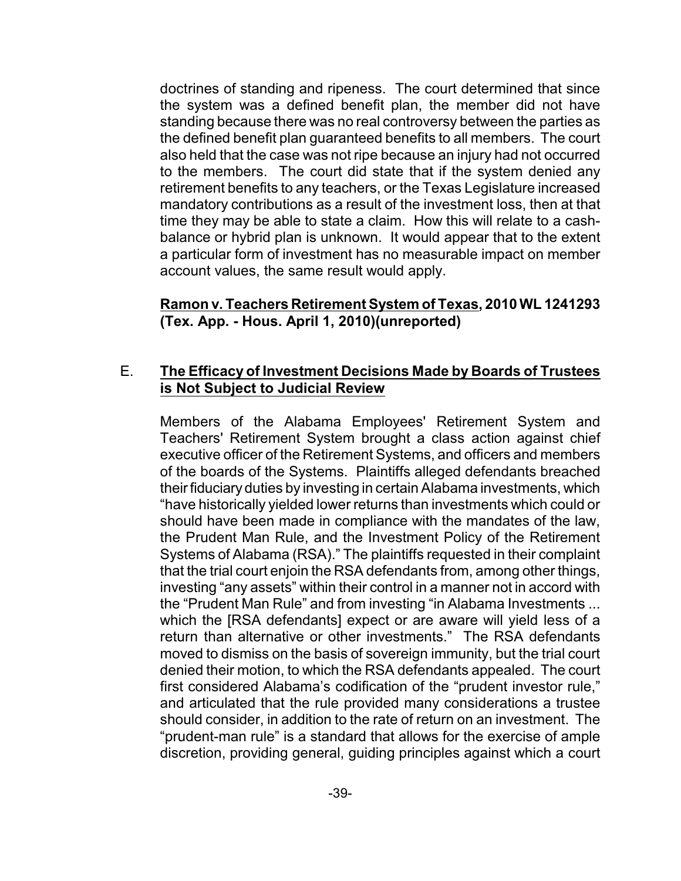doctrines of standing and ripeness. The court determined that since the system was a defined benefit plan, the member did not have standing because there was no real controversy between the parties as the defined benefit plan guaranteed benefits to all members. The court also held that the case was not ripe because an injury had not occurred to the members. The court did state that if the system denied any retirement benefits to any teachers, or the Texas Legislature increased mandatory contributions as a result of the investment loss, then at that time they may be able to state a claim. How this will relate to a cash-balance or hybrid plan is unknown. It would appear that to the extent a particular form of investment has no measurable impact on member account values, the same result would apply.

**Ramon v. Teachers Retirement System of Texas, 2010 WL 1241293 (Tex. App. - Hous. April 1, 2010)(unreported)**

### E. The Efficacy of Investment Decisions Made by Boards of Trustees is Not Subject to Judicial Review

Members of the Alabama Employees' Retirement System and Teachers' Retirement System brought a class action against chief executive officer of the Retirement Systems, and officers and members of the boards of the Systems. Plaintiffs alleged defendants breached their fiduciary duties by investing in certain Alabama investments, which "have historically yielded lower returns than investments which could or should have been made in compliance with the mandates of the law, the Prudent Man Rule, and the Investment Policy of the Retirement Systems of Alabama (RSA)." The plaintiffs requested in their complaint that the trial court enjoin the RSA defendants from, among other things, investing "any assets" within their control in a manner not in accord with the "Prudent Man Rule" and from investing "in Alabama Investments ... which the [RSA defendants] expect or are aware will yield less of a return than alternative or other investments." The RSA defendants moved to dismiss on the basis of sovereign immunity, but the trial court denied their motion, to which the RSA defendants appealed. The court first considered Alabama's codification of the "prudent investor rule," and articulated that the rule provided many considerations a trustee should consider, in addition to the rate of return on an investment. The "prudent-man rule" is a standard that allows for the exercise of ample discretion, providing general, guiding principles against which a court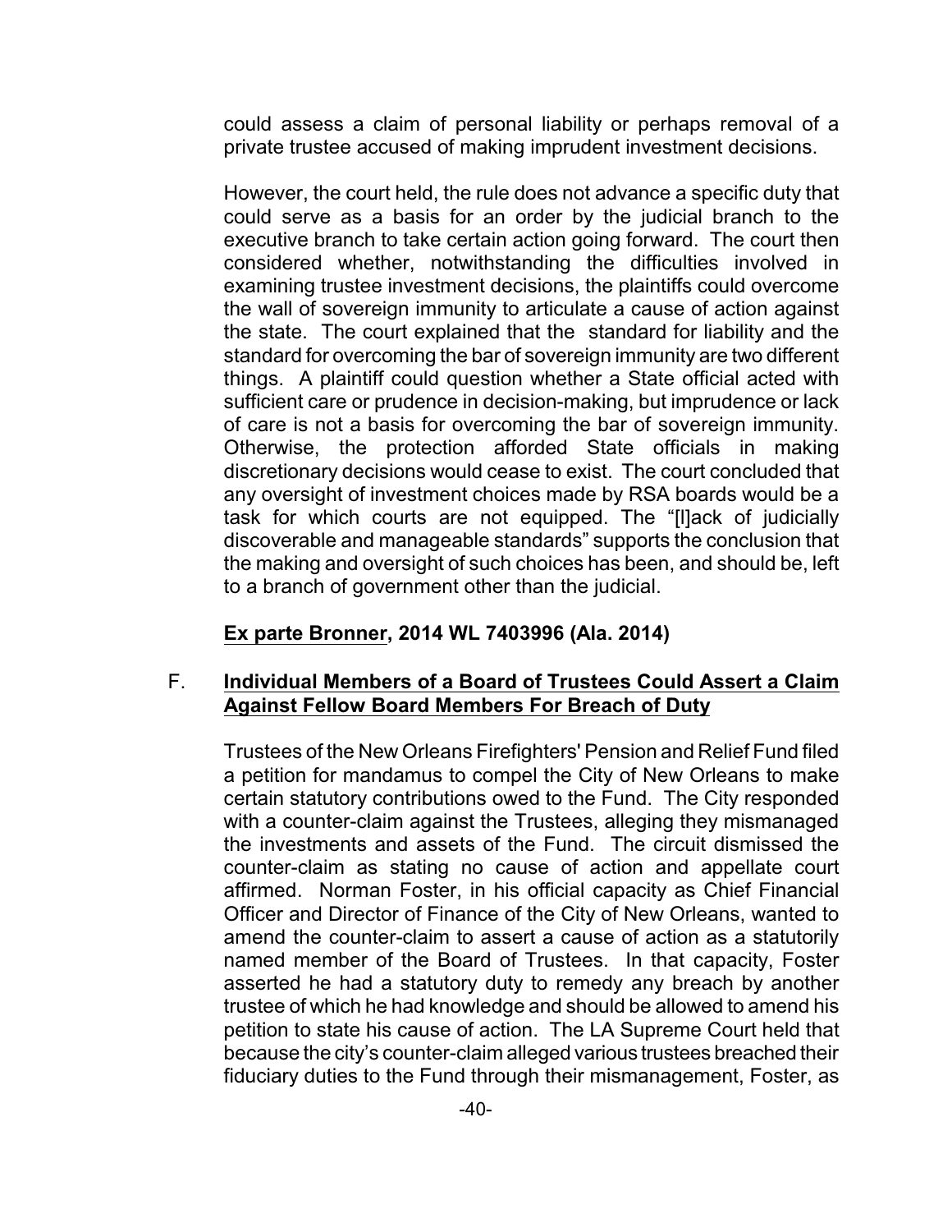could assess a claim of personal liability or perhaps removal of a private trustee accused of making imprudent investment decisions.

However, the court held, the rule does not advance a specific duty that could serve as a basis for an order by the judicial branch to the executive branch to take certain action going forward. The court then considered whether, notwithstanding the difficulties involved in examining trustee investment decisions, the plaintiffs could overcome the wall of sovereign immunity to articulate a cause of action against the state. The court explained that the standard for liability and the standard for overcoming the bar of sovereign immunity are two different things. A plaintiff could question whether a State official acted with sufficient care or prudence in decision-making, but imprudence or lack of care is not a basis for overcoming the bar of sovereign immunity. Otherwise, the protection afforded State officials in making discretionary decisions would cease to exist. The court concluded that any oversight of investment choices made by RSA boards would be a task for which courts are not equipped. The "[l]ack of judicially discoverable and manageable standards" supports the conclusion that the making and oversight of such choices has been, and should be, left to a branch of government other than the judicial.

**Ex parte Bronner, 2014 WL 7403996 (Ala. 2014)**

### F. Individual Members of a Board of Trustees Could Assert a Claim Against Fellow Board Members For Breach of Duty

Trustees of the New Orleans Firefighters' Pension and Relief Fund filed a petition for mandamus to compel the City of New Orleans to make certain statutory contributions owed to the Fund. The City responded with a counter-claim against the Trustees, alleging they mismanaged the investments and assets of the Fund. The circuit dismissed the counter-claim as stating no cause of action and appellate court affirmed. Norman Foster, in his official capacity as Chief Financial Officer and Director of Finance of the City of New Orleans, wanted to amend the counter-claim to assert a cause of action as a statutorily named member of the Board of Trustees. In that capacity, Foster asserted he had a statutory duty to remedy any breach by another trustee of which he had knowledge and should be allowed to amend his petition to state his cause of action. The LA Supreme Court held that because the city's counter-claim alleged various trustees breached their fiduciary duties to the Fund through their mismanagement, Foster, as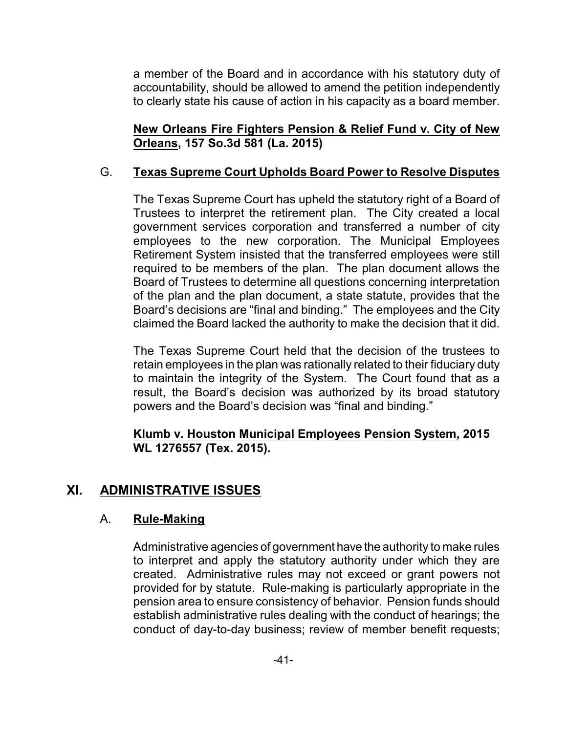a member of the Board and in accordance with his statutory duty of accountability, should be allowed to amend the petition independently to clearly state his cause of action in his capacity as a board member.

**New Orleans Fire Fighters Pension & Relief Fund v. City of New Orleans, 157 So.3d 581 (La. 2015)**

### G. Texas Supreme Court Upholds Board Power to Resolve Disputes

The Texas Supreme Court has upheld the statutory right of a Board of Trustees to interpret the retirement plan. The City created a local government services corporation and transferred a number of city employees to the new corporation. The Municipal Employees Retirement System insisted that the transferred employees were still required to be members of the plan. The plan document allows the Board of Trustees to determine all questions concerning interpretation of the plan and the plan document, a state statute, provides that the Board's decisions are "final and binding." The employees and the City claimed the Board lacked the authority to make the decision that it did.

The Texas Supreme Court held that the decision of the trustees to retain employees in the plan was rationally related to their fiduciary duty to maintain the integrity of the System. The Court found that as a result, the Board's decision was authorized by its broad statutory powers and the Board's decision was "final and binding."

**Klumb v. Houston Municipal Employees Pension System, 2015 WL 1276557 (Tex. 2015).**

## XI. ADMINISTRATIVE ISSUES

### A. Rule-Making

Administrative agencies of government have the authority to make rules to interpret and apply the statutory authority under which they are created. Administrative rules may not exceed or grant powers not provided for by statute. Rule-making is particularly appropriate in the pension area to ensure consistency of behavior. Pension funds should establish administrative rules dealing with the conduct of hearings; the conduct of day-to-day business; review of member benefit requests;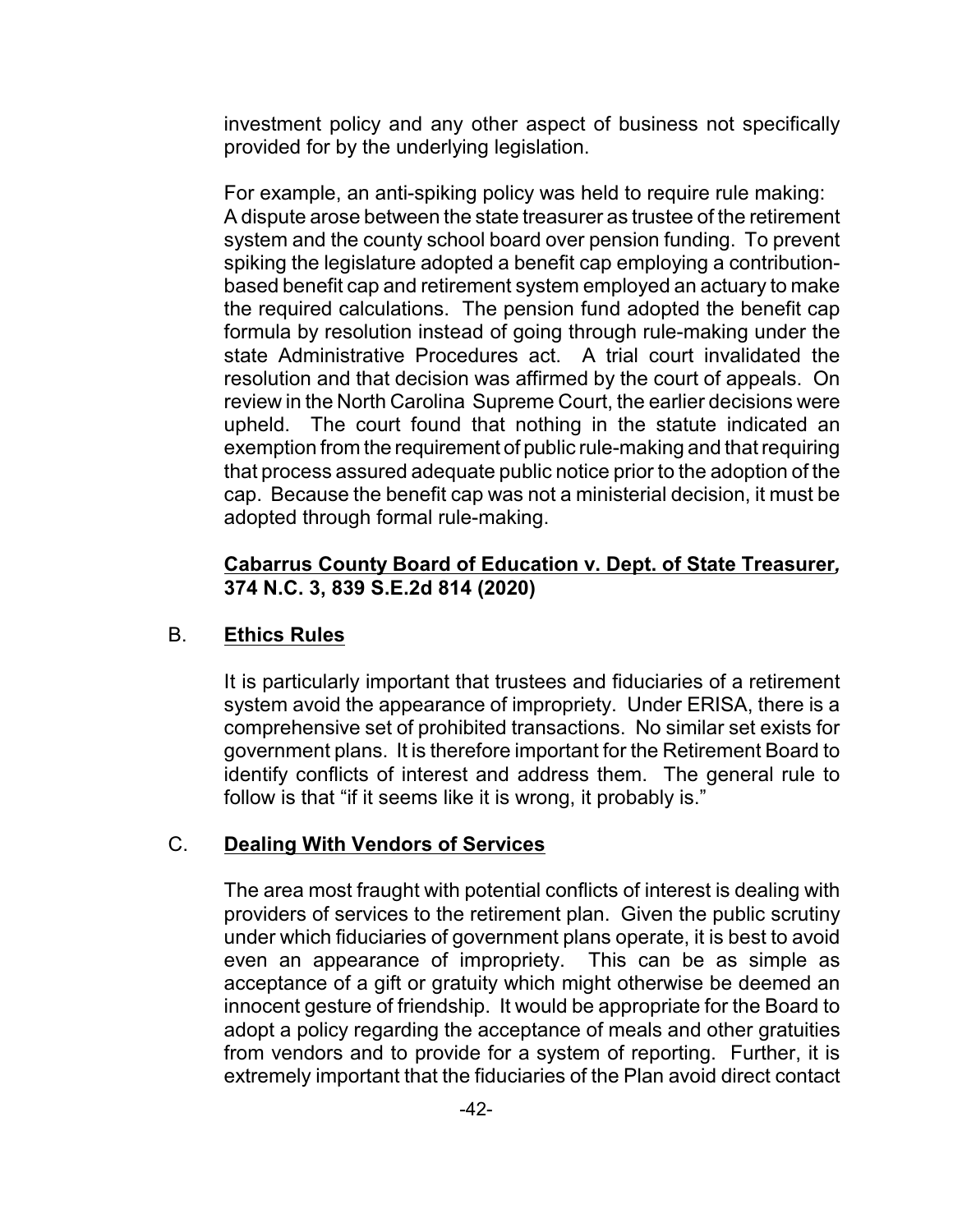investment policy and any other aspect of business not specifically provided for by the underlying legislation.

For example, an anti-spiking policy was held to require rule making: A dispute arose between the state treasurer as trustee of the retirement system and the county school board over pension funding. To prevent spiking the legislature adopted a benefit cap employing a contribution-based benefit cap and retirement system employed an actuary to make the required calculations. The pension fund adopted the benefit cap formula by resolution instead of going through rule-making under the state Administrative Procedures act. A trial court invalidated the resolution and that decision was affirmed by the court of appeals. On review in the North Carolina Supreme Court, the earlier decisions were upheld. The court found that nothing in the statute indicated an exemption from the requirement of public rule-making and that requiring that process assured adequate public notice prior to the adoption of the cap. Because the benefit cap was not a ministerial decision, it must be adopted through formal rule-making.

**Cabarrus County Board of Education v. Dept. of State Treasurer, 374 N.C. 3, 839 S.E.2d 814 (2020)**

## B. Ethics Rules

It is particularly important that trustees and fiduciaries of a retirement system avoid the appearance of impropriety. Under ERISA, there is a comprehensive set of prohibited transactions. No similar set exists for government plans. It is therefore important for the Retirement Board to identify conflicts of interest and address them. The general rule to follow is that "if it seems like it is wrong, it probably is."

## C. Dealing With Vendors of Services

The area most fraught with potential conflicts of interest is dealing with providers of services to the retirement plan. Given the public scrutiny under which fiduciaries of government plans operate, it is best to avoid even an appearance of impropriety. This can be as simple as acceptance of a gift or gratuity which might otherwise be deemed an innocent gesture of friendship. It would be appropriate for the Board to adopt a policy regarding the acceptance of meals and other gratuities from vendors and to provide for a system of reporting. Further, it is extremely important that the fiduciaries of the Plan avoid direct contact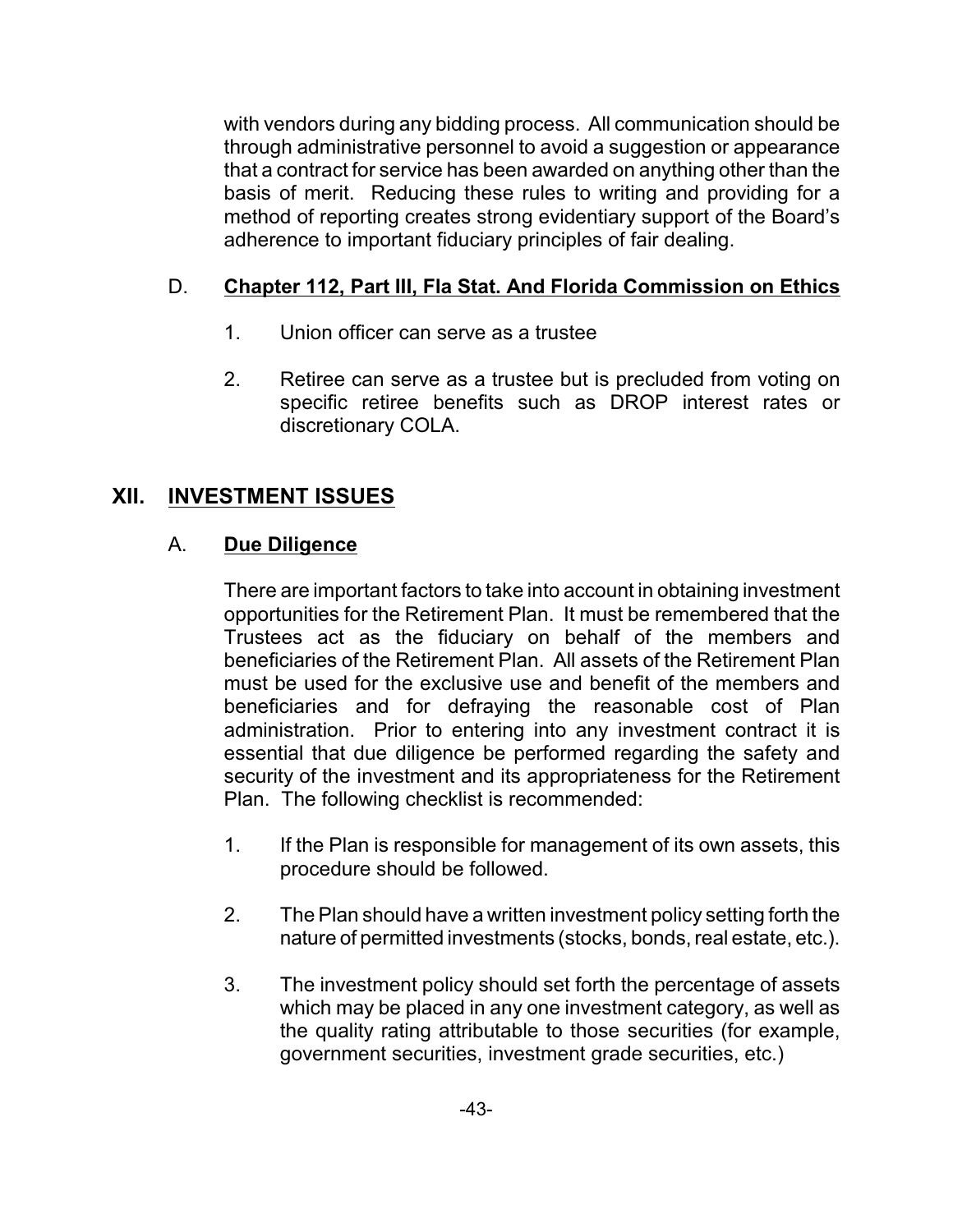with vendors during any bidding process. All communication should be through administrative personnel to avoid a suggestion or appearance that a contract for service has been awarded on anything other than the basis of merit. Reducing these rules to writing and providing for a method of reporting creates strong evidentiary support of the Board's adherence to important fiduciary principles of fair dealing.

### D. **Chapter 112, Part III, Fla Stat. And Florida Commission on Ethics**

1. Union officer can serve as a trustee

2. Retiree can serve as a trustee but is precluded from voting on specific retiree benefits such as DROP interest rates or discretionary COLA.

## XII. INVESTMENT ISSUES

### A. **Due Diligence**

There are important factors to take into account in obtaining investment opportunities for the Retirement Plan. It must be remembered that the Trustees act as the fiduciary on behalf of the members and beneficiaries of the Retirement Plan. All assets of the Retirement Plan must be used for the exclusive use and benefit of the members and beneficiaries and for defraying the reasonable cost of Plan administration. Prior to entering into any investment contract it is essential that due diligence be performed regarding the safety and security of the investment and its appropriateness for the Retirement Plan. The following checklist is recommended:

1. If the Plan is responsible for management of its own assets, this procedure should be followed.

2. The Plan should have a written investment policy setting forth the nature of permitted investments (stocks, bonds, real estate, etc.).

3. The investment policy should set forth the percentage of assets which may be placed in any one investment category, as well as the quality rating attributable to those securities (for example, government securities, investment grade securities, etc.)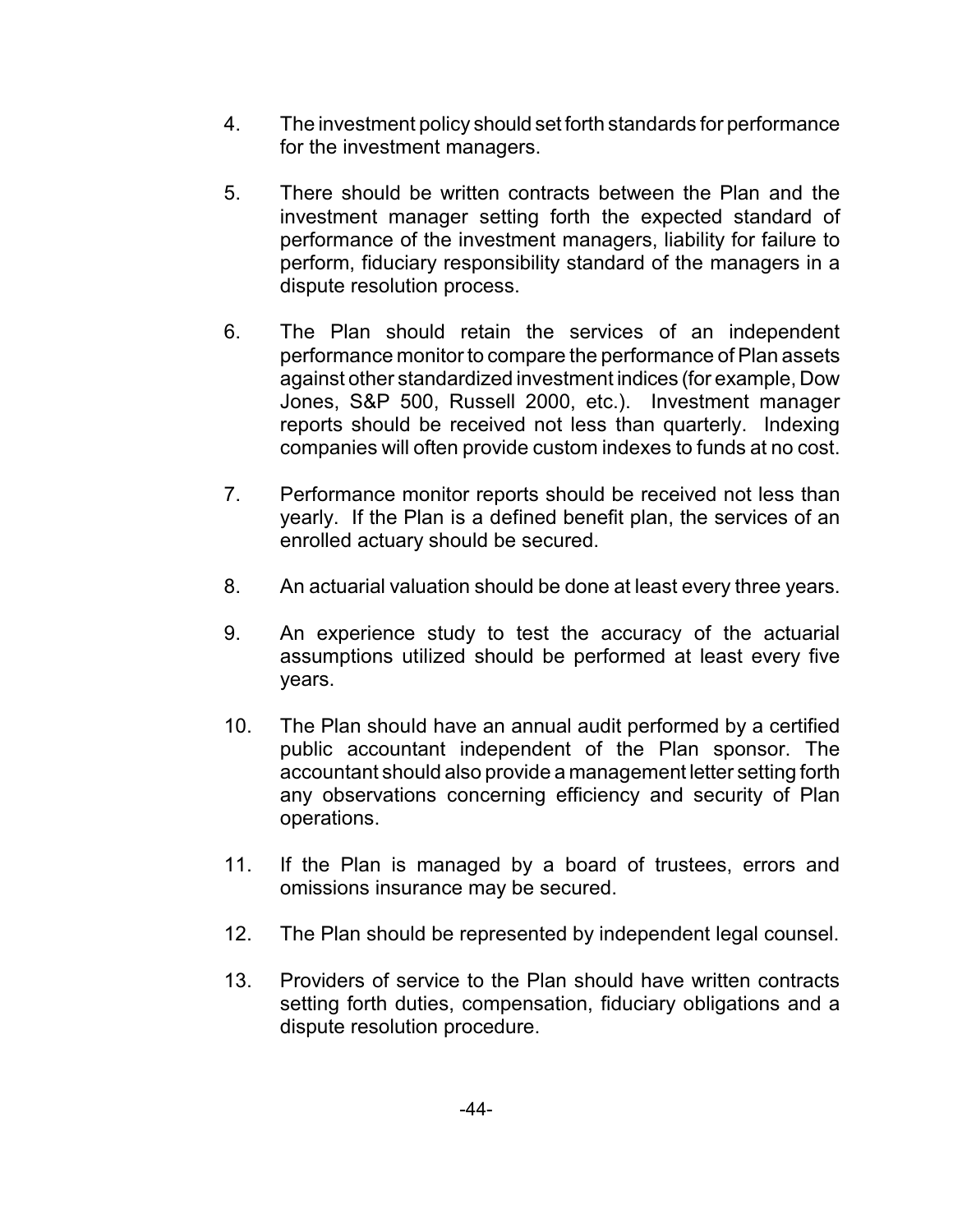4. The investment policy should set forth standards for performance for the investment managers.

5. There should be written contracts between the Plan and the investment manager setting forth the expected standard of performance of the investment managers, liability for failure to perform, fiduciary responsibility standard of the managers in a dispute resolution process.

6. The Plan should retain the services of an independent performance monitor to compare the performance of Plan assets against other standardized investment indices (for example, Dow Jones, S&P 500, Russell 2000, etc.). Investment manager reports should be received not less than quarterly. Indexing companies will often provide custom indexes to funds at no cost.

7. Performance monitor reports should be received not less than yearly. If the Plan is a defined benefit plan, the services of an enrolled actuary should be secured.

8. An actuarial valuation should be done at least every three years.

9. An experience study to test the accuracy of the actuarial assumptions utilized should be performed at least every five years.

10. The Plan should have an annual audit performed by a certified public accountant independent of the Plan sponsor. The accountant should also provide a management letter setting forth any observations concerning efficiency and security of Plan operations.

11. If the Plan is managed by a board of trustees, errors and omissions insurance may be secured.

12. The Plan should be represented by independent legal counsel.

13. Providers of service to the Plan should have written contracts setting forth duties, compensation, fiduciary obligations and a dispute resolution procedure.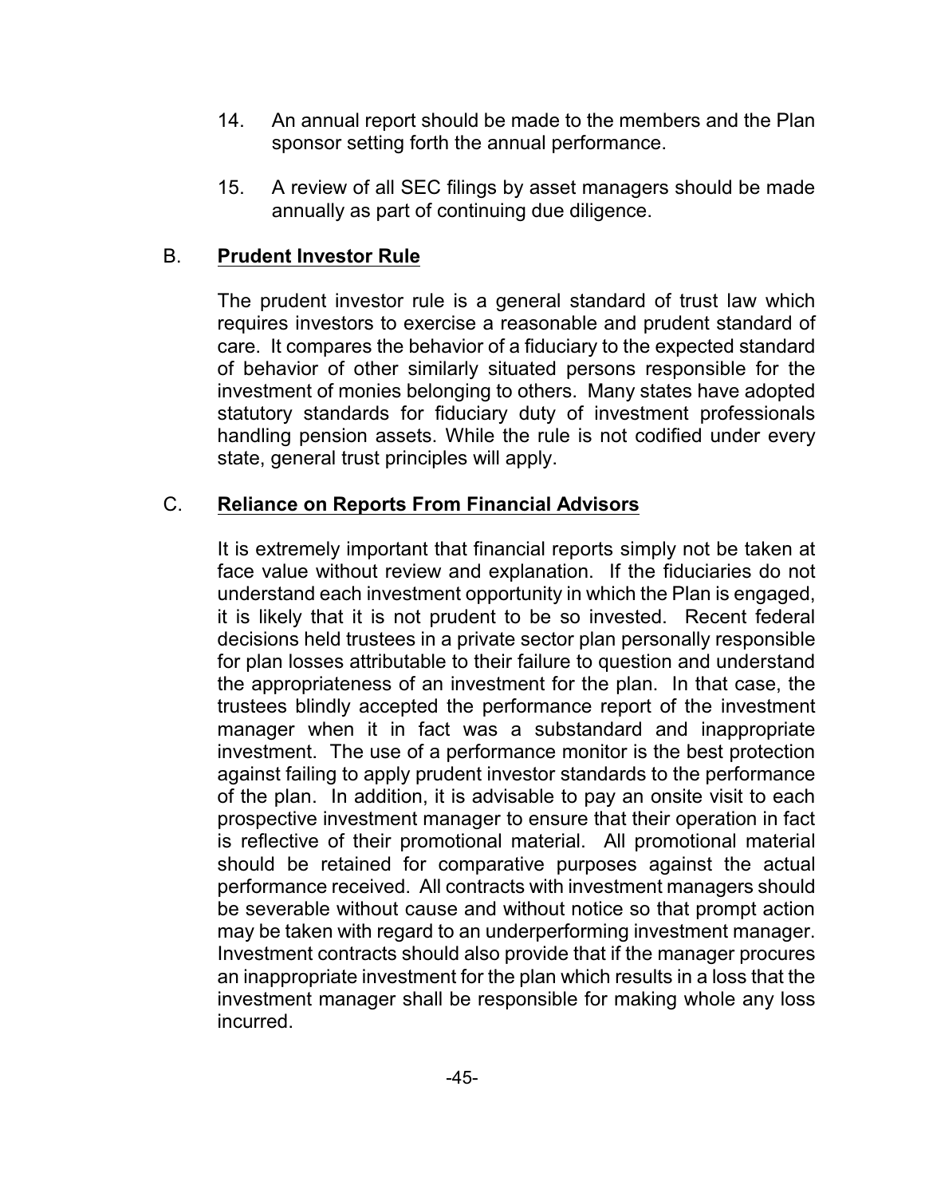14. An annual report should be made to the members and the Plan sponsor setting forth the annual performance.

15. A review of all SEC filings by asset managers should be made annually as part of continuing due diligence.

## B. **Prudent Investor Rule**

The prudent investor rule is a general standard of trust law which requires investors to exercise a reasonable and prudent standard of care. It compares the behavior of a fiduciary to the expected standard of behavior of other similarly situated persons responsible for the investment of monies belonging to others. Many states have adopted statutory standards for fiduciary duty of investment professionals handling pension assets. While the rule is not codified under every state, general trust principles will apply.

## C. **Reliance on Reports From Financial Advisors**

It is extremely important that financial reports simply not be taken at face value without review and explanation. If the fiduciaries do not understand each investment opportunity in which the Plan is engaged, it is likely that it is not prudent to be so invested. Recent federal decisions held trustees in a private sector plan personally responsible for plan losses attributable to their failure to question and understand the appropriateness of an investment for the plan. In that case, the trustees blindly accepted the performance report of the investment manager when it in fact was a substandard and inappropriate investment. The use of a performance monitor is the best protection against failing to apply prudent investor standards to the performance of the plan. In addition, it is advisable to pay an onsite visit to each prospective investment manager to ensure that their operation in fact is reflective of their promotional material. All promotional material should be retained for comparative purposes against the actual performance received. All contracts with investment managers should be severable without cause and without notice so that prompt action may be taken with regard to an underperforming investment manager. Investment contracts should also provide that if the manager procures an inappropriate investment for the plan which results in a loss that the investment manager shall be responsible for making whole any loss incurred.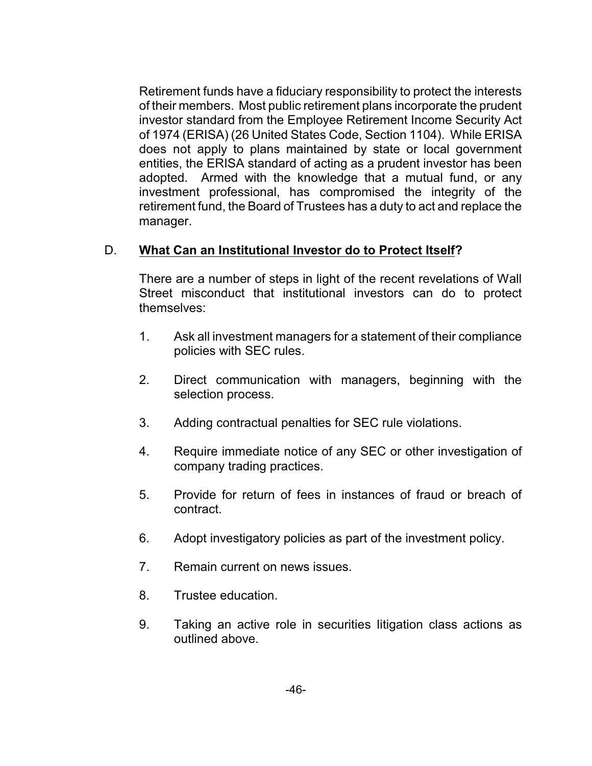Retirement funds have a fiduciary responsibility to protect the interests of their members. Most public retirement plans incorporate the prudent investor standard from the Employee Retirement Income Security Act of 1974 (ERISA) (26 United States Code, Section 1104). While ERISA does not apply to plans maintained by state or local government entities, the ERISA standard of acting as a prudent investor has been adopted. Armed with the knowledge that a mutual fund, or any investment professional, has compromised the integrity of the retirement fund, the Board of Trustees has a duty to act and replace the manager.

### D. **<u>What Can an Institutional Investor do to Protect Itself</u>?**

There are a number of steps in light of the recent revelations of Wall Street misconduct that institutional investors can do to protect themselves:

1. Ask all investment managers for a statement of their compliance policies with SEC rules.
2. Direct communication with managers, beginning with the selection process.
3. Adding contractual penalties for SEC rule violations.
4. Require immediate notice of any SEC or other investigation of company trading practices.
5. Provide for return of fees in instances of fraud or breach of contract.
6. Adopt investigatory policies as part of the investment policy.
7. Remain current on news issues.
8. Trustee education.
9. Taking an active role in securities litigation class actions as outlined above.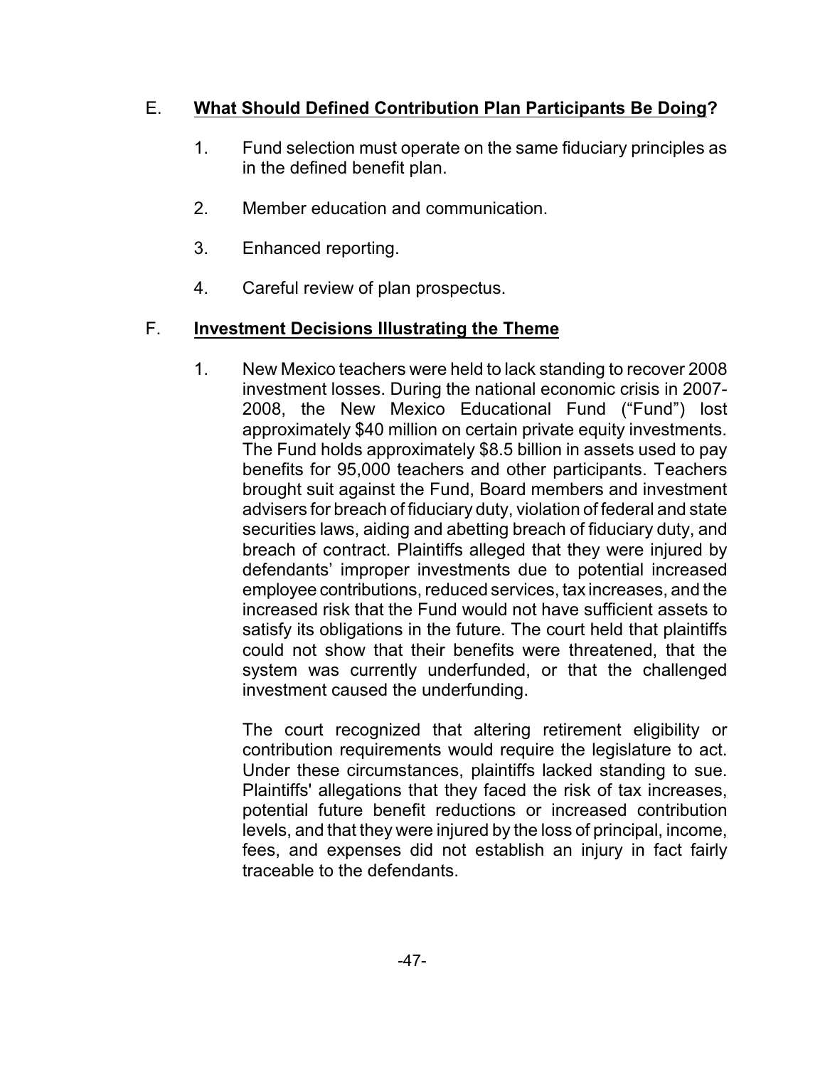## E. **What Should Defined Contribution Plan Participants Be Doing?**

1. Fund selection must operate on the same fiduciary principles as in the defined benefit plan.

2. Member education and communication.

3. Enhanced reporting.

4. Careful review of plan prospectus.

## F. **Investment Decisions Illustrating the Theme**

1. New Mexico teachers were held to lack standing to recover 2008 investment losses. During the national economic crisis in 2007-2008, the New Mexico Educational Fund ("Fund") lost approximately $40 million on certain private equity investments. The Fund holds approximately $8.5 billion in assets used to pay benefits for 95,000 teachers and other participants. Teachers brought suit against the Fund, Board members and investment advisers for breach of fiduciary duty, violation of federal and state securities laws, aiding and abetting breach of fiduciary duty, and breach of contract. Plaintiffs alleged that they were injured by defendants' improper investments due to potential increased employee contributions, reduced services, tax increases, and the increased risk that the Fund would not have sufficient assets to satisfy its obligations in the future. The court held that plaintiffs could not show that their benefits were threatened, that the system was currently underfunded, or that the challenged investment caused the underfunding.

   The court recognized that altering retirement eligibility or contribution requirements would require the legislature to act. Under these circumstances, plaintiffs lacked standing to sue. Plaintiffs' allegations that they faced the risk of tax increases, potential future benefit reductions or increased contribution levels, and that they were injured by the loss of principal, income, fees, and expenses did not establish an injury in fact fairly traceable to the defendants.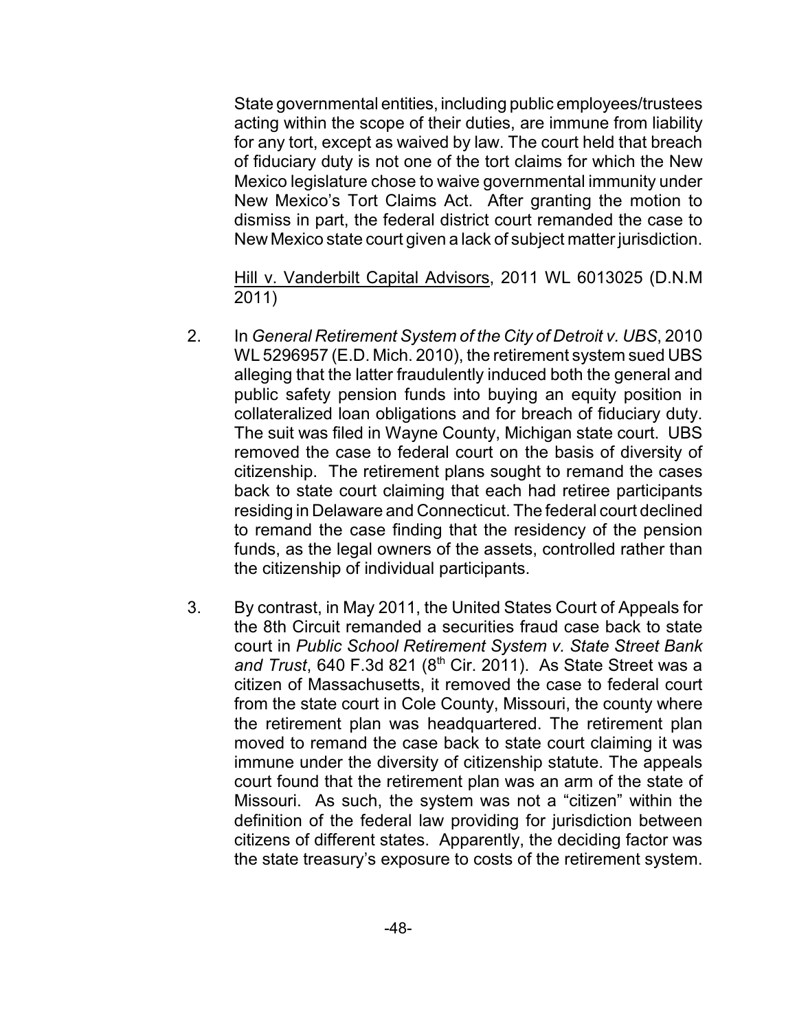State governmental entities, including public employees/trustees acting within the scope of their duties, are immune from liability for any tort, except as waived by law. The court held that breach of fiduciary duty is not one of the tort claims for which the New Mexico legislature chose to waive governmental immunity under New Mexico's Tort Claims Act. After granting the motion to dismiss in part, the federal district court remanded the case to New Mexico state court given a lack of subject matter jurisdiction.

Hill v. Vanderbilt Capital Advisors, 2011 WL 6013025 (D.N.M 2011)

2. In *General Retirement System of the City of Detroit v. UBS*, 2010 WL 5296957 (E.D. Mich. 2010), the retirement system sued UBS alleging that the latter fraudulently induced both the general and public safety pension funds into buying an equity position in collateralized loan obligations and for breach of fiduciary duty. The suit was filed in Wayne County, Michigan state court. UBS removed the case to federal court on the basis of diversity of citizenship. The retirement plans sought to remand the cases back to state court claiming that each had retiree participants residing in Delaware and Connecticut. The federal court declined to remand the case finding that the residency of the pension funds, as the legal owners of the assets, controlled rather than the citizenship of individual participants.

3. By contrast, in May 2011, the United States Court of Appeals for the 8th Circuit remanded a securities fraud case back to state court in *Public School Retirement System v. State Street Bank and Trust*, 640 F.3d 821 (8th Cir. 2011). As State Street was a citizen of Massachusetts, it removed the case to federal court from the state court in Cole County, Missouri, the county where the retirement plan was headquartered. The retirement plan moved to remand the case back to state court claiming it was immune under the diversity of citizenship statute. The appeals court found that the retirement plan was an arm of the state of Missouri. As such, the system was not a "citizen" within the definition of the federal law providing for jurisdiction between citizens of different states. Apparently, the deciding factor was the state treasury's exposure to costs of the retirement system.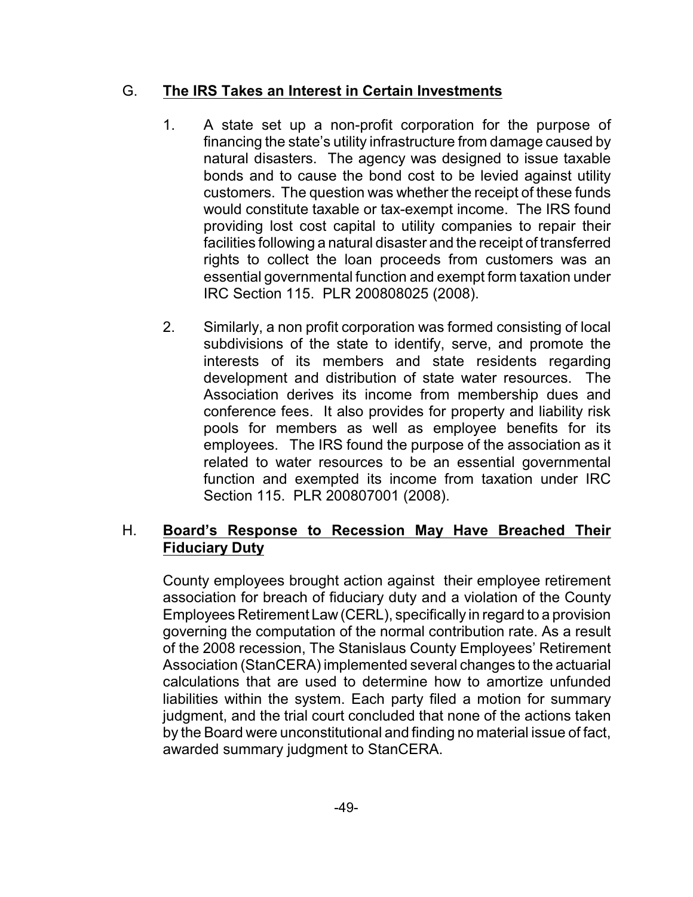## G. **The IRS Takes an Interest in Certain Investments**

1. A state set up a non-profit corporation for the purpose of financing the state's utility infrastructure from damage caused by natural disasters. The agency was designed to issue taxable bonds and to cause the bond cost to be levied against utility customers. The question was whether the receipt of these funds would constitute taxable or tax-exempt income. The IRS found providing lost cost capital to utility companies to repair their facilities following a natural disaster and the receipt of transferred rights to collect the loan proceeds from customers was an essential governmental function and exempt form taxation under IRC Section 115. PLR 200808025 (2008).

2. Similarly, a non profit corporation was formed consisting of local subdivisions of the state to identify, serve, and promote the interests of its members and state residents regarding development and distribution of state water resources. The Association derives its income from membership dues and conference fees. It also provides for property and liability risk pools for members as well as employee benefits for its employees. The IRS found the purpose of the association as it related to water resources to be an essential governmental function and exempted its income from taxation under IRC Section 115. PLR 200807001 (2008).

## H. **Board's Response to Recession May Have Breached Their Fiduciary Duty**

County employees brought action against their employee retirement association for breach of fiduciary duty and a violation of the County Employees Retirement Law (CERL), specifically in regard to a provision governing the computation of the normal contribution rate. As a result of the 2008 recession, The Stanislaus County Employees' Retirement Association (StanCERA) implemented several changes to the actuarial calculations that are used to determine how to amortize unfunded liabilities within the system. Each party filed a motion for summary judgment, and the trial court concluded that none of the actions taken by the Board were unconstitutional and finding no material issue of fact, awarded summary judgment to StanCERA.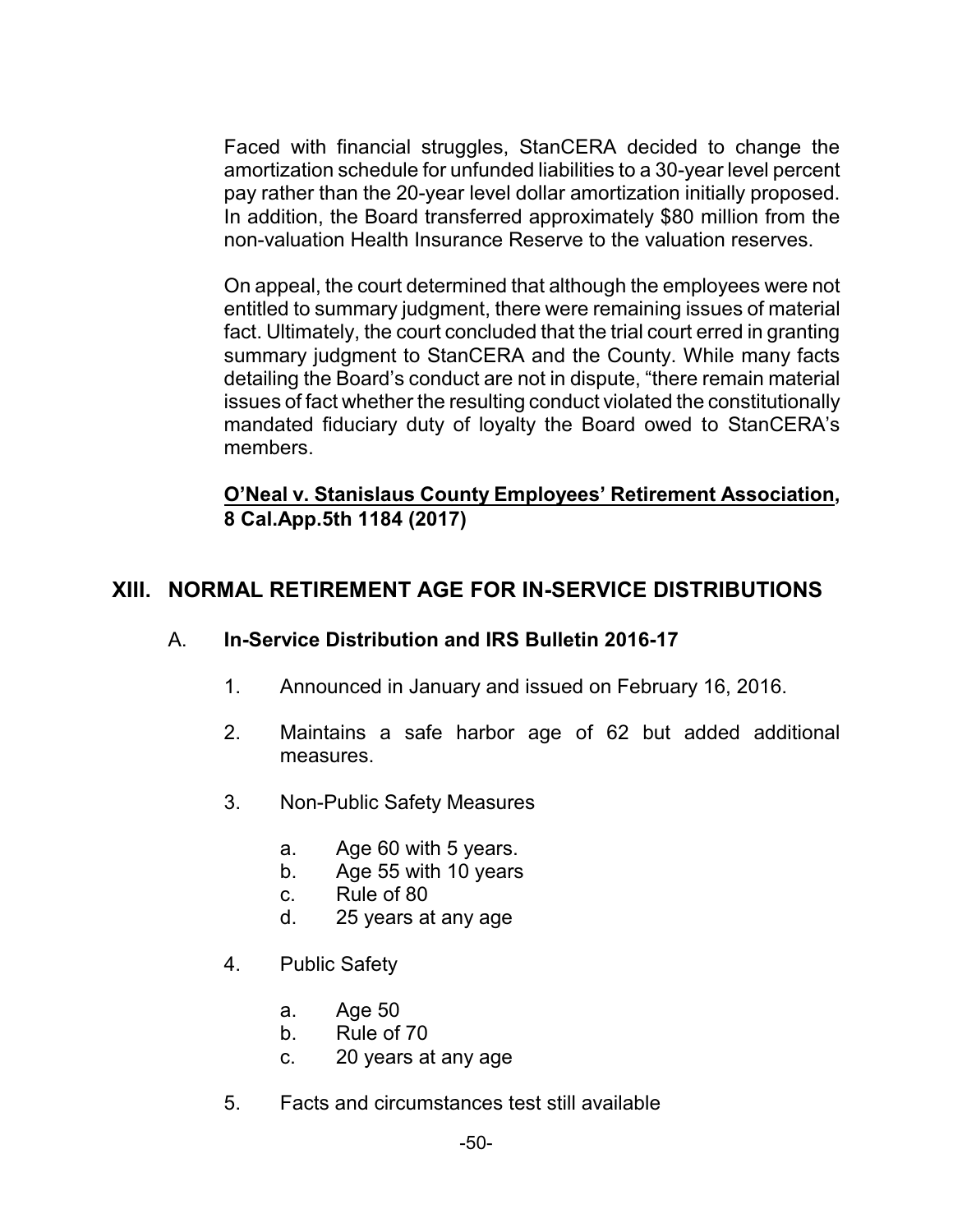Faced with financial struggles, StanCERA decided to change the amortization schedule for unfunded liabilities to a 30-year level percent pay rather than the 20-year level dollar amortization initially proposed. In addition, the Board transferred approximately $80 million from the non-valuation Health Insurance Reserve to the valuation reserves.

On appeal, the court determined that although the employees were not entitled to summary judgment, there were remaining issues of material fact. Ultimately, the court concluded that the trial court erred in granting summary judgment to StanCERA and the County. While many facts detailing the Board's conduct are not in dispute, "there remain material issues of fact whether the resulting conduct violated the constitutionally mandated fiduciary duty of loyalty the Board owed to StanCERA's members.

**<u>O'Neal v. Stanislaus County Employees' Retirement Association</u>, 8 Cal.App.5th 1184 (2017)**

## XIII. NORMAL RETIREMENT AGE FOR IN-SERVICE DISTRIBUTIONS

### A. In-Service Distribution and IRS Bulletin 2016-17

1. Announced in January and issued on February 16, 2016.
2. Maintains a safe harbor age of 62 but added additional measures.
3. Non-Public Safety Measures
   a. Age 60 with 5 years.
   b. Age 55 with 10 years
   c. Rule of 80
   d. 25 years at any age
4. Public Safety
   a. Age 50
   b. Rule of 70
   c. 20 years at any age
5. Facts and circumstances test still available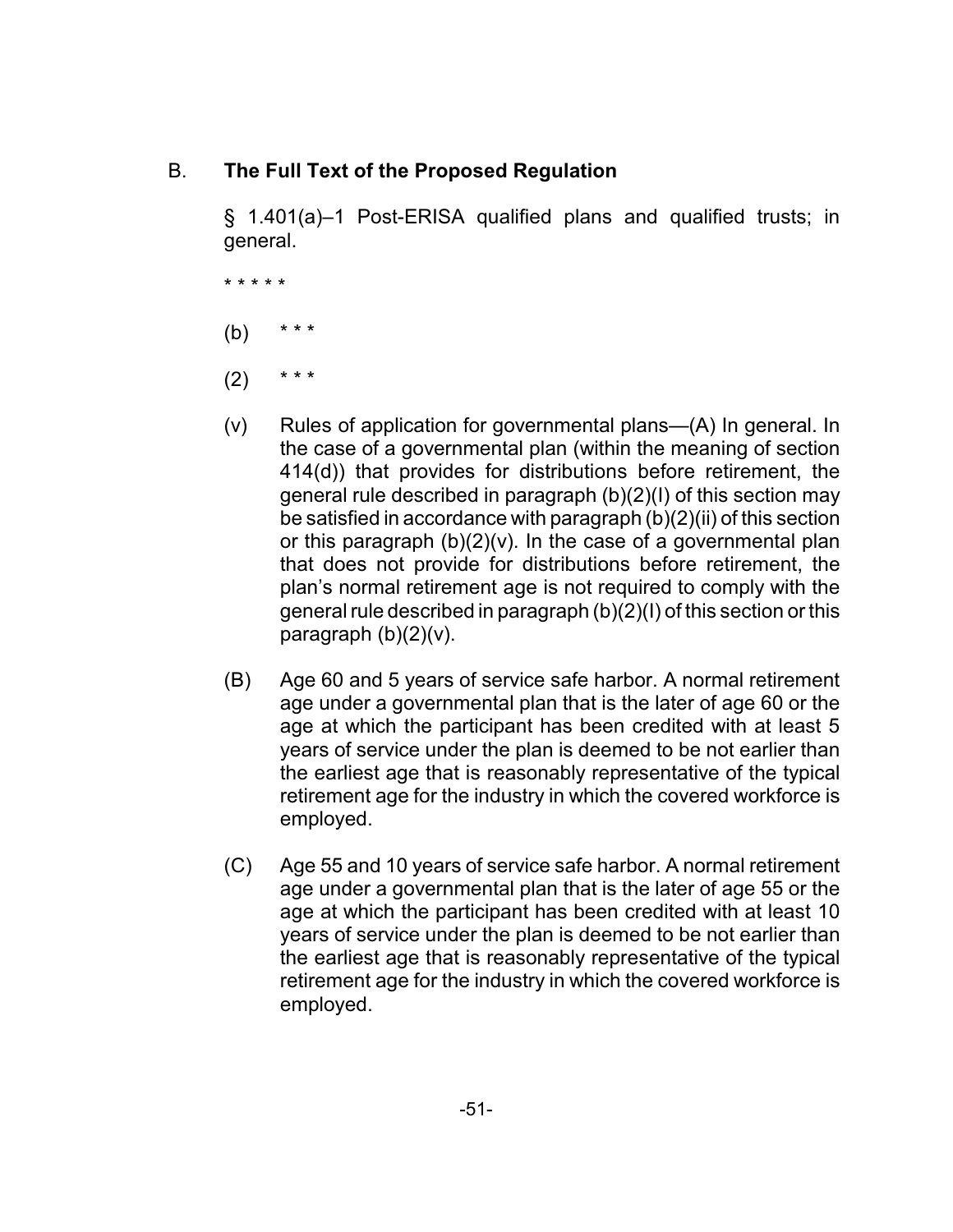## B. **The Full Text of the Proposed Regulation**

§ 1.401(a)–1 Post-ERISA qualified plans and qualified trusts; in general.

* * * * *

(b) * * *

(2) * * *

(v) Rules of application for governmental plans—(A) In general. In the case of a governmental plan (within the meaning of section 414(d)) that provides for distributions before retirement, the general rule described in paragraph (b)(2)(I) of this section may be satisfied in accordance with paragraph (b)(2)(ii) of this section or this paragraph (b)(2)(v). In the case of a governmental plan that does not provide for distributions before retirement, the plan's normal retirement age is not required to comply with the general rule described in paragraph (b)(2)(I) of this section or this paragraph (b)(2)(v).

(B) Age 60 and 5 years of service safe harbor. A normal retirement age under a governmental plan that is the later of age 60 or the age at which the participant has been credited with at least 5 years of service under the plan is deemed to be not earlier than the earliest age that is reasonably representative of the typical retirement age for the industry in which the covered workforce is employed.

(C) Age 55 and 10 years of service safe harbor. A normal retirement age under a governmental plan that is the later of age 55 or the age at which the participant has been credited with at least 10 years of service under the plan is deemed to be not earlier than the earliest age that is reasonably representative of the typical retirement age for the industry in which the covered workforce is employed.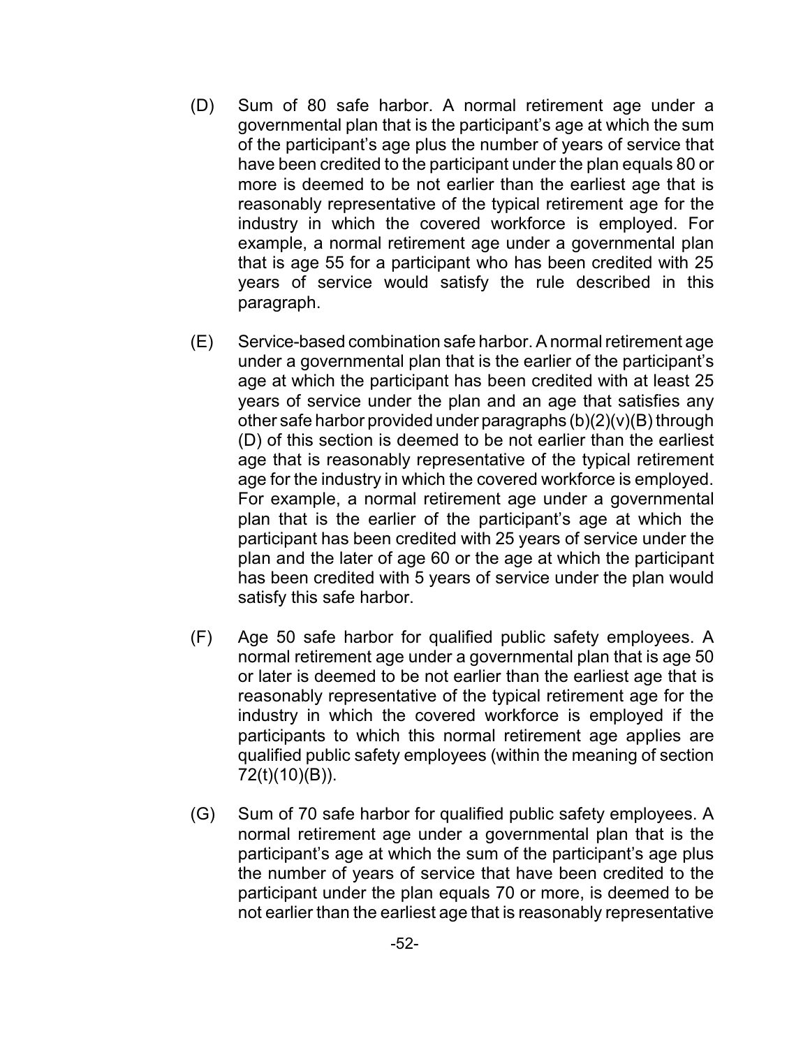(D) Sum of 80 safe harbor. A normal retirement age under a governmental plan that is the participant's age at which the sum of the participant's age plus the number of years of service that have been credited to the participant under the plan equals 80 or more is deemed to be not earlier than the earliest age that is reasonably representative of the typical retirement age for the industry in which the covered workforce is employed. For example, a normal retirement age under a governmental plan that is age 55 for a participant who has been credited with 25 years of service would satisfy the rule described in this paragraph.

(E) Service-based combination safe harbor. A normal retirement age under a governmental plan that is the earlier of the participant's age at which the participant has been credited with at least 25 years of service under the plan and an age that satisfies any other safe harbor provided under paragraphs (b)(2)(v)(B) through (D) of this section is deemed to be not earlier than the earliest age that is reasonably representative of the typical retirement age for the industry in which the covered workforce is employed. For example, a normal retirement age under a governmental plan that is the earlier of the participant's age at which the participant has been credited with 25 years of service under the plan and the later of age 60 or the age at which the participant has been credited with 5 years of service under the plan would satisfy this safe harbor.

(F) Age 50 safe harbor for qualified public safety employees. A normal retirement age under a governmental plan that is age 50 or later is deemed to be not earlier than the earliest age that is reasonably representative of the typical retirement age for the industry in which the covered workforce is employed if the participants to which this normal retirement age applies are qualified public safety employees (within the meaning of section 72(t)(10)(B)).

(G) Sum of 70 safe harbor for qualified public safety employees. A normal retirement age under a governmental plan that is the participant's age at which the sum of the participant's age plus the number of years of service that have been credited to the participant under the plan equals 70 or more, is deemed to be not earlier than the earliest age that is reasonably representative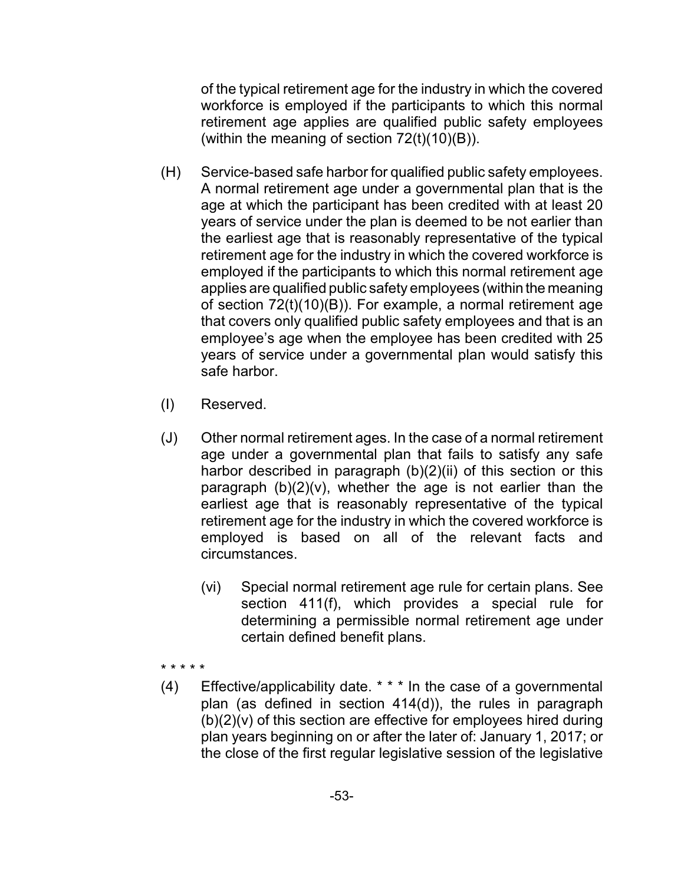of the typical retirement age for the industry in which the covered workforce is employed if the participants to which this normal retirement age applies are qualified public safety employees (within the meaning of section 72(t)(10)(B)).

(H) Service-based safe harbor for qualified public safety employees. A normal retirement age under a governmental plan that is the age at which the participant has been credited with at least 20 years of service under the plan is deemed to be not earlier than the earliest age that is reasonably representative of the typical retirement age for the industry in which the covered workforce is employed if the participants to which this normal retirement age applies are qualified public safety employees (within the meaning of section 72(t)(10)(B)). For example, a normal retirement age that covers only qualified public safety employees and that is an employee's age when the employee has been credited with 25 years of service under a governmental plan would satisfy this safe harbor.

(I) Reserved.

(J) Other normal retirement ages. In the case of a normal retirement age under a governmental plan that fails to satisfy any safe harbor described in paragraph (b)(2)(ii) of this section or this paragraph (b)(2)(v), whether the age is not earlier than the earliest age that is reasonably representative of the typical retirement age for the industry in which the covered workforce is employed is based on all of the relevant facts and circumstances.

(vi) Special normal retirement age rule for certain plans. See section 411(f), which provides a special rule for determining a permissible normal retirement age under certain defined benefit plans.

\* \* \* \* \*

(4) Effective/applicability date. \* \* \* In the case of a governmental plan (as defined in section 414(d)), the rules in paragraph (b)(2)(v) of this section are effective for employees hired during plan years beginning on or after the later of: January 1, 2017; or the close of the first regular legislative session of the legislative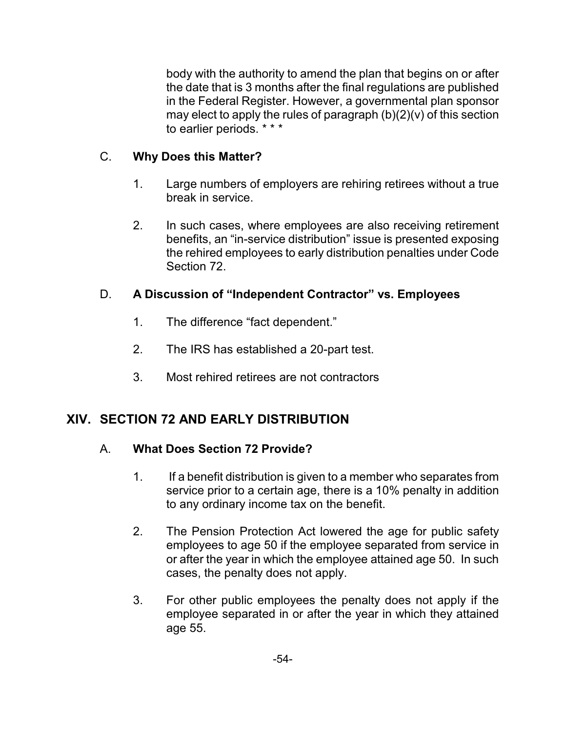body with the authority to amend the plan that begins on or after the date that is 3 months after the final regulations are published in the Federal Register. However, a governmental plan sponsor may elect to apply the rules of paragraph (b)(2)(v) of this section to earlier periods. * * *

### C. **Why Does this Matter?**

1. Large numbers of employers are rehiring retirees without a true break in service.

2. In such cases, where employees are also receiving retirement benefits, an "in-service distribution" issue is presented exposing the rehired employees to early distribution penalties under Code Section 72.

### D. **A Discussion of "Independent Contractor" vs. Employees**

1. The difference "fact dependent."

2. The IRS has established a 20-part test.

3. Most rehired retirees are not contractors

## XIV. SECTION 72 AND EARLY DISTRIBUTION

### A. **What Does Section 72 Provide?**

1. If a benefit distribution is given to a member who separates from service prior to a certain age, there is a 10% penalty in addition to any ordinary income tax on the benefit.

2. The Pension Protection Act lowered the age for public safety employees to age 50 if the employee separated from service in or after the year in which the employee attained age 50. In such cases, the penalty does not apply.

3. For other public employees the penalty does not apply if the employee separated in or after the year in which they attained age 55.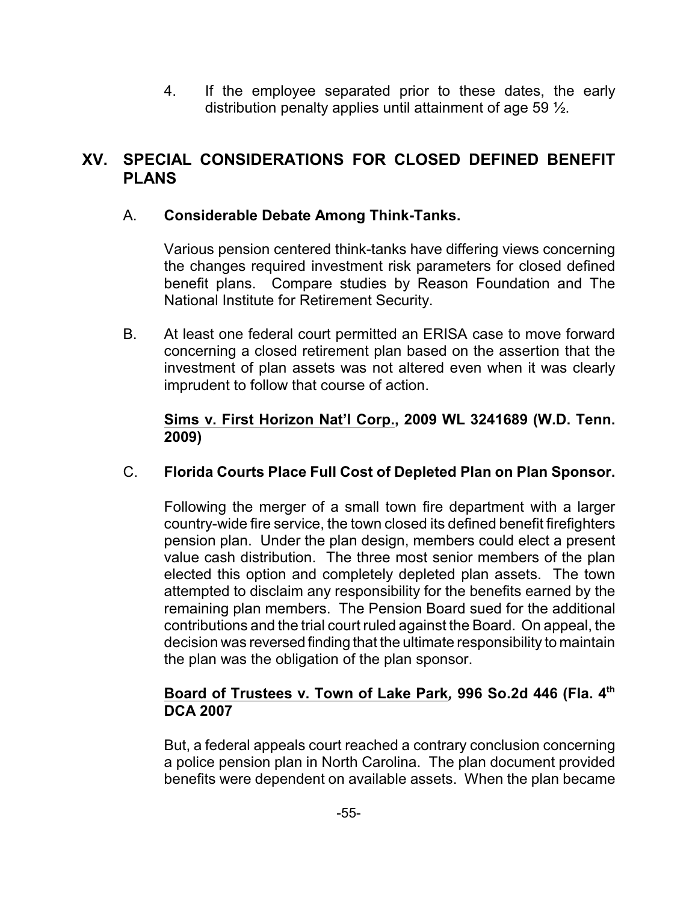4. If the employee separated prior to these dates, the early distribution penalty applies until attainment of age 59 ½.

## XV. SPECIAL CONSIDERATIONS FOR CLOSED DEFINED BENEFIT PLANS

### A. Considerable Debate Among Think-Tanks.

Various pension centered think-tanks have differing views concerning the changes required investment risk parameters for closed defined benefit plans. Compare studies by Reason Foundation and The National Institute for Retirement Security.

### B. At least one federal court permitted an ERISA case to move forward concerning a closed retirement plan based on the assertion that the investment of plan assets was not altered even when it was clearly imprudent to follow that course of action.

**Sims v. First Horizon Nat'l Corp., 2009 WL 3241689 (W.D. Tenn. 2009)**

### C. Florida Courts Place Full Cost of Depleted Plan on Plan Sponsor.

Following the merger of a small town fire department with a larger country-wide fire service, the town closed its defined benefit firefighters pension plan. Under the plan design, members could elect a present value cash distribution. The three most senior members of the plan elected this option and completely depleted plan assets. The town attempted to disclaim any responsibility for the benefits earned by the remaining plan members. The Pension Board sued for the additional contributions and the trial court ruled against the Board. On appeal, the decision was reversed finding that the ultimate responsibility to maintain the plan was the obligation of the plan sponsor.

**Board of Trustees v. Town of Lake Park, 996 So.2d 446 (Fla. 4th DCA 2007**

But, a federal appeals court reached a contrary conclusion concerning a police pension plan in North Carolina. The plan document provided benefits were dependent on available assets. When the plan became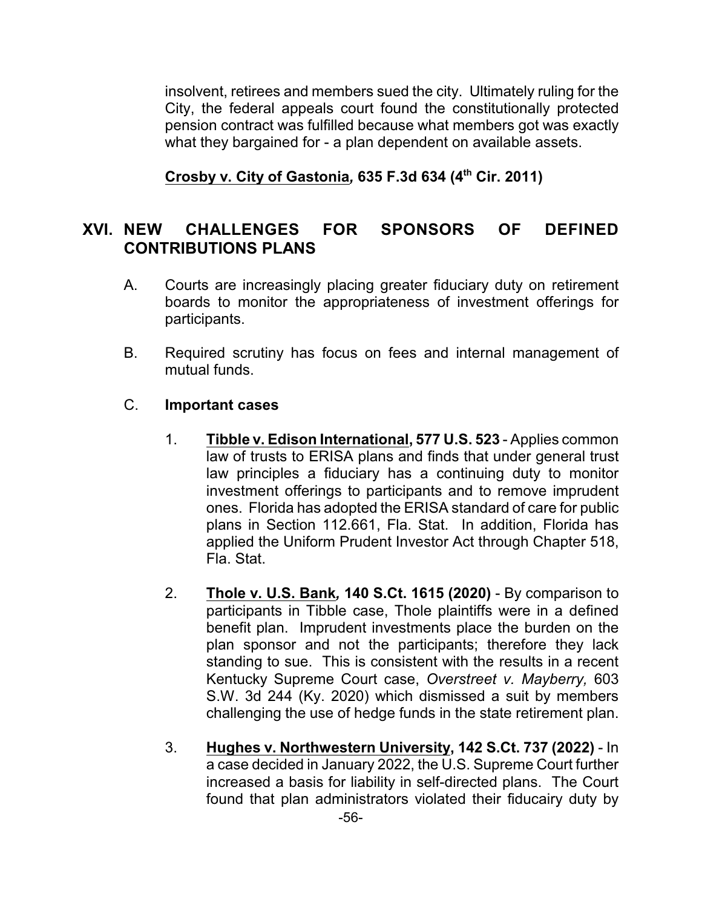insolvent, retirees and members sued the city. Ultimately ruling for the City, the federal appeals court found the constitutionally protected pension contract was fulfilled because what members got was exactly what they bargained for - a plan dependent on available assets.

**Crosby v. City of Gastonia, 635 F.3d 634 (4th Cir. 2011)**

## XVI. NEW CHALLENGES FOR SPONSORS OF DEFINED CONTRIBUTIONS PLANS

A. Courts are increasingly placing greater fiduciary duty on retirement boards to monitor the appropriateness of investment offerings for participants.

B. Required scrutiny has focus on fees and internal management of mutual funds.

C. **Important cases**

1. **Tibble v. Edison International, 577 U.S. 523** - Applies common law of trusts to ERISA plans and finds that under general trust law principles a fiduciary has a continuing duty to monitor investment offerings to participants and to remove imprudent ones. Florida has adopted the ERISA standard of care for public plans in Section 112.661, Fla. Stat. In addition, Florida has applied the Uniform Prudent Investor Act through Chapter 518, Fla. Stat.

2. **Thole v. U.S. Bank, 140 S.Ct. 1615 (2020)** - By comparison to participants in Tibble case, Thole plaintiffs were in a defined benefit plan. Imprudent investments place the burden on the plan sponsor and not the participants; therefore they lack standing to sue. This is consistent with the results in a recent Kentucky Supreme Court case, *Overstreet v. Mayberry,* 603 S.W. 3d 244 (Ky. 2020) which dismissed a suit by members challenging the use of hedge funds in the state retirement plan.

3. **Hughes v. Northwestern University, 142 S.Ct. 737 (2022)** - In a case decided in January 2022, the U.S. Supreme Court further increased a basis for liability in self-directed plans. The Court found that plan administrators violated their fiducairy duty by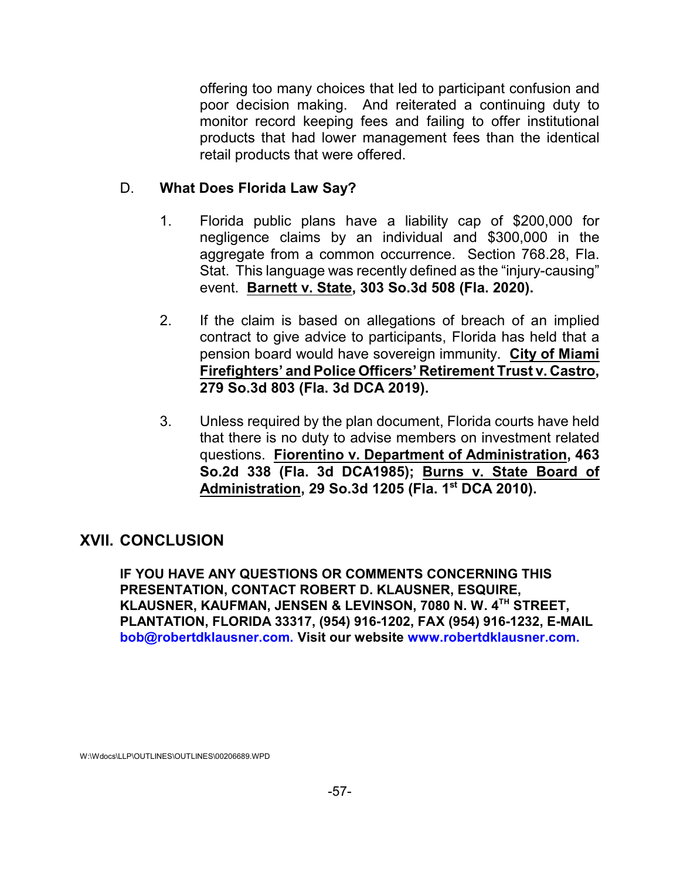offering too many choices that led to participant confusion and poor decision making. And reiterated a continuing duty to monitor record keeping fees and failing to offer institutional products that had lower management fees than the identical retail products that were offered.

D. **What Does Florida Law Say?**

1. Florida public plans have a liability cap of $200,000 for negligence claims by an individual and $300,000 in the aggregate from a common occurrence. Section 768.28, Fla. Stat. This language was recently defined as the "injury-causing" event. **Barnett v. State, 303 So.3d 508 (Fla. 2020).**

2. If the claim is based on allegations of breach of an implied contract to give advice to participants, Florida has held that a pension board would have sovereign immunity. **City of Miami Firefighters' and Police Officers' Retirement Trust v. Castro, 279 So.3d 803 (Fla. 3d DCA 2019).**

3. Unless required by the plan document, Florida courts have held that there is no duty to advise members on investment related questions. **Fiorentino v. Department of Administration, 463 So.2d 338 (Fla. 3d DCA1985); Burns v. State Board of Administration, 29 So.3d 1205 (Fla. 1st DCA 2010).**

## XVII. CONCLUSION

**IF YOU HAVE ANY QUESTIONS OR COMMENTS CONCERNING THIS PRESENTATION, CONTACT ROBERT D. KLAUSNER, ESQUIRE, KLAUSNER, KAUFMAN, JENSEN & LEVINSON, 7080 N. W. 4TH STREET, PLANTATION, FLORIDA 33317, (954) 916-1202, FAX (954) 916-1232, E-MAIL bob@robertdklausner.com. Visit our website www.robertdklausner.com.**

W:\Wdocs\LLP\OUTLINES\OUTLINES\00206689.WPD